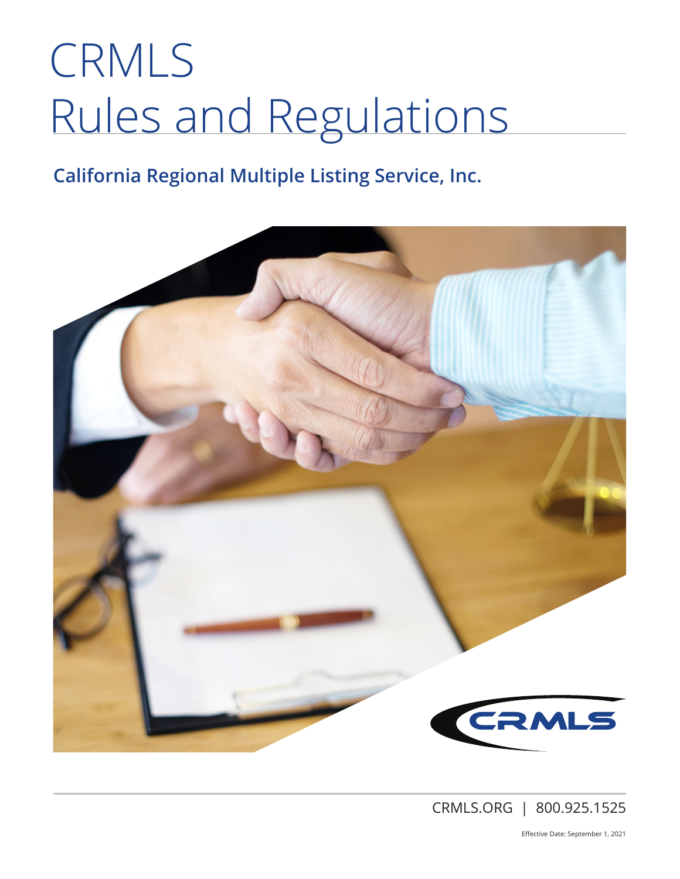# CRMLS
# Rules and Regulations

**California Regional Multiple Listing Service, Inc.**

CRMLS.ORG | 800.925.1525

Effective Date: September 1, 2021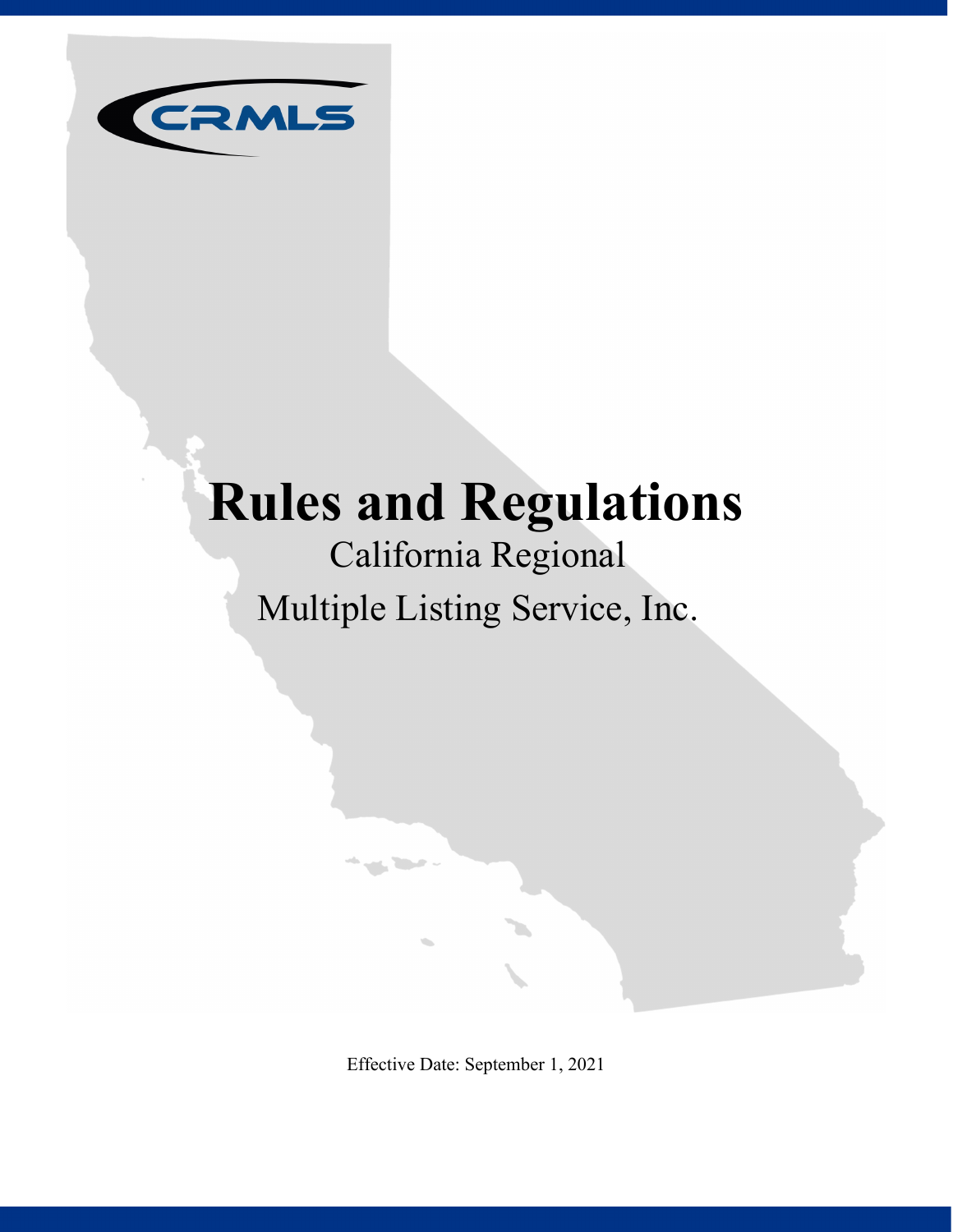CRMLS

# Rules and Regulations

California Regional

Multiple Listing Service, Inc.

Effective Date: September 1, 2021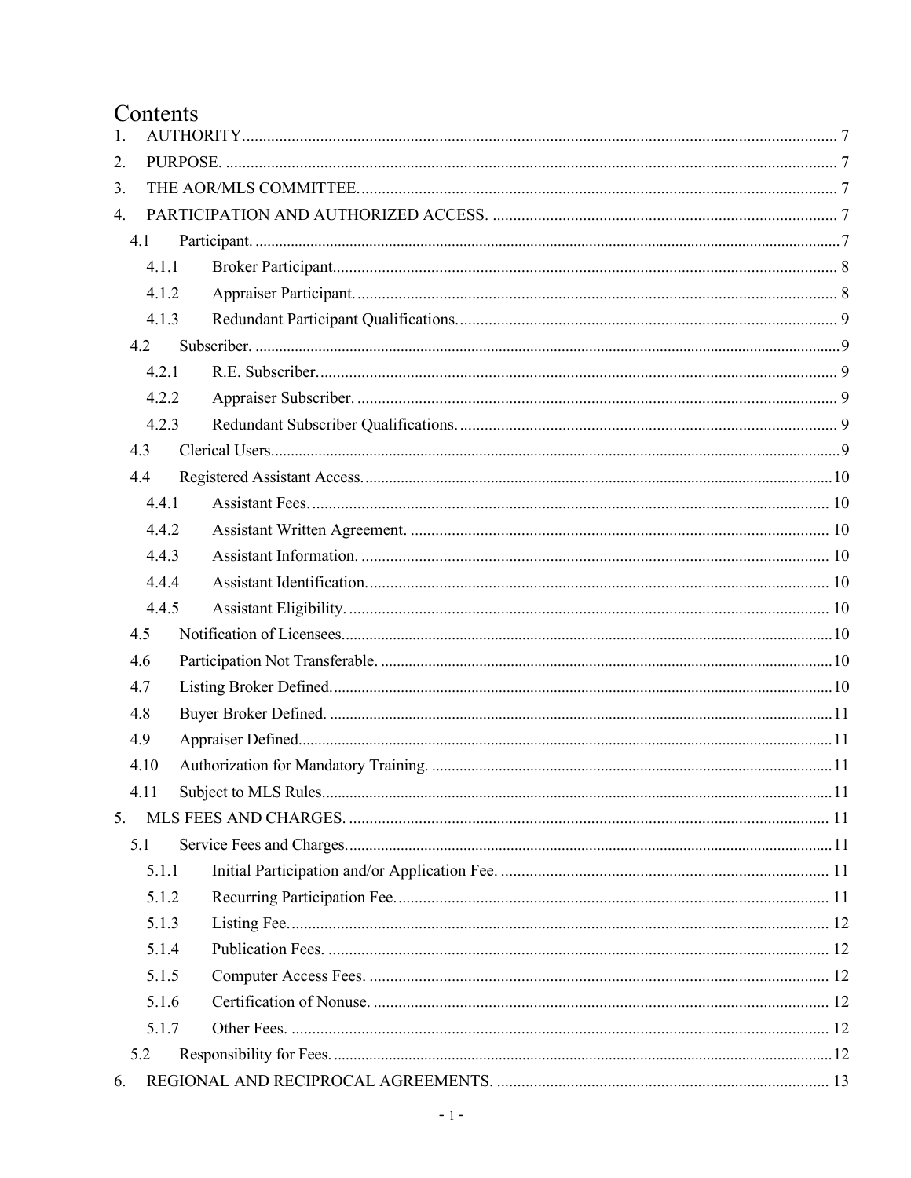# Contents

1. AUTHORITY ........ 7
2. PURPOSE. ........ 7
3. THE AOR/MLS COMMITTEE. ........ 7
4. PARTICIPATION AND AUTHORIZED ACCESS. ........ 7
   - 4.1 Participant. ........ 7
     - 4.1.1 Broker Participant ........ 8
     - 4.1.2 Appraiser Participant. ........ 8
     - 4.1.3 Redundant Participant Qualifications. ........ 9
   - 4.2 Subscriber. ........ 9
     - 4.2.1 R.E. Subscriber. ........ 9
     - 4.2.2 Appraiser Subscriber. ........ 9
     - 4.2.3 Redundant Subscriber Qualifications. ........ 9
   - 4.3 Clerical Users. ........ 9
   - 4.4 Registered Assistant Access. ........ 10
     - 4.4.1 Assistant Fees. ........ 10
     - 4.4.2 Assistant Written Agreement. ........ 10
     - 4.4.3 Assistant Information. ........ 10
     - 4.4.4 Assistant Identification. ........ 10
     - 4.4.5 Assistant Eligibility. ........ 10
   - 4.5 Notification of Licensees. ........ 10
   - 4.6 Participation Not Transferable. ........ 10
   - 4.7 Listing Broker Defined. ........ 10
   - 4.8 Buyer Broker Defined. ........ 11
   - 4.9 Appraiser Defined. ........ 11
   - 4.10 Authorization for Mandatory Training. ........ 11
   - 4.11 Subject to MLS Rules. ........ 11
5. MLS FEES AND CHARGES. ........ 11
   - 5.1 Service Fees and Charges. ........ 11
     - 5.1.1 Initial Participation and/or Application Fee. ........ 11
     - 5.1.2 Recurring Participation Fee. ........ 11
     - 5.1.3 Listing Fee. ........ 12
     - 5.1.4 Publication Fees. ........ 12
     - 5.1.5 Computer Access Fees. ........ 12
     - 5.1.6 Certification of Nonuse. ........ 12
     - 5.1.7 Other Fees. ........ 12
   - 5.2 Responsibility for Fees. ........ 12
6. REGIONAL AND RECIPROCAL AGREEMENTS. ........ 13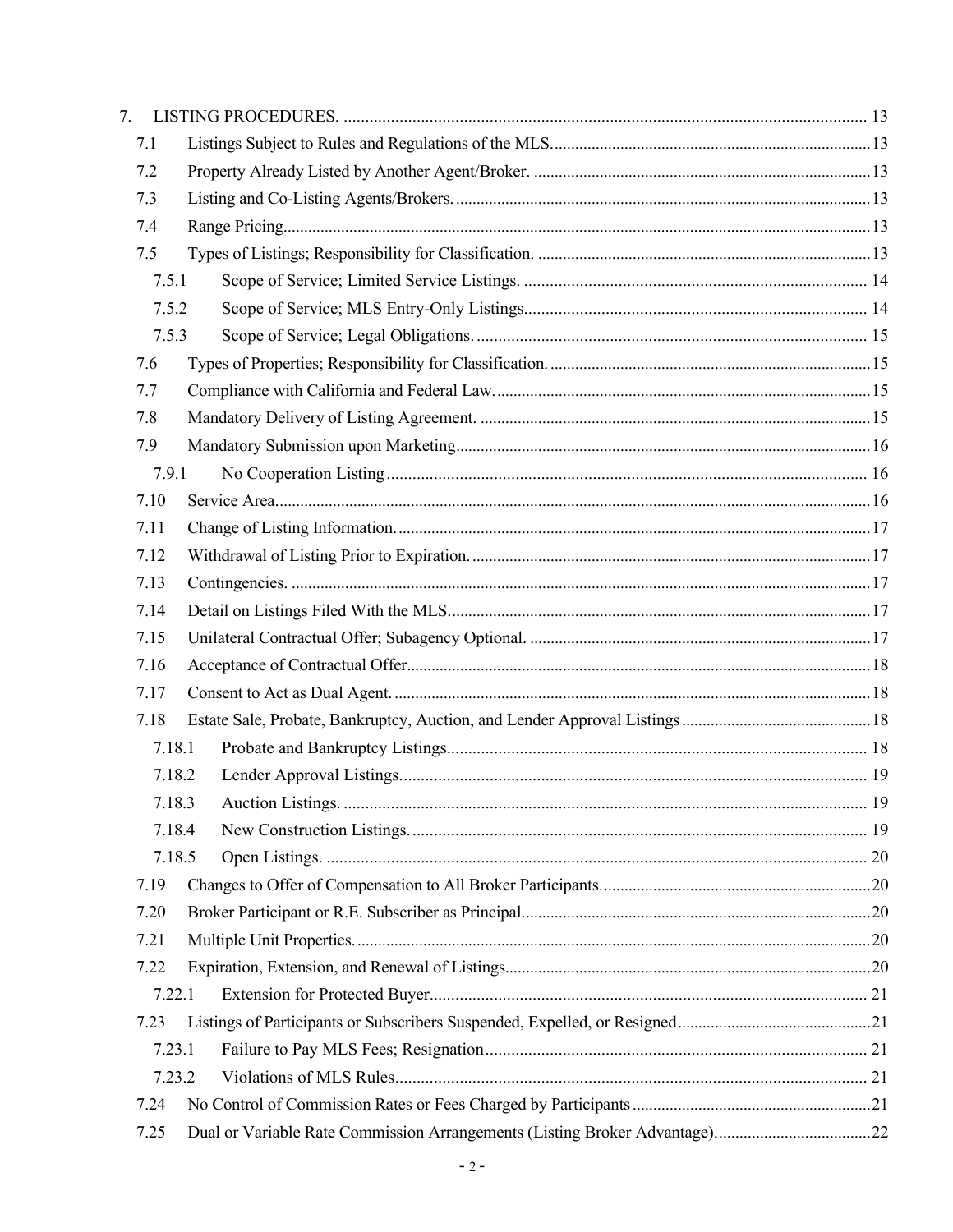7. LISTING PROCEDURES. ... 13

7.1 Listings Subject to Rules and Regulations of the MLS. ... 13

7.2 Property Already Listed by Another Agent/Broker. ... 13

7.3 Listing and Co-Listing Agents/Brokers. ... 13

7.4 Range Pricing ... 13

7.5 Types of Listings; Responsibility for Classification. ... 13

7.5.1 Scope of Service; Limited Service Listings. ... 14

7.5.2 Scope of Service; MLS Entry-Only Listings ... 14

7.5.3 Scope of Service; Legal Obligations. ... 15

7.6 Types of Properties; Responsibility for Classification. ... 15

7.7 Compliance with California and Federal Law. ... 15

7.8 Mandatory Delivery of Listing Agreement. ... 15

7.9 Mandatory Submission upon Marketing ... 16

7.9.1 No Cooperation Listing ... 16

7.10 Service Area. ... 16

7.11 Change of Listing Information. ... 17

7.12 Withdrawal of Listing Prior to Expiration. ... 17

7.13 Contingencies. ... 17

7.14 Detail on Listings Filed With the MLS. ... 17

7.15 Unilateral Contractual Offer; Subagency Optional. ... 17

7.16 Acceptance of Contractual Offer ... 18

7.17 Consent to Act as Dual Agent. ... 18

7.18 Estate Sale, Probate, Bankruptcy, Auction, and Lender Approval Listings ... 18

7.18.1 Probate and Bankruptcy Listings ... 18

7.18.2 Lender Approval Listings. ... 19

7.18.3 Auction Listings. ... 19

7.18.4 New Construction Listings. ... 19

7.18.5 Open Listings. ... 20

7.19 Changes to Offer of Compensation to All Broker Participants. ... 20

7.20 Broker Participant or R.E. Subscriber as Principal ... 20

7.21 Multiple Unit Properties. ... 20

7.22 Expiration, Extension, and Renewal of Listings ... 20

7.22.1 Extension for Protected Buyer ... 21

7.23 Listings of Participants or Subscribers Suspended, Expelled, or Resigned ... 21

7.23.1 Failure to Pay MLS Fees; Resignation ... 21

7.23.2 Violations of MLS Rules ... 21

7.24 No Control of Commission Rates or Fees Charged by Participants ... 21

7.25 Dual or Variable Rate Commission Arrangements (Listing Broker Advantage). ... 22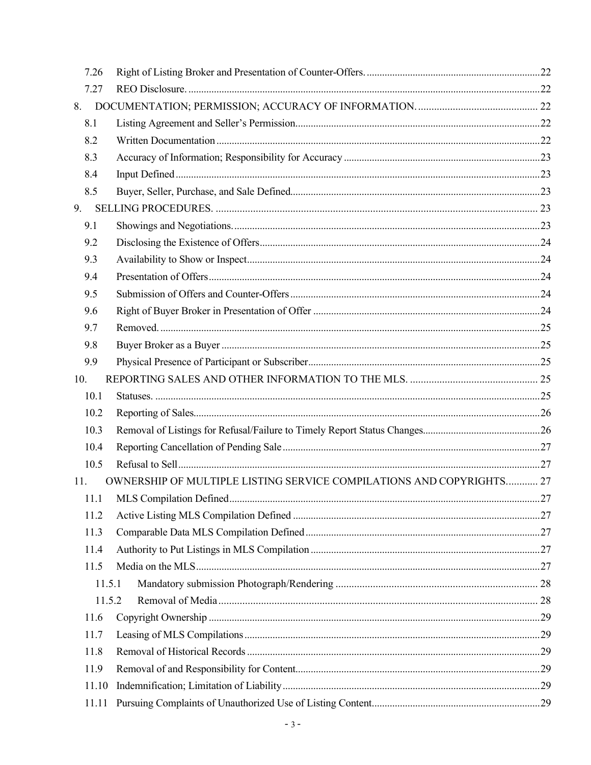| | | |
|---|---|---|
| 7.26 | Right of Listing Broker and Presentation of Counter-Offers. | 22 |
| 7.27 | REO Disclosure. | 22 |
| 8. | DOCUMENTATION; PERMISSION; ACCURACY OF INFORMATION. | 22 |
| 8.1 | Listing Agreement and Seller's Permission | 22 |
| 8.2 | Written Documentation | 22 |
| 8.3 | Accuracy of Information; Responsibility for Accuracy | 23 |
| 8.4 | Input Defined | 23 |
| 8.5 | Buyer, Seller, Purchase, and Sale Defined | 23 |
| 9. | SELLING PROCEDURES. | 23 |
| 9.1 | Showings and Negotiations. | 23 |
| 9.2 | Disclosing the Existence of Offers | 24 |
| 9.3 | Availability to Show or Inspect | 24 |
| 9.4 | Presentation of Offers | 24 |
| 9.5 | Submission of Offers and Counter-Offers | 24 |
| 9.6 | Right of Buyer Broker in Presentation of Offer | 24 |
| 9.7 | Removed. | 25 |
| 9.8 | Buyer Broker as a Buyer | 25 |
| 9.9 | Physical Presence of Participant or Subscriber | 25 |
| 10. | REPORTING SALES AND OTHER INFORMATION TO THE MLS. | 25 |
| 10.1 | Statuses. | 25 |
| 10.2 | Reporting of Sales | 26 |
| 10.3 | Removal of Listings for Refusal/Failure to Timely Report Status Changes | 26 |
| 10.4 | Reporting Cancellation of Pending Sale | 27 |
| 10.5 | Refusal to Sell | 27 |
| 11. | OWNERSHIP OF MULTIPLE LISTING SERVICE COMPILATIONS AND COPYRIGHTS | 27 |
| 11.1 | MLS Compilation Defined | 27 |
| 11.2 | Active Listing MLS Compilation Defined | 27 |
| 11.3 | Comparable Data MLS Compilation Defined | 27 |
| 11.4 | Authority to Put Listings in MLS Compilation | 27 |
| 11.5 | Media on the MLS | 27 |
| 11.5.1 | Mandatory submission Photograph/Rendering | 28 |
| 11.5.2 | Removal of Media | 28 |
| 11.6 | Copyright Ownership | 29 |
| 11.7 | Leasing of MLS Compilations | 29 |
| 11.8 | Removal of Historical Records | 29 |
| 11.9 | Removal of and Responsibility for Content | 29 |
| 11.10 | Indemnification; Limitation of Liability | 29 |
| 11.11 | Pursuing Complaints of Unauthorized Use of Listing Content | 29 |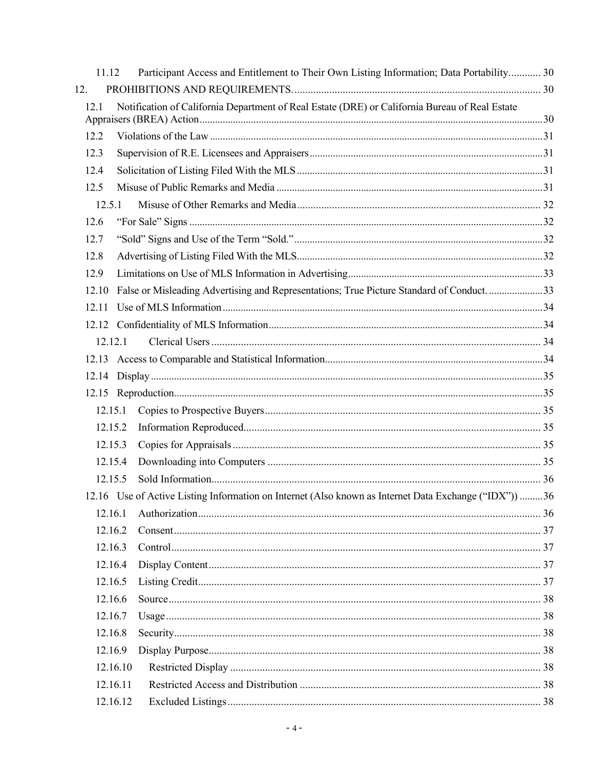11.12 Participant Access and Entitlement to Their Own Listing Information; Data Portability............ 30

12. PROHIBITIONS AND REQUIREMENTS.............................................................................................. 30

12.1 Notification of California Department of Real Estate (DRE) or California Bureau of Real Estate Appraisers (BREA) Action..................................................................................................................30

12.2 Violations of the Law ...............................................................................................................31

12.3 Supervision of R.E. Licensees and Appraisers.........................................................................31

12.4 Solicitation of Listing Filed With the MLS..............................................................................31

12.5 Misuse of Public Remarks and Media ......................................................................................31

12.5.1 Misuse of Other Remarks and Media............................................................................. 32

12.6 "For Sale" Signs .......................................................................................................................32

12.7 "Sold" Signs and Use of the Term "Sold." ...............................................................................32

12.8 Advertising of Listing Filed With the MLS..............................................................................32

12.9 Limitations on Use of MLS Information in Advertising...........................................................33

12.10 False or Misleading Advertising and Representations; True Picture Standard of Conduct. .....................33

12.11 Use of MLS Information ..........................................................................................................34

12.12 Confidentiality of MLS Information.........................................................................................34

12.12.1 Clerical Users ............................................................................................................ 34

12.13 Access to Comparable and Statistical Information....................................................................34

12.14 Display .....................................................................................................................................35

12.15 Reproduction.............................................................................................................................35

12.15.1 Copies to Prospective Buyers....................................................................................... 35

12.15.2 Information Reproduced............................................................................................... 35

12.15.3 Copies for Appraisals ................................................................................................... 35

12.15.4 Downloading into Computers ...................................................................................... 35

12.15.5 Sold Information............................................................................................................ 36

12.16 Use of Active Listing Information on Internet (Also known as Internet Data Exchange ("IDX")) .........36

12.16.1 Authorization................................................................................................................ 36

12.16.2 Consent......................................................................................................................... 37

12.16.3 Control.......................................................................................................................... 37

12.16.4 Display Content............................................................................................................ 37

12.16.5 Listing Credit................................................................................................................ 37

12.16.6 Source........................................................................................................................... 38

12.16.7 Usage............................................................................................................................ 38

12.16.8 Security......................................................................................................................... 38

12.16.9 Display Purpose............................................................................................................ 38

12.16.10 Restricted Display ..................................................................................................... 38

12.16.11 Restricted Access and Distribution ........................................................................... 38

12.16.12 Excluded Listings...................................................................................................... 38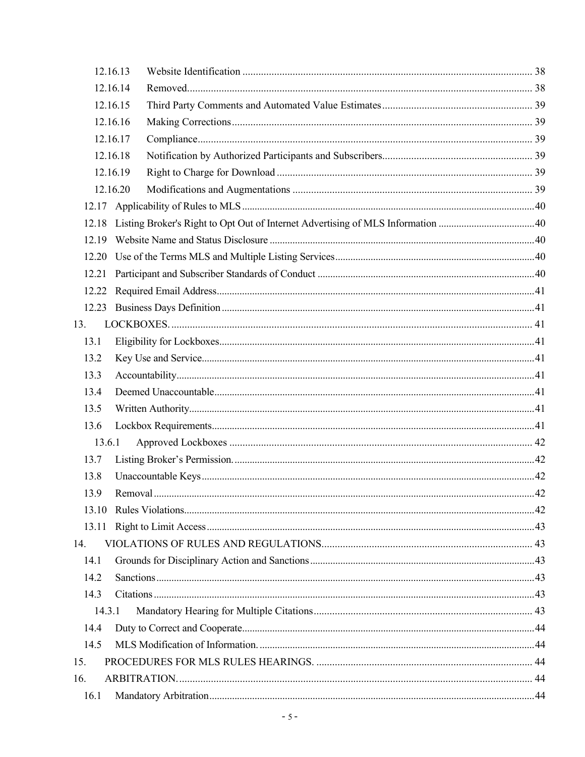12.16.13 Website Identification ............................................................................................................... 38

12.16.14 Removed.................................................................................................................................... 38

12.16.15 Third Party Comments and Automated Value Estimates......................................................... 39

12.16.16 Making Corrections................................................................................................................... 39

12.16.17 Compliance................................................................................................................................ 39

12.16.18 Notification by Authorized Participants and Subscribers......................................................... 39

12.16.19 Right to Charge for Download .................................................................................................. 39

12.16.20 Modifications and Augmentations ........................................................................................... 39

12.17 Applicability of Rules to MLS .................................................................................................40

12.18 Listing Broker's Right to Opt Out of Internet Advertising of MLS Information ......................................40

12.19 Website Name and Status Disclosure .......................................................................................40

12.20 Use of the Terms MLS and Multiple Listing Services..............................................................40

12.21 Participant and Subscriber Standards of Conduct ....................................................................40

12.22 Required Email Address...........................................................................................................41

12.23 Business Days Definition .........................................................................................................41

13. LOCKBOXES. ........................................................................................................................... 41

13.1 Eligibility for Lockboxes..........................................................................................................41

13.2 Key Use and Service.................................................................................................................41

13.3 Accountability...........................................................................................................................41

13.4 Deemed Unaccountable............................................................................................................41

13.5 Written Authority......................................................................................................................41

13.6 Lockbox Requirements.............................................................................................................41

13.6.1 Approved Lockboxes ..................................................................................................... 42

13.7 Listing Broker's Permission......................................................................................................42

13.8 Unaccountable Keys .................................................................................................................42

13.9 Removal ....................................................................................................................................42

13.10 Rules Violations........................................................................................................................42

13.11 Right to Limit Access ...............................................................................................................43

14. VIOLATIONS OF RULES AND REGULATIONS................................................................. 43

14.1 Grounds for Disciplinary Action and Sanctions .......................................................................43

14.2 Sanctions ...................................................................................................................................43

14.3 Citations ....................................................................................................................................43

14.3.1 Mandatory Hearing for Multiple Citations.................................................................... 43

14.4 Duty to Correct and Cooperate.................................................................................................44

14.5 MLS Modification of Information. ...........................................................................................44

15. PROCEDURES FOR MLS RULES HEARINGS. ................................................................... 44

16. ARBITRATION. ......................................................................................................................... 44

16.1 Mandatory Arbitration..............................................................................................................44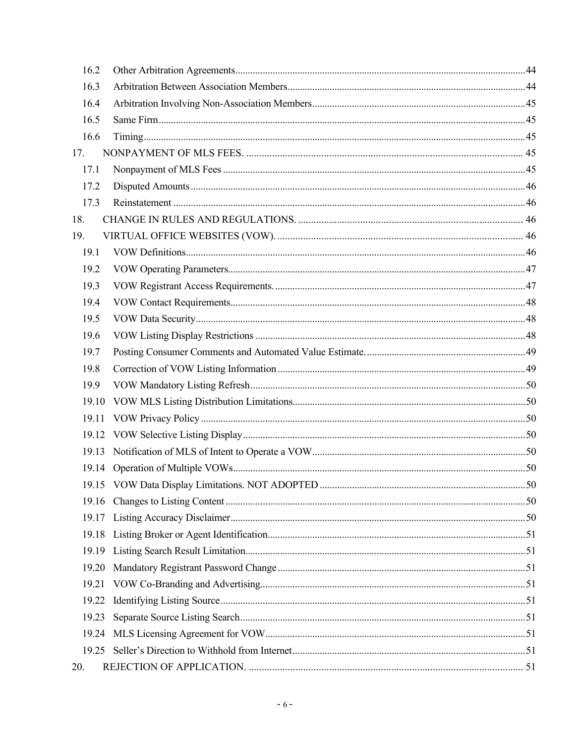16.2 Other Arbitration Agreements....44
16.3 Arbitration Between Association Members....44
16.4 Arbitration Involving Non-Association Members....45
16.5 Same Firm....45
16.6 Timing....45

17. NONPAYMENT OF MLS FEES. ....45

17.1 Nonpayment of MLS Fees....45
17.2 Disputed Amounts....46
17.3 Reinstatement....46

18. CHANGE IN RULES AND REGULATIONS. ....46

19. VIRTUAL OFFICE WEBSITES (VOW). ....46

19.1 VOW Definitions....46
19.2 VOW Operating Parameters....47
19.3 VOW Registrant Access Requirements. ....47
19.4 VOW Contact Requirements....48
19.5 VOW Data Security....48
19.6 VOW Listing Display Restrictions....48
19.7 Posting Consumer Comments and Automated Value Estimate. ....49
19.8 Correction of VOW Listing Information....49
19.9 VOW Mandatory Listing Refresh....50
19.10 VOW MLS Listing Distribution Limitations....50
19.11 VOW Privacy Policy....50
19.12 VOW Selective Listing Display....50
19.13 Notification of MLS of Intent to Operate a VOW....50
19.14 Operation of Multiple VOWs....50
19.15 VOW Data Display Limitations. NOT ADOPTED....50
19.16 Changes to Listing Content....50
19.17 Listing Accuracy Disclaimer....50
19.18 Listing Broker or Agent Identification....51
19.19 Listing Search Result Limitation....51
19.20 Mandatory Registrant Password Change....51
19.21 VOW Co-Branding and Advertising....51
19.22 Identifying Listing Source....51
19.23 Separate Source Listing Search....51
19.24 MLS Licensing Agreement for VOW....51
19.25 Seller's Direction to Withhold from Internet....51

20. REJECTION OF APPLICATION. ....51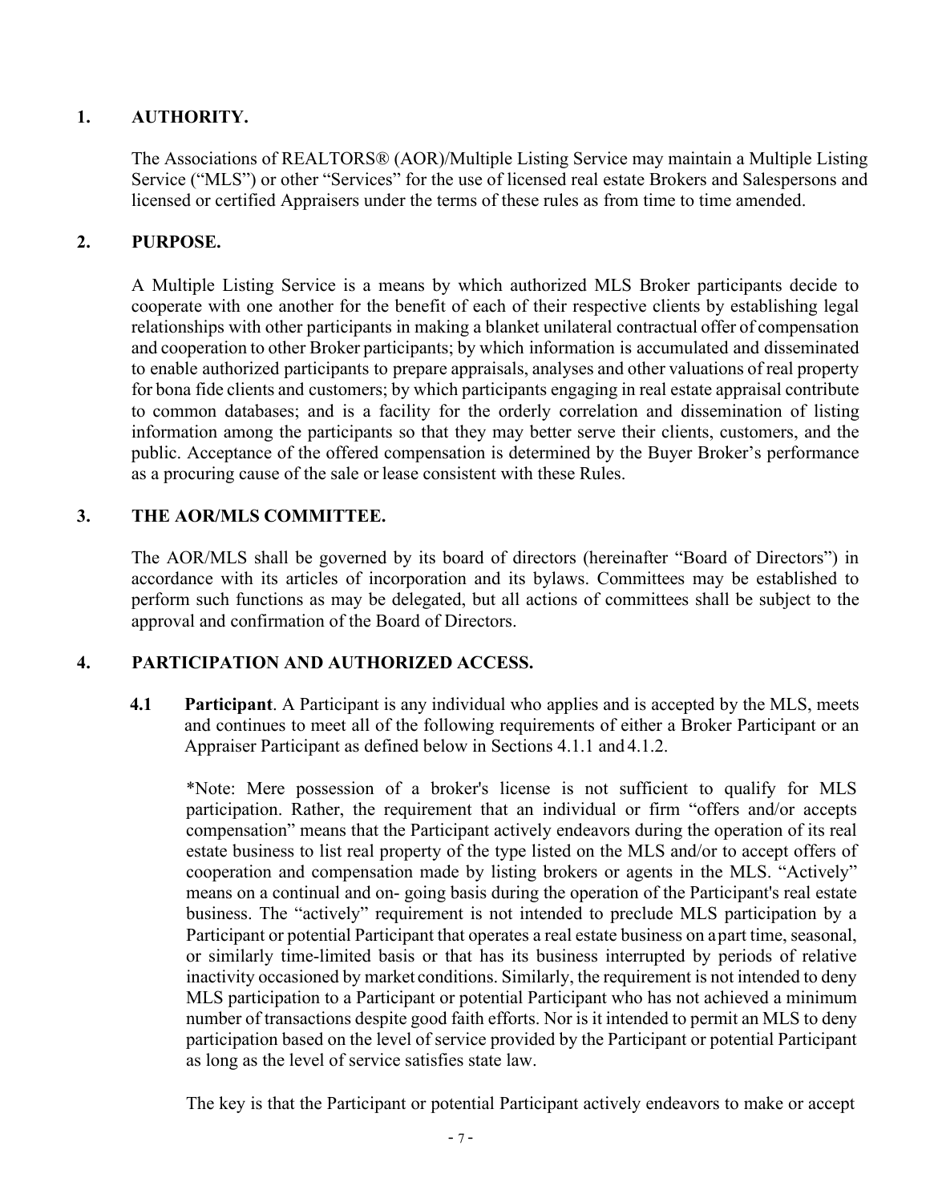## 1. AUTHORITY.

The Associations of REALTORS® (AOR)/Multiple Listing Service may maintain a Multiple Listing Service ("MLS") or other "Services" for the use of licensed real estate Brokers and Salespersons and licensed or certified Appraisers under the terms of these rules as from time to time amended.

## 2. PURPOSE.

A Multiple Listing Service is a means by which authorized MLS Broker participants decide to cooperate with one another for the benefit of each of their respective clients by establishing legal relationships with other participants in making a blanket unilateral contractual offer of compensation and cooperation to other Broker participants; by which information is accumulated and disseminated to enable authorized participants to prepare appraisals, analyses and other valuations of real property for bona fide clients and customers; by which participants engaging in real estate appraisal contribute to common databases; and is a facility for the orderly correlation and dissemination of listing information among the participants so that they may better serve their clients, customers, and the public. Acceptance of the offered compensation is determined by the Buyer Broker's performance as a procuring cause of the sale or lease consistent with these Rules.

## 3. THE AOR/MLS COMMITTEE.

The AOR/MLS shall be governed by its board of directors (hereinafter "Board of Directors") in accordance with its articles of incorporation and its bylaws. Committees may be established to perform such functions as may be delegated, but all actions of committees shall be subject to the approval and confirmation of the Board of Directors.

## 4. PARTICIPATION AND AUTHORIZED ACCESS.

**4.1 Participant**. A Participant is any individual who applies and is accepted by the MLS, meets and continues to meet all of the following requirements of either a Broker Participant or an Appraiser Participant as defined below in Sections 4.1.1 and 4.1.2.

*Note: Mere possession of a broker's license is not sufficient to qualify for MLS participation. Rather, the requirement that an individual or firm "offers and/or accepts compensation" means that the Participant actively endeavors during the operation of its real estate business to list real property of the type listed on the MLS and/or to accept offers of cooperation and compensation made by listing brokers or agents in the MLS. "Actively" means on a continual and on- going basis during the operation of the Participant's real estate business. The "actively" requirement is not intended to preclude MLS participation by a Participant or potential Participant that operates a real estate business on a part time, seasonal, or similarly time-limited basis or that has its business interrupted by periods of relative inactivity occasioned by market conditions. Similarly, the requirement is not intended to deny MLS participation to a Participant or potential Participant who has not achieved a minimum number of transactions despite good faith efforts. Nor is it intended to permit an MLS to deny participation based on the level of service provided by the Participant or potential Participant as long as the level of service satisfies state law.

The key is that the Participant or potential Participant actively endeavors to make or accept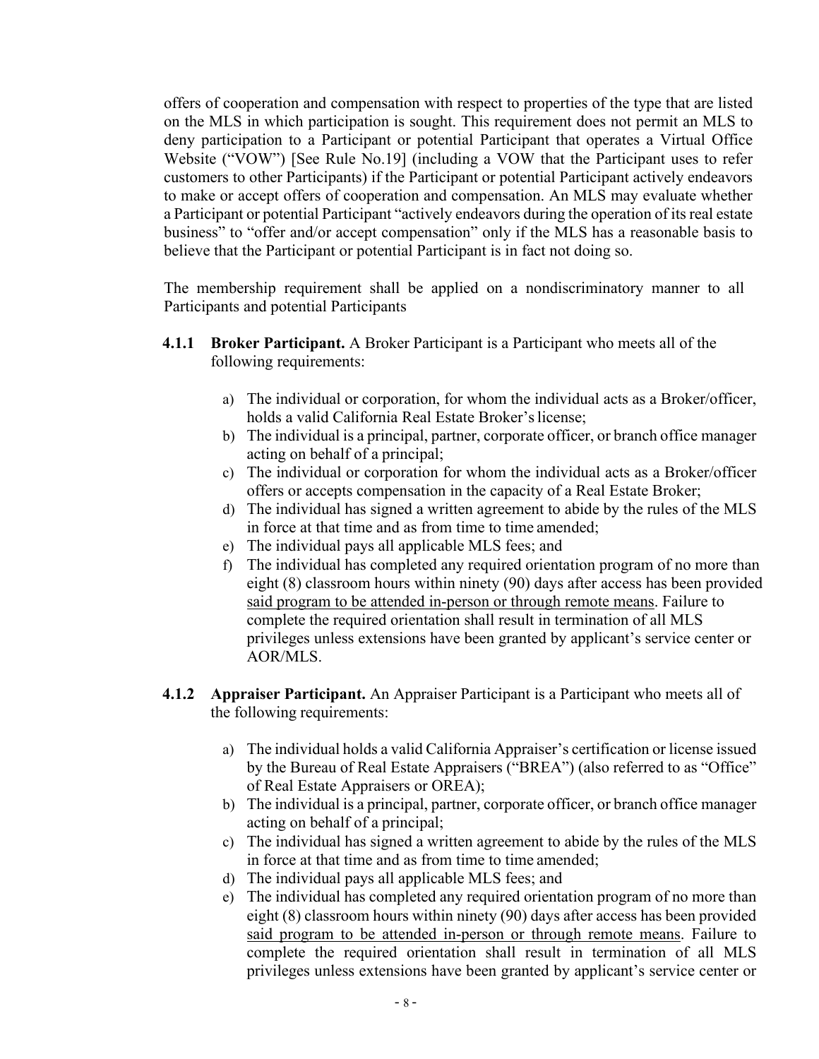offers of cooperation and compensation with respect to properties of the type that are listed on the MLS in which participation is sought. This requirement does not permit an MLS to deny participation to a Participant or potential Participant that operates a Virtual Office Website ("VOW") [See Rule No.19] (including a VOW that the Participant uses to refer customers to other Participants) if the Participant or potential Participant actively endeavors to make or accept offers of cooperation and compensation. An MLS may evaluate whether a Participant or potential Participant "actively endeavors during the operation of its real estate business" to "offer and/or accept compensation" only if the MLS has a reasonable basis to believe that the Participant or potential Participant is in fact not doing so.

The membership requirement shall be applied on a nondiscriminatory manner to all Participants and potential Participants

**4.1.1 Broker Participant.** A Broker Participant is a Participant who meets all of the following requirements:

a) The individual or corporation, for whom the individual acts as a Broker/officer, holds a valid California Real Estate Broker's license;
b) The individual is a principal, partner, corporate officer, or branch office manager acting on behalf of a principal;
c) The individual or corporation for whom the individual acts as a Broker/officer offers or accepts compensation in the capacity of a Real Estate Broker;
d) The individual has signed a written agreement to abide by the rules of the MLS in force at that time and as from time to time amended;
e) The individual pays all applicable MLS fees; and
f) The individual has completed any required orientation program of no more than eight (8) classroom hours within ninety (90) days after access has been provided <u>said program to be attended in-person or through remote means</u>. Failure to complete the required orientation shall result in termination of all MLS privileges unless extensions have been granted by applicant's service center or AOR/MLS.

**4.1.2 Appraiser Participant.** An Appraiser Participant is a Participant who meets all of the following requirements:

a) The individual holds a valid California Appraiser's certification or license issued by the Bureau of Real Estate Appraisers ("BREA") (also referred to as "Office" of Real Estate Appraisers or OREA);
b) The individual is a principal, partner, corporate officer, or branch office manager acting on behalf of a principal;
c) The individual has signed a written agreement to abide by the rules of the MLS in force at that time and as from time to time amended;
d) The individual pays all applicable MLS fees; and
e) The individual has completed any required orientation program of no more than eight (8) classroom hours within ninety (90) days after access has been provided <u>said program to be attended in-person or through remote means</u>. Failure to complete the required orientation shall result in termination of all MLS privileges unless extensions have been granted by applicant's service center or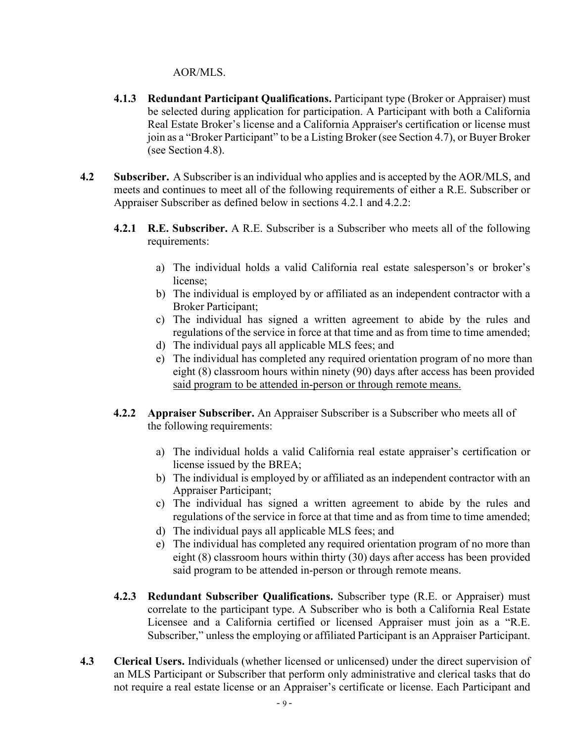AOR/MLS.

**4.1.3 Redundant Participant Qualifications.** Participant type (Broker or Appraiser) must be selected during application for participation. A Participant with both a California Real Estate Broker's license and a California Appraiser's certification or license must join as a "Broker Participant" to be a Listing Broker (see Section 4.7), or Buyer Broker (see Section 4.8).

**4.2 Subscriber.** A Subscriber is an individual who applies and is accepted by the AOR/MLS, and meets and continues to meet all of the following requirements of either a R.E. Subscriber or Appraiser Subscriber as defined below in sections 4.2.1 and 4.2.2:

**4.2.1 R.E. Subscriber.** A R.E. Subscriber is a Subscriber who meets all of the following requirements:

a) The individual holds a valid California real estate salesperson's or broker's license;
b) The individual is employed by or affiliated as an independent contractor with a Broker Participant;
c) The individual has signed a written agreement to abide by the rules and regulations of the service in force at that time and as from time to time amended;
d) The individual pays all applicable MLS fees; and
e) The individual has completed any required orientation program of no more than eight (8) classroom hours within ninety (90) days after access has been provided <u>said program to be attended in-person or through remote means.</u>

**4.2.2 Appraiser Subscriber.** An Appraiser Subscriber is a Subscriber who meets all of the following requirements:

a) The individual holds a valid California real estate appraiser's certification or license issued by the BREA;
b) The individual is employed by or affiliated as an independent contractor with an Appraiser Participant;
c) The individual has signed a written agreement to abide by the rules and regulations of the service in force at that time and as from time to time amended;
d) The individual pays all applicable MLS fees; and
e) The individual has completed any required orientation program of no more than eight (8) classroom hours within thirty (30) days after access has been provided said program to be attended in-person or through remote means.

**4.2.3 Redundant Subscriber Qualifications.** Subscriber type (R.E. or Appraiser) must correlate to the participant type. A Subscriber who is both a California Real Estate Licensee and a California certified or licensed Appraiser must join as a "R.E. Subscriber," unless the employing or affiliated Participant is an Appraiser Participant.

**4.3 Clerical Users.** Individuals (whether licensed or unlicensed) under the direct supervision of an MLS Participant or Subscriber that perform only administrative and clerical tasks that do not require a real estate license or an Appraiser's certificate or license. Each Participant and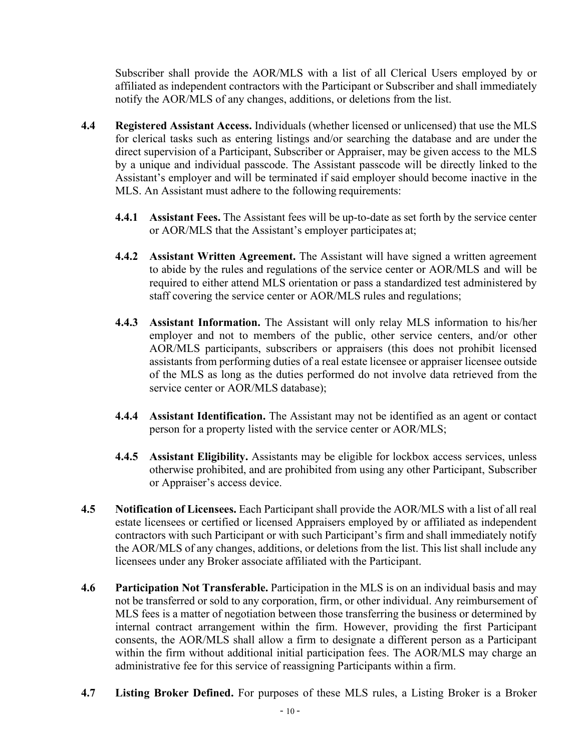Subscriber shall provide the AOR/MLS with a list of all Clerical Users employed by or affiliated as independent contractors with the Participant or Subscriber and shall immediately notify the AOR/MLS of any changes, additions, or deletions from the list.

**4.4 Registered Assistant Access.** Individuals (whether licensed or unlicensed) that use the MLS for clerical tasks such as entering listings and/or searching the database and are under the direct supervision of a Participant, Subscriber or Appraiser, may be given access to the MLS by a unique and individual passcode. The Assistant passcode will be directly linked to the Assistant's employer and will be terminated if said employer should become inactive in the MLS. An Assistant must adhere to the following requirements:

**4.4.1 Assistant Fees.** The Assistant fees will be up-to-date as set forth by the service center or AOR/MLS that the Assistant's employer participates at;

**4.4.2 Assistant Written Agreement.** The Assistant will have signed a written agreement to abide by the rules and regulations of the service center or AOR/MLS and will be required to either attend MLS orientation or pass a standardized test administered by staff covering the service center or AOR/MLS rules and regulations;

**4.4.3 Assistant Information.** The Assistant will only relay MLS information to his/her employer and not to members of the public, other service centers, and/or other AOR/MLS participants, subscribers or appraisers (this does not prohibit licensed assistants from performing duties of a real estate licensee or appraiser licensee outside of the MLS as long as the duties performed do not involve data retrieved from the service center or AOR/MLS database);

**4.4.4 Assistant Identification.** The Assistant may not be identified as an agent or contact person for a property listed with the service center or AOR/MLS;

**4.4.5 Assistant Eligibility.** Assistants may be eligible for lockbox access services, unless otherwise prohibited, and are prohibited from using any other Participant, Subscriber or Appraiser's access device.

**4.5 Notification of Licensees.** Each Participant shall provide the AOR/MLS with a list of all real estate licensees or certified or licensed Appraisers employed by or affiliated as independent contractors with such Participant or with such Participant's firm and shall immediately notify the AOR/MLS of any changes, additions, or deletions from the list. This list shall include any licensees under any Broker associate affiliated with the Participant.

**4.6 Participation Not Transferable.** Participation in the MLS is on an individual basis and may not be transferred or sold to any corporation, firm, or other individual. Any reimbursement of MLS fees is a matter of negotiation between those transferring the business or determined by internal contract arrangement within the firm. However, providing the first Participant consents, the AOR/MLS shall allow a firm to designate a different person as a Participant within the firm without additional initial participation fees. The AOR/MLS may charge an administrative fee for this service of reassigning Participants within a firm.

**4.7 Listing Broker Defined.** For purposes of these MLS rules, a Listing Broker is a Broker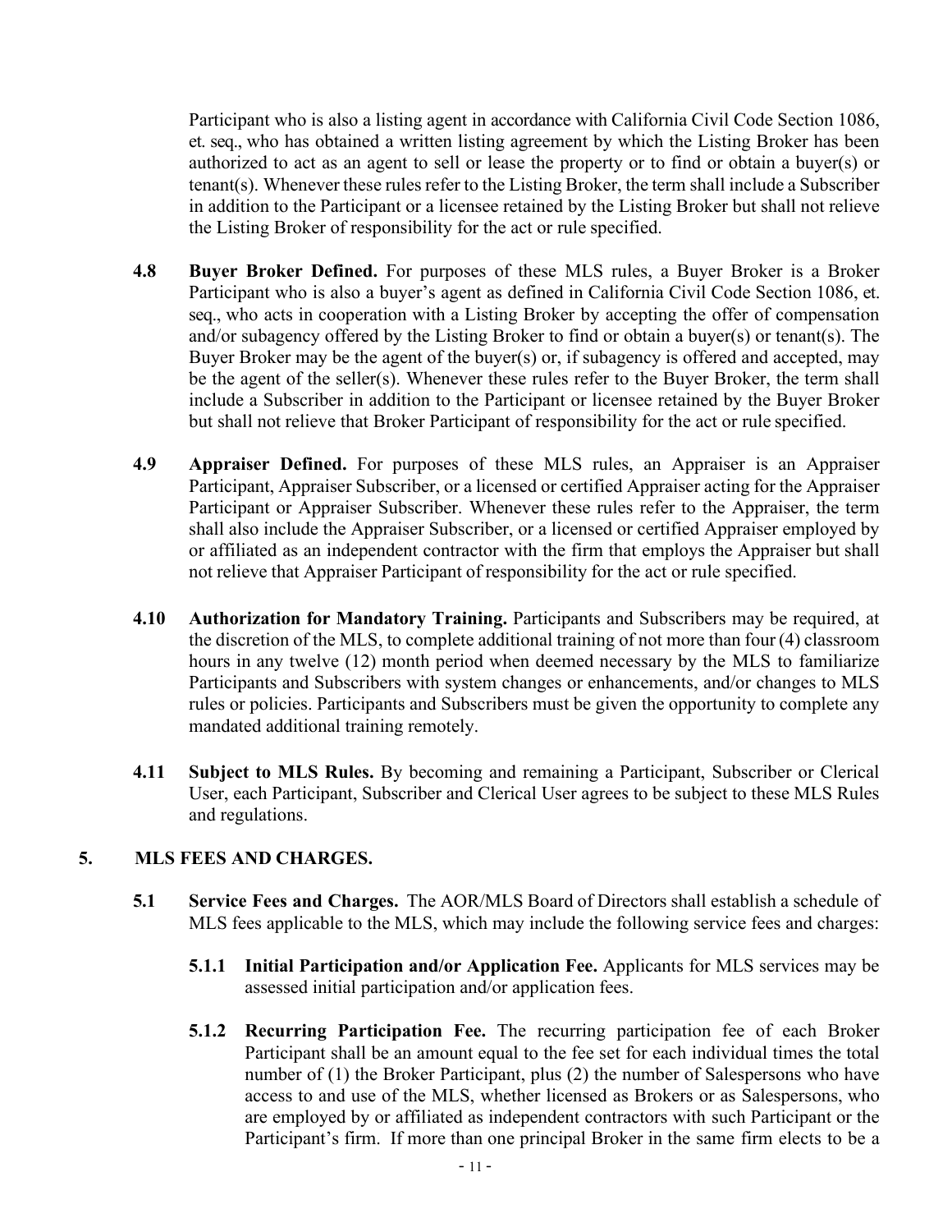Participant who is also a listing agent in accordance with California Civil Code Section 1086, et. seq., who has obtained a written listing agreement by which the Listing Broker has been authorized to act as an agent to sell or lease the property or to find or obtain a buyer(s) or tenant(s). Whenever these rules refer to the Listing Broker, the term shall include a Subscriber in addition to the Participant or a licensee retained by the Listing Broker but shall not relieve the Listing Broker of responsibility for the act or rule specified.

**4.8 Buyer Broker Defined.** For purposes of these MLS rules, a Buyer Broker is a Broker Participant who is also a buyer's agent as defined in California Civil Code Section 1086, et. seq., who acts in cooperation with a Listing Broker by accepting the offer of compensation and/or subagency offered by the Listing Broker to find or obtain a buyer(s) or tenant(s). The Buyer Broker may be the agent of the buyer(s) or, if subagency is offered and accepted, may be the agent of the seller(s). Whenever these rules refer to the Buyer Broker, the term shall include a Subscriber in addition to the Participant or licensee retained by the Buyer Broker but shall not relieve that Broker Participant of responsibility for the act or rule specified.

**4.9 Appraiser Defined.** For purposes of these MLS rules, an Appraiser is an Appraiser Participant, Appraiser Subscriber, or a licensed or certified Appraiser acting for the Appraiser Participant or Appraiser Subscriber. Whenever these rules refer to the Appraiser, the term shall also include the Appraiser Subscriber, or a licensed or certified Appraiser employed by or affiliated as an independent contractor with the firm that employs the Appraiser but shall not relieve that Appraiser Participant of responsibility for the act or rule specified.

**4.10 Authorization for Mandatory Training.** Participants and Subscribers may be required, at the discretion of the MLS, to complete additional training of not more than four (4) classroom hours in any twelve (12) month period when deemed necessary by the MLS to familiarize Participants and Subscribers with system changes or enhancements, and/or changes to MLS rules or policies. Participants and Subscribers must be given the opportunity to complete any mandated additional training remotely.

**4.11 Subject to MLS Rules.** By becoming and remaining a Participant, Subscriber or Clerical User, each Participant, Subscriber and Clerical User agrees to be subject to these MLS Rules and regulations.

## 5. MLS FEES AND CHARGES.

**5.1 Service Fees and Charges.** The AOR/MLS Board of Directors shall establish a schedule of MLS fees applicable to the MLS, which may include the following service fees and charges:

**5.1.1 Initial Participation and/or Application Fee.** Applicants for MLS services may be assessed initial participation and/or application fees.

**5.1.2 Recurring Participation Fee.** The recurring participation fee of each Broker Participant shall be an amount equal to the fee set for each individual times the total number of (1) the Broker Participant, plus (2) the number of Salespersons who have access to and use of the MLS, whether licensed as Brokers or as Salespersons, who are employed by or affiliated as independent contractors with such Participant or the Participant's firm. If more than one principal Broker in the same firm elects to be a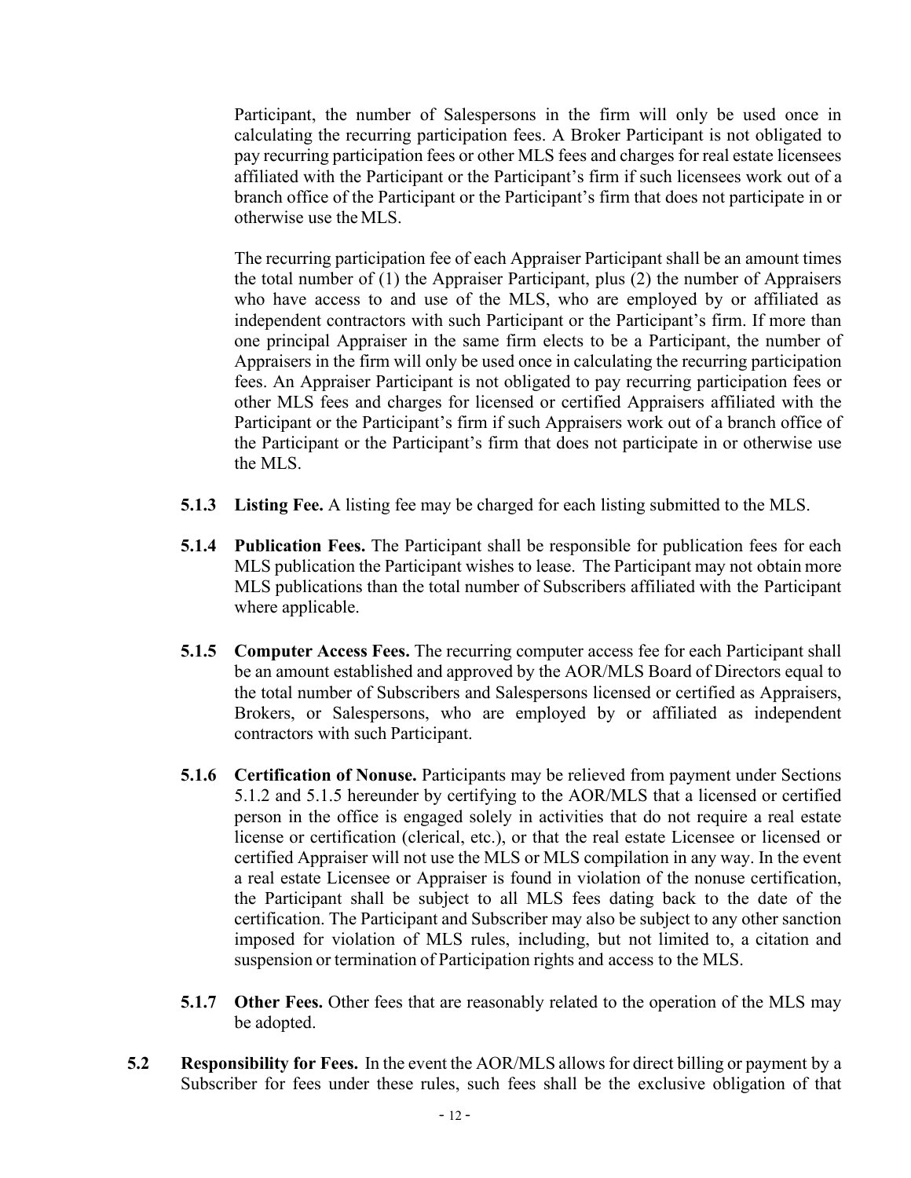Participant, the number of Salespersons in the firm will only be used once in calculating the recurring participation fees. A Broker Participant is not obligated to pay recurring participation fees or other MLS fees and charges for real estate licensees affiliated with the Participant or the Participant's firm if such licensees work out of a branch office of the Participant or the Participant's firm that does not participate in or otherwise use the MLS.

The recurring participation fee of each Appraiser Participant shall be an amount times the total number of (1) the Appraiser Participant, plus (2) the number of Appraisers who have access to and use of the MLS, who are employed by or affiliated as independent contractors with such Participant or the Participant's firm. If more than one principal Appraiser in the same firm elects to be a Participant, the number of Appraisers in the firm will only be used once in calculating the recurring participation fees. An Appraiser Participant is not obligated to pay recurring participation fees or other MLS fees and charges for licensed or certified Appraisers affiliated with the Participant or the Participant's firm if such Appraisers work out of a branch office of the Participant or the Participant's firm that does not participate in or otherwise use the MLS.

**5.1.3 Listing Fee.** A listing fee may be charged for each listing submitted to the MLS.

**5.1.4 Publication Fees.** The Participant shall be responsible for publication fees for each MLS publication the Participant wishes to lease. The Participant may not obtain more MLS publications than the total number of Subscribers affiliated with the Participant where applicable.

**5.1.5 Computer Access Fees.** The recurring computer access fee for each Participant shall be an amount established and approved by the AOR/MLS Board of Directors equal to the total number of Subscribers and Salespersons licensed or certified as Appraisers, Brokers, or Salespersons, who are employed by or affiliated as independent contractors with such Participant.

**5.1.6 Certification of Nonuse.** Participants may be relieved from payment under Sections 5.1.2 and 5.1.5 hereunder by certifying to the AOR/MLS that a licensed or certified person in the office is engaged solely in activities that do not require a real estate license or certification (clerical, etc.), or that the real estate Licensee or licensed or certified Appraiser will not use the MLS or MLS compilation in any way. In the event a real estate Licensee or Appraiser is found in violation of the nonuse certification, the Participant shall be subject to all MLS fees dating back to the date of the certification. The Participant and Subscriber may also be subject to any other sanction imposed for violation of MLS rules, including, but not limited to, a citation and suspension or termination of Participation rights and access to the MLS.

**5.1.7 Other Fees.** Other fees that are reasonably related to the operation of the MLS may be adopted.

**5.2 Responsibility for Fees.** In the event the AOR/MLS allows for direct billing or payment by a Subscriber for fees under these rules, such fees shall be the exclusive obligation of that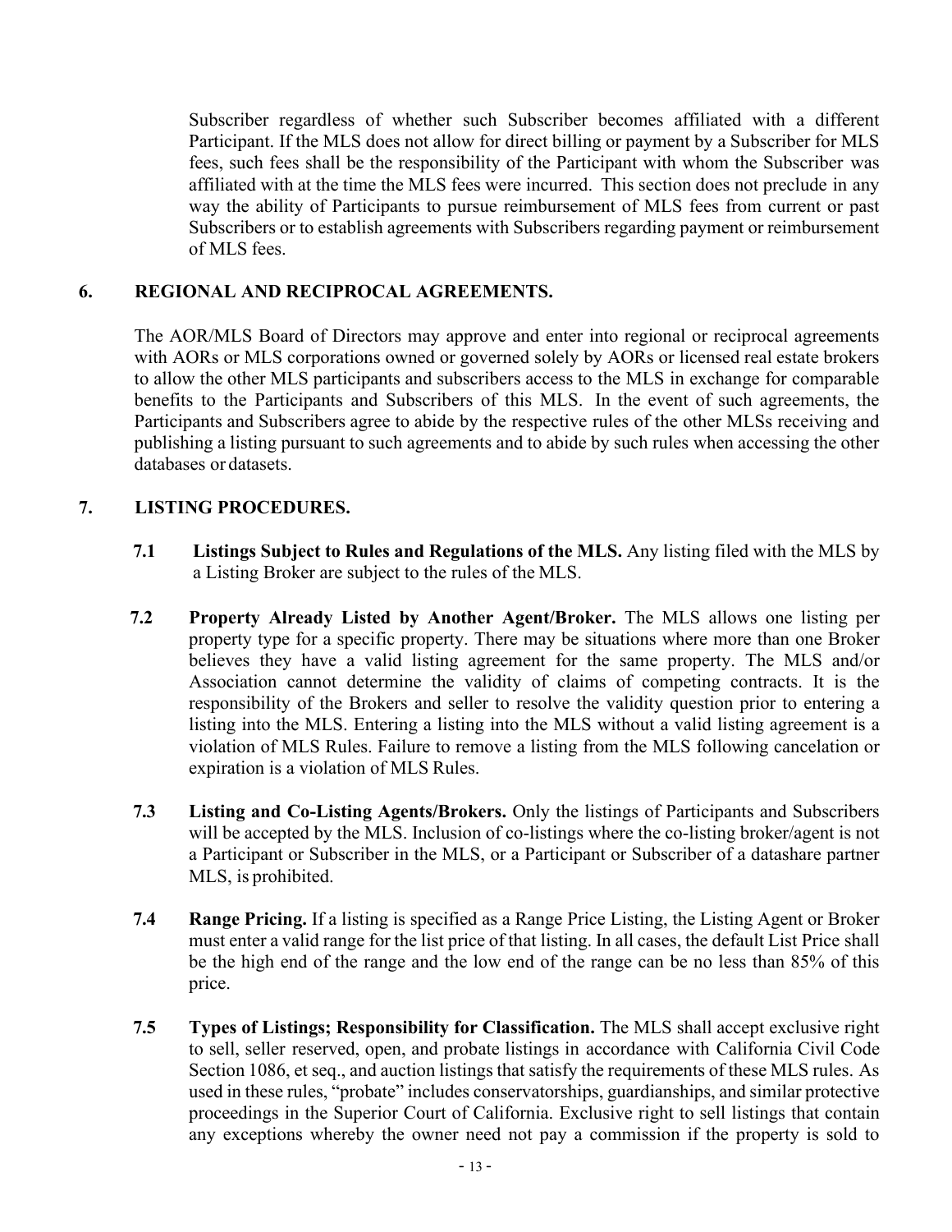Subscriber regardless of whether such Subscriber becomes affiliated with a different Participant. If the MLS does not allow for direct billing or payment by a Subscriber for MLS fees, such fees shall be the responsibility of the Participant with whom the Subscriber was affiliated with at the time the MLS fees were incurred. This section does not preclude in any way the ability of Participants to pursue reimbursement of MLS fees from current or past Subscribers or to establish agreements with Subscribers regarding payment or reimbursement of MLS fees.

## 6. REGIONAL AND RECIPROCAL AGREEMENTS.

The AOR/MLS Board of Directors may approve and enter into regional or reciprocal agreements with AORs or MLS corporations owned or governed solely by AORs or licensed real estate brokers to allow the other MLS participants and subscribers access to the MLS in exchange for comparable benefits to the Participants and Subscribers of this MLS. In the event of such agreements, the Participants and Subscribers agree to abide by the respective rules of the other MLSs receiving and publishing a listing pursuant to such agreements and to abide by such rules when accessing the other databases or datasets.

## 7. LISTING PROCEDURES.

**7.1 Listings Subject to Rules and Regulations of the MLS.** Any listing filed with the MLS by a Listing Broker are subject to the rules of the MLS.

**7.2 Property Already Listed by Another Agent/Broker.** The MLS allows one listing per property type for a specific property. There may be situations where more than one Broker believes they have a valid listing agreement for the same property. The MLS and/or Association cannot determine the validity of claims of competing contracts. It is the responsibility of the Brokers and seller to resolve the validity question prior to entering a listing into the MLS. Entering a listing into the MLS without a valid listing agreement is a violation of MLS Rules. Failure to remove a listing from the MLS following cancelation or expiration is a violation of MLS Rules.

**7.3 Listing and Co-Listing Agents/Brokers.** Only the listings of Participants and Subscribers will be accepted by the MLS. Inclusion of co-listings where the co-listing broker/agent is not a Participant or Subscriber in the MLS, or a Participant or Subscriber of a datashare partner MLS, is prohibited.

**7.4 Range Pricing.** If a listing is specified as a Range Price Listing, the Listing Agent or Broker must enter a valid range for the list price of that listing. In all cases, the default List Price shall be the high end of the range and the low end of the range can be no less than 85% of this price.

**7.5 Types of Listings; Responsibility for Classification.** The MLS shall accept exclusive right to sell, seller reserved, open, and probate listings in accordance with California Civil Code Section 1086, et seq., and auction listings that satisfy the requirements of these MLS rules. As used in these rules, "probate" includes conservatorships, guardianships, and similar protective proceedings in the Superior Court of California. Exclusive right to sell listings that contain any exceptions whereby the owner need not pay a commission if the property is sold to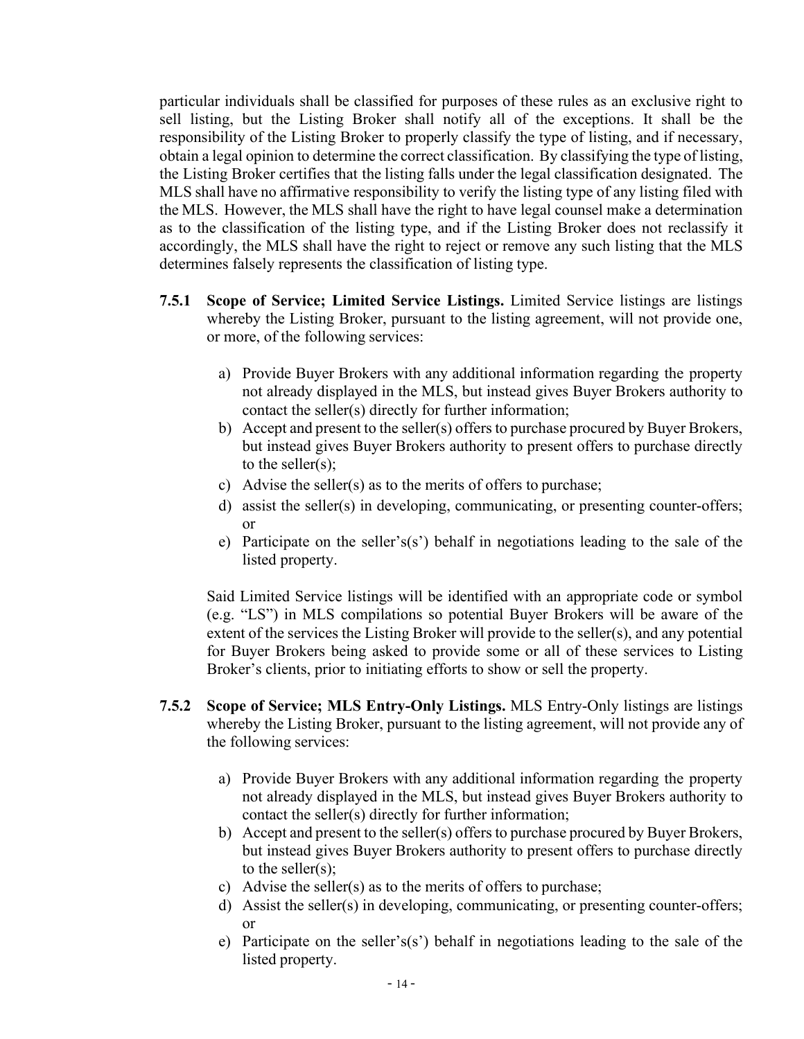particular individuals shall be classified for purposes of these rules as an exclusive right to sell listing, but the Listing Broker shall notify all of the exceptions. It shall be the responsibility of the Listing Broker to properly classify the type of listing, and if necessary, obtain a legal opinion to determine the correct classification. By classifying the type of listing, the Listing Broker certifies that the listing falls under the legal classification designated. The MLS shall have no affirmative responsibility to verify the listing type of any listing filed with the MLS. However, the MLS shall have the right to have legal counsel make a determination as to the classification of the listing type, and if the Listing Broker does not reclassify it accordingly, the MLS shall have the right to reject or remove any such listing that the MLS determines falsely represents the classification of listing type.

**7.5.1 Scope of Service; Limited Service Listings.** Limited Service listings are listings whereby the Listing Broker, pursuant to the listing agreement, will not provide one, or more, of the following services:

a) Provide Buyer Brokers with any additional information regarding the property not already displayed in the MLS, but instead gives Buyer Brokers authority to contact the seller(s) directly for further information;
b) Accept and present to the seller(s) offers to purchase procured by Buyer Brokers, but instead gives Buyer Brokers authority to present offers to purchase directly to the seller(s);
c) Advise the seller(s) as to the merits of offers to purchase;
d) assist the seller(s) in developing, communicating, or presenting counter-offers; or
e) Participate on the seller's(s') behalf in negotiations leading to the sale of the listed property.

Said Limited Service listings will be identified with an appropriate code or symbol (e.g. "LS") in MLS compilations so potential Buyer Brokers will be aware of the extent of the services the Listing Broker will provide to the seller(s), and any potential for Buyer Brokers being asked to provide some or all of these services to Listing Broker's clients, prior to initiating efforts to show or sell the property.

**7.5.2 Scope of Service; MLS Entry-Only Listings.** MLS Entry-Only listings are listings whereby the Listing Broker, pursuant to the listing agreement, will not provide any of the following services:

a) Provide Buyer Brokers with any additional information regarding the property not already displayed in the MLS, but instead gives Buyer Brokers authority to contact the seller(s) directly for further information;
b) Accept and present to the seller(s) offers to purchase procured by Buyer Brokers, but instead gives Buyer Brokers authority to present offers to purchase directly to the seller(s);
c) Advise the seller(s) as to the merits of offers to purchase;
d) Assist the seller(s) in developing, communicating, or presenting counter-offers; or
e) Participate on the seller's(s') behalf in negotiations leading to the sale of the listed property.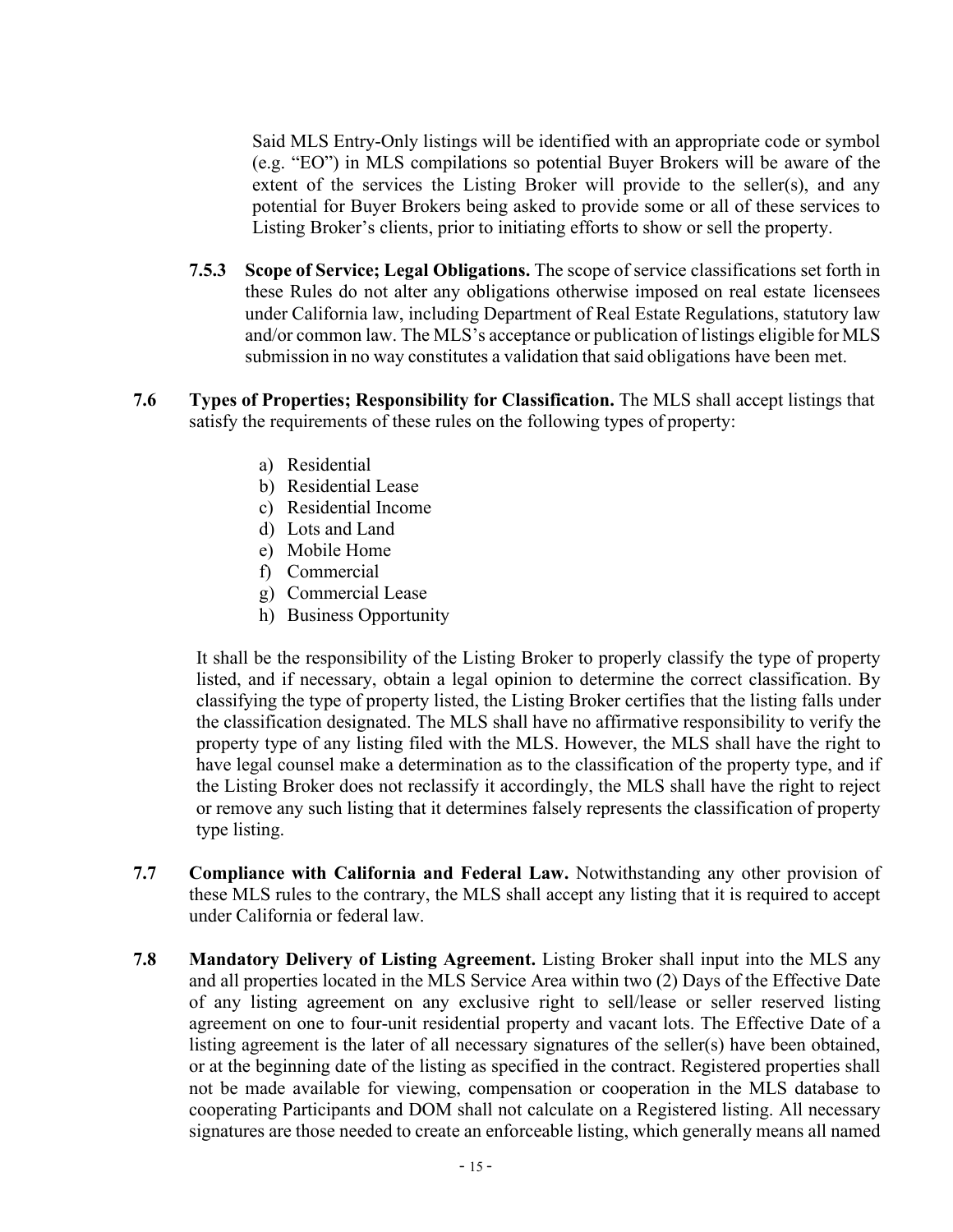Said MLS Entry-Only listings will be identified with an appropriate code or symbol (e.g. "EO") in MLS compilations so potential Buyer Brokers will be aware of the extent of the services the Listing Broker will provide to the seller(s), and any potential for Buyer Brokers being asked to provide some or all of these services to Listing Broker's clients, prior to initiating efforts to show or sell the property.

**7.5.3 Scope of Service; Legal Obligations.** The scope of service classifications set forth in these Rules do not alter any obligations otherwise imposed on real estate licensees under California law, including Department of Real Estate Regulations, statutory law and/or common law. The MLS's acceptance or publication of listings eligible for MLS submission in no way constitutes a validation that said obligations have been met.

**7.6 Types of Properties; Responsibility for Classification.** The MLS shall accept listings that satisfy the requirements of these rules on the following types of property:

a) Residential
b) Residential Lease
c) Residential Income
d) Lots and Land
e) Mobile Home
f) Commercial
g) Commercial Lease
h) Business Opportunity

It shall be the responsibility of the Listing Broker to properly classify the type of property listed, and if necessary, obtain a legal opinion to determine the correct classification. By classifying the type of property listed, the Listing Broker certifies that the listing falls under the classification designated. The MLS shall have no affirmative responsibility to verify the property type of any listing filed with the MLS. However, the MLS shall have the right to have legal counsel make a determination as to the classification of the property type, and if the Listing Broker does not reclassify it accordingly, the MLS shall have the right to reject or remove any such listing that it determines falsely represents the classification of property type listing.

**7.7 Compliance with California and Federal Law.** Notwithstanding any other provision of these MLS rules to the contrary, the MLS shall accept any listing that it is required to accept under California or federal law.

**7.8 Mandatory Delivery of Listing Agreement.** Listing Broker shall input into the MLS any and all properties located in the MLS Service Area within two (2) Days of the Effective Date of any listing agreement on any exclusive right to sell/lease or seller reserved listing agreement on one to four-unit residential property and vacant lots. The Effective Date of a listing agreement is the later of all necessary signatures of the seller(s) have been obtained, or at the beginning date of the listing as specified in the contract. Registered properties shall not be made available for viewing, compensation or cooperation in the MLS database to cooperating Participants and DOM shall not calculate on a Registered listing. All necessary signatures are those needed to create an enforceable listing, which generally means all named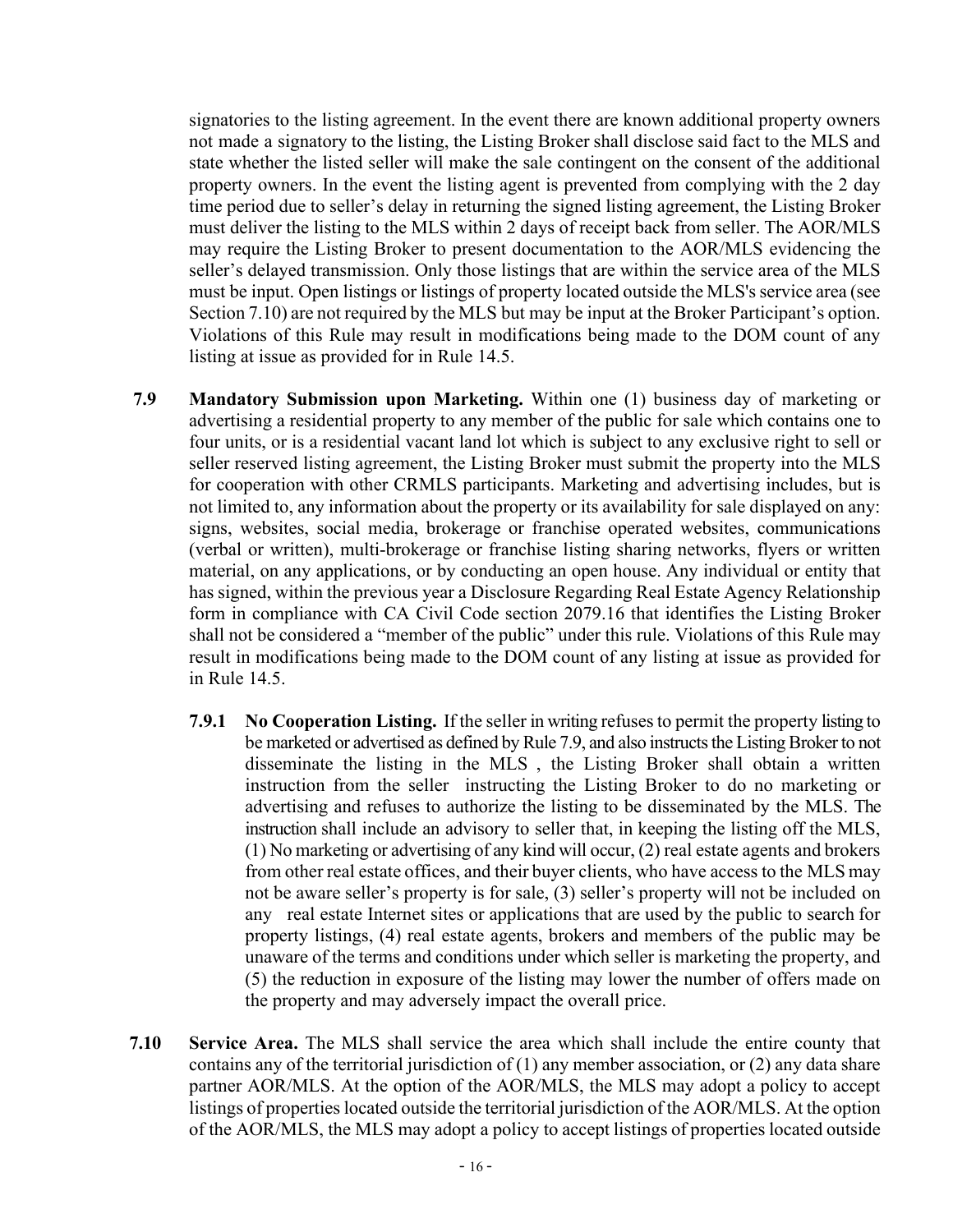signatories to the listing agreement. In the event there are known additional property owners not made a signatory to the listing, the Listing Broker shall disclose said fact to the MLS and state whether the listed seller will make the sale contingent on the consent of the additional property owners. In the event the listing agent is prevented from complying with the 2 day time period due to seller's delay in returning the signed listing agreement, the Listing Broker must deliver the listing to the MLS within 2 days of receipt back from seller. The AOR/MLS may require the Listing Broker to present documentation to the AOR/MLS evidencing the seller's delayed transmission. Only those listings that are within the service area of the MLS must be input. Open listings or listings of property located outside the MLS's service area (see Section 7.10) are not required by the MLS but may be input at the Broker Participant's option. Violations of this Rule may result in modifications being made to the DOM count of any listing at issue as provided for in Rule 14.5.

**7.9 Mandatory Submission upon Marketing.** Within one (1) business day of marketing or advertising a residential property to any member of the public for sale which contains one to four units, or is a residential vacant land lot which is subject to any exclusive right to sell or seller reserved listing agreement, the Listing Broker must submit the property into the MLS for cooperation with other CRMLS participants. Marketing and advertising includes, but is not limited to, any information about the property or its availability for sale displayed on any: signs, websites, social media, brokerage or franchise operated websites, communications (verbal or written), multi-brokerage or franchise listing sharing networks, flyers or written material, on any applications, or by conducting an open house. Any individual or entity that has signed, within the previous year a Disclosure Regarding Real Estate Agency Relationship form in compliance with CA Civil Code section 2079.16 that identifies the Listing Broker shall not be considered a "member of the public" under this rule. Violations of this Rule may result in modifications being made to the DOM count of any listing at issue as provided for in Rule 14.5.

**7.9.1 No Cooperation Listing.** If the seller in writing refuses to permit the property listing to be marketed or advertised as defined by Rule 7.9, and also instructs the Listing Broker to not disseminate the listing in the MLS , the Listing Broker shall obtain a written instruction from the seller instructing the Listing Broker to do no marketing or advertising and refuses to authorize the listing to be disseminated by the MLS. The instruction shall include an advisory to seller that, in keeping the listing off the MLS, (1) No marketing or advertising of any kind will occur, (2) real estate agents and brokers from other real estate offices, and their buyer clients, who have access to the MLS may not be aware seller's property is for sale, (3) seller's property will not be included on any real estate Internet sites or applications that are used by the public to search for property listings, (4) real estate agents, brokers and members of the public may be unaware of the terms and conditions under which seller is marketing the property, and (5) the reduction in exposure of the listing may lower the number of offers made on the property and may adversely impact the overall price.

**7.10 Service Area.** The MLS shall service the area which shall include the entire county that contains any of the territorial jurisdiction of (1) any member association, or (2) any data share partner AOR/MLS. At the option of the AOR/MLS, the MLS may adopt a policy to accept listings of properties located outside the territorial jurisdiction of the AOR/MLS. At the option of the AOR/MLS, the MLS may adopt a policy to accept listings of properties located outside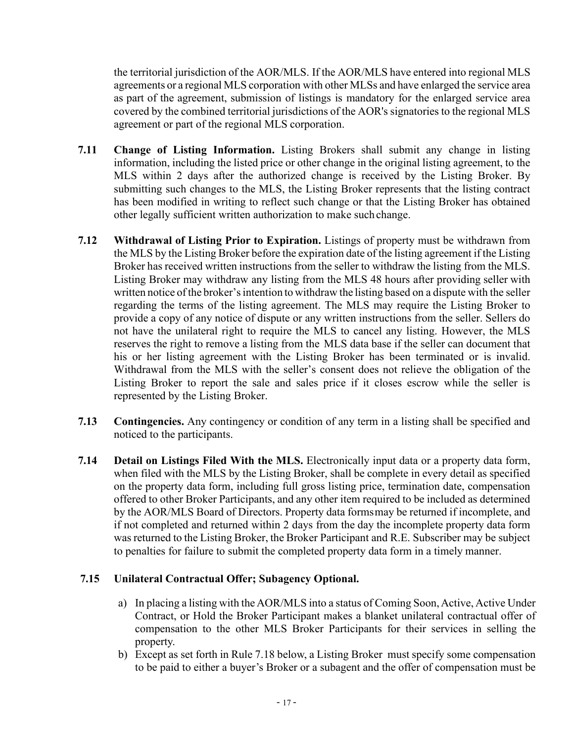the territorial jurisdiction of the AOR/MLS. If the AOR/MLS have entered into regional MLS agreements or a regional MLS corporation with other MLSs and have enlarged the service area as part of the agreement, submission of listings is mandatory for the enlarged service area covered by the combined territorial jurisdictions of the AOR's signatories to the regional MLS agreement or part of the regional MLS corporation.

**7.11 Change of Listing Information.** Listing Brokers shall submit any change in listing information, including the listed price or other change in the original listing agreement, to the MLS within 2 days after the authorized change is received by the Listing Broker. By submitting such changes to the MLS, the Listing Broker represents that the listing contract has been modified in writing to reflect such change or that the Listing Broker has obtained other legally sufficient written authorization to make such change.

**7.12 Withdrawal of Listing Prior to Expiration.** Listings of property must be withdrawn from the MLS by the Listing Broker before the expiration date of the listing agreement if the Listing Broker has received written instructions from the seller to withdraw the listing from the MLS. Listing Broker may withdraw any listing from the MLS 48 hours after providing seller with written notice of the broker's intention to withdraw the listing based on a dispute with the seller regarding the terms of the listing agreement. The MLS may require the Listing Broker to provide a copy of any notice of dispute or any written instructions from the seller. Sellers do not have the unilateral right to require the MLS to cancel any listing. However, the MLS reserves the right to remove a listing from the MLS data base if the seller can document that his or her listing agreement with the Listing Broker has been terminated or is invalid. Withdrawal from the MLS with the seller's consent does not relieve the obligation of the Listing Broker to report the sale and sales price if it closes escrow while the seller is represented by the Listing Broker.

**7.13 Contingencies.** Any contingency or condition of any term in a listing shall be specified and noticed to the participants.

**7.14 Detail on Listings Filed With the MLS.** Electronically input data or a property data form, when filed with the MLS by the Listing Broker, shall be complete in every detail as specified on the property data form, including full gross listing price, termination date, compensation offered to other Broker Participants, and any other item required to be included as determined by the AOR/MLS Board of Directors. Property data forms may be returned if incomplete, and if not completed and returned within 2 days from the day the incomplete property data form was returned to the Listing Broker, the Broker Participant and R.E. Subscriber may be subject to penalties for failure to submit the completed property data form in a timely manner.

**7.15 Unilateral Contractual Offer; Subagency Optional.**

a) In placing a listing with the AOR/MLS into a status of Coming Soon, Active, Active Under Contract, or Hold the Broker Participant makes a blanket unilateral contractual offer of compensation to the other MLS Broker Participants for their services in selling the property.

b) Except as set forth in Rule 7.18 below, a Listing Broker must specify some compensation to be paid to either a buyer's Broker or a subagent and the offer of compensation must be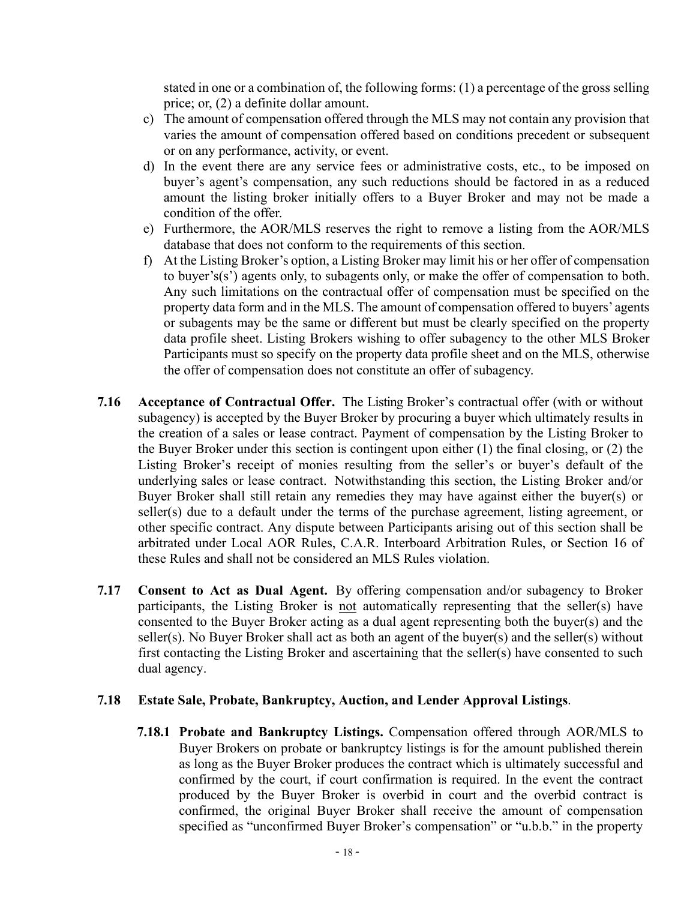stated in one or a combination of, the following forms: (1) a percentage of the gross selling price; or, (2) a definite dollar amount.

c) The amount of compensation offered through the MLS may not contain any provision that varies the amount of compensation offered based on conditions precedent or subsequent or on any performance, activity, or event.

d) In the event there are any service fees or administrative costs, etc., to be imposed on buyer's agent's compensation, any such reductions should be factored in as a reduced amount the listing broker initially offers to a Buyer Broker and may not be made a condition of the offer.

e) Furthermore, the AOR/MLS reserves the right to remove a listing from the AOR/MLS database that does not conform to the requirements of this section.

f) At the Listing Broker's option, a Listing Broker may limit his or her offer of compensation to buyer's(s') agents only, to subagents only, or make the offer of compensation to both. Any such limitations on the contractual offer of compensation must be specified on the property data form and in the MLS. The amount of compensation offered to buyers' agents or subagents may be the same or different but must be clearly specified on the property data profile sheet. Listing Brokers wishing to offer subagency to the other MLS Broker Participants must so specify on the property data profile sheet and on the MLS, otherwise the offer of compensation does not constitute an offer of subagency.

**7.16 Acceptance of Contractual Offer.** The Listing Broker's contractual offer (with or without subagency) is accepted by the Buyer Broker by procuring a buyer which ultimately results in the creation of a sales or lease contract. Payment of compensation by the Listing Broker to the Buyer Broker under this section is contingent upon either (1) the final closing, or (2) the Listing Broker's receipt of monies resulting from the seller's or buyer's default of the underlying sales or lease contract. Notwithstanding this section, the Listing Broker and/or Buyer Broker shall still retain any remedies they may have against either the buyer(s) or seller(s) due to a default under the terms of the purchase agreement, listing agreement, or other specific contract. Any dispute between Participants arising out of this section shall be arbitrated under Local AOR Rules, C.A.R. Interboard Arbitration Rules, or Section 16 of these Rules and shall not be considered an MLS Rules violation.

**7.17 Consent to Act as Dual Agent.** By offering compensation and/or subagency to Broker participants, the Listing Broker is not automatically representing that the seller(s) have consented to the Buyer Broker acting as a dual agent representing both the buyer(s) and the seller(s). No Buyer Broker shall act as both an agent of the buyer(s) and the seller(s) without first contacting the Listing Broker and ascertaining that the seller(s) have consented to such dual agency.

**7.18 Estate Sale, Probate, Bankruptcy, Auction, and Lender Approval Listings**.

**7.18.1 Probate and Bankruptcy Listings.** Compensation offered through AOR/MLS to Buyer Brokers on probate or bankruptcy listings is for the amount published therein as long as the Buyer Broker produces the contract which is ultimately successful and confirmed by the court, if court confirmation is required. In the event the contract produced by the Buyer Broker is overbid in court and the overbid contract is confirmed, the original Buyer Broker shall receive the amount of compensation specified as "unconfirmed Buyer Broker's compensation" or "u.b.b." in the property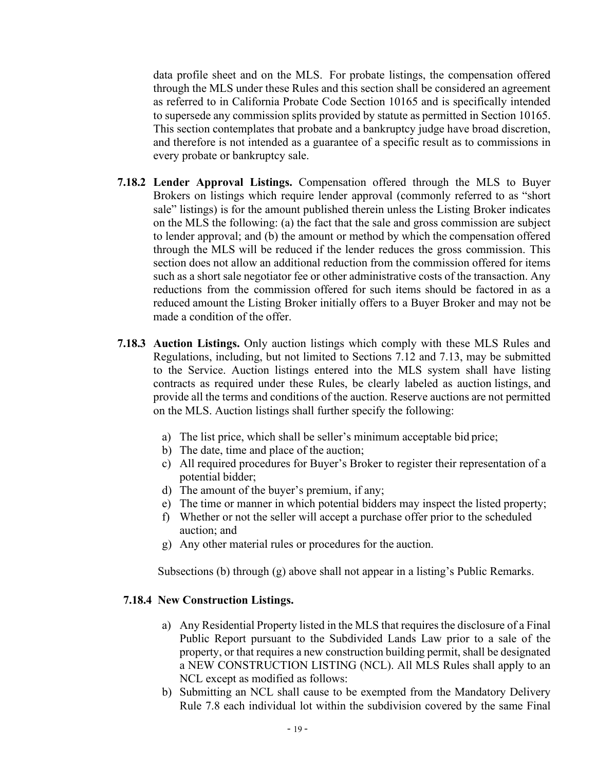data profile sheet and on the MLS. For probate listings, the compensation offered through the MLS under these Rules and this section shall be considered an agreement as referred to in California Probate Code Section 10165 and is specifically intended to supersede any commission splits provided by statute as permitted in Section 10165. This section contemplates that probate and a bankruptcy judge have broad discretion, and therefore is not intended as a guarantee of a specific result as to commissions in every probate or bankruptcy sale.

**7.18.2 Lender Approval Listings.** Compensation offered through the MLS to Buyer Brokers on listings which require lender approval (commonly referred to as "short sale" listings) is for the amount published therein unless the Listing Broker indicates on the MLS the following: (a) the fact that the sale and gross commission are subject to lender approval; and (b) the amount or method by which the compensation offered through the MLS will be reduced if the lender reduces the gross commission. This section does not allow an additional reduction from the commission offered for items such as a short sale negotiator fee or other administrative costs of the transaction. Any reductions from the commission offered for such items should be factored in as a reduced amount the Listing Broker initially offers to a Buyer Broker and may not be made a condition of the offer.

**7.18.3 Auction Listings.** Only auction listings which comply with these MLS Rules and Regulations, including, but not limited to Sections 7.12 and 7.13, may be submitted to the Service. Auction listings entered into the MLS system shall have listing contracts as required under these Rules, be clearly labeled as auction listings, and provide all the terms and conditions of the auction. Reserve auctions are not permitted on the MLS. Auction listings shall further specify the following:

a) The list price, which shall be seller's minimum acceptable bid price;
b) The date, time and place of the auction;
c) All required procedures for Buyer's Broker to register their representation of a potential bidder;
d) The amount of the buyer's premium, if any;
e) The time or manner in which potential bidders may inspect the listed property;
f) Whether or not the seller will accept a purchase offer prior to the scheduled auction; and
g) Any other material rules or procedures for the auction.

Subsections (b) through (g) above shall not appear in a listing's Public Remarks.

**7.18.4 New Construction Listings.**

a) Any Residential Property listed in the MLS that requires the disclosure of a Final Public Report pursuant to the Subdivided Lands Law prior to a sale of the property, or that requires a new construction building permit, shall be designated a NEW CONSTRUCTION LISTING (NCL). All MLS Rules shall apply to an NCL except as modified as follows:
b) Submitting an NCL shall cause to be exempted from the Mandatory Delivery Rule 7.8 each individual lot within the subdivision covered by the same Final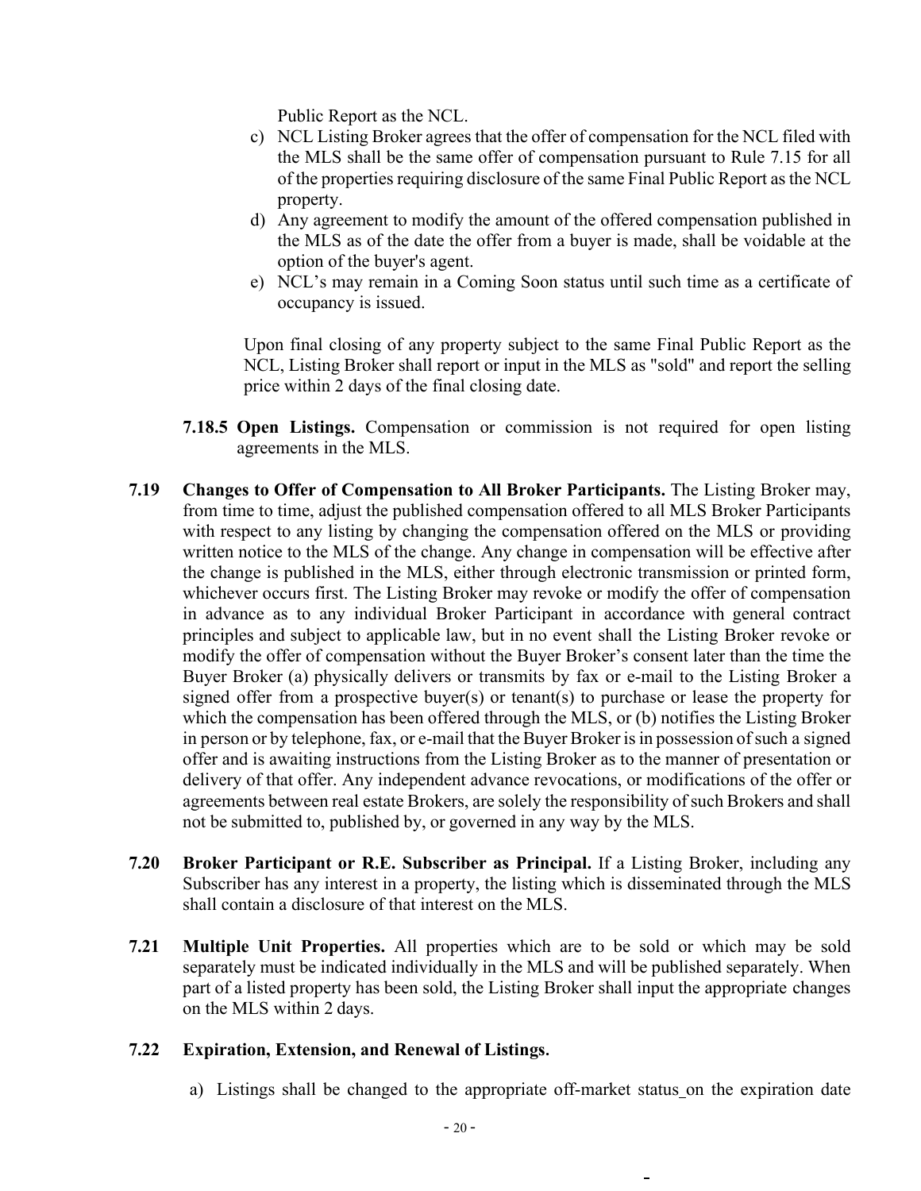Public Report as the NCL.

c) NCL Listing Broker agrees that the offer of compensation for the NCL filed with the MLS shall be the same offer of compensation pursuant to Rule 7.15 for all of the properties requiring disclosure of the same Final Public Report as the NCL property.

d) Any agreement to modify the amount of the offered compensation published in the MLS as of the date the offer from a buyer is made, shall be voidable at the option of the buyer's agent.

e) NCL's may remain in a Coming Soon status until such time as a certificate of occupancy is issued.

Upon final closing of any property subject to the same Final Public Report as the NCL, Listing Broker shall report or input in the MLS as "sold" and report the selling price within 2 days of the final closing date.

**7.18.5 Open Listings.** Compensation or commission is not required for open listing agreements in the MLS.

**7.19 Changes to Offer of Compensation to All Broker Participants.** The Listing Broker may, from time to time, adjust the published compensation offered to all MLS Broker Participants with respect to any listing by changing the compensation offered on the MLS or providing written notice to the MLS of the change. Any change in compensation will be effective after the change is published in the MLS, either through electronic transmission or printed form, whichever occurs first. The Listing Broker may revoke or modify the offer of compensation in advance as to any individual Broker Participant in accordance with general contract principles and subject to applicable law, but in no event shall the Listing Broker revoke or modify the offer of compensation without the Buyer Broker's consent later than the time the Buyer Broker (a) physically delivers or transmits by fax or e-mail to the Listing Broker a signed offer from a prospective buyer(s) or tenant(s) to purchase or lease the property for which the compensation has been offered through the MLS, or (b) notifies the Listing Broker in person or by telephone, fax, or e-mail that the Buyer Broker is in possession of such a signed offer and is awaiting instructions from the Listing Broker as to the manner of presentation or delivery of that offer. Any independent advance revocations, or modifications of the offer or agreements between real estate Brokers, are solely the responsibility of such Brokers and shall not be submitted to, published by, or governed in any way by the MLS.

**7.20 Broker Participant or R.E. Subscriber as Principal.** If a Listing Broker, including any Subscriber has any interest in a property, the listing which is disseminated through the MLS shall contain a disclosure of that interest on the MLS.

**7.21 Multiple Unit Properties.** All properties which are to be sold or which may be sold separately must be indicated individually in the MLS and will be published separately. When part of a listed property has been sold, the Listing Broker shall input the appropriate changes on the MLS within 2 days.

**7.22 Expiration, Extension, and Renewal of Listings.**

a) Listings shall be changed to the appropriate off-market status on the expiration date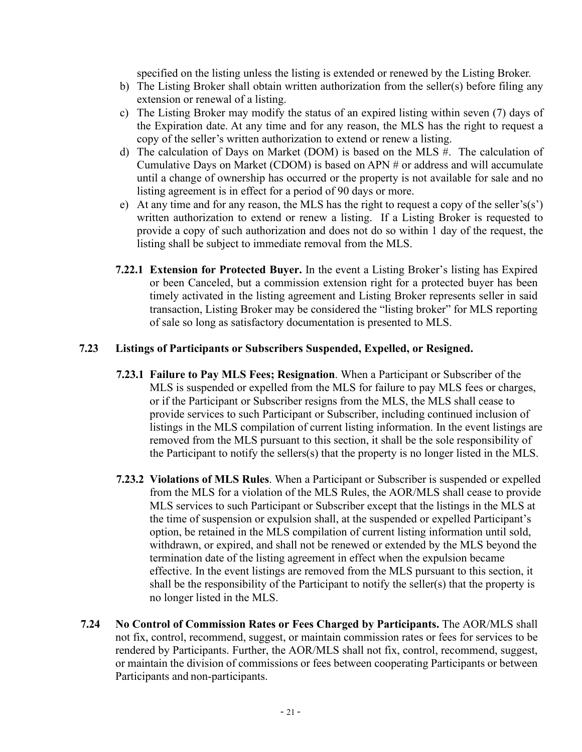specified on the listing unless the listing is extended or renewed by the Listing Broker.

b) The Listing Broker shall obtain written authorization from the seller(s) before filing any extension or renewal of a listing.

c) The Listing Broker may modify the status of an expired listing within seven (7) days of the Expiration date. At any time and for any reason, the MLS has the right to request a copy of the seller's written authorization to extend or renew a listing.

d) The calculation of Days on Market (DOM) is based on the MLS #. The calculation of Cumulative Days on Market (CDOM) is based on APN # or address and will accumulate until a change of ownership has occurred or the property is not available for sale and no listing agreement is in effect for a period of 90 days or more.

e) At any time and for any reason, the MLS has the right to request a copy of the seller's(s') written authorization to extend or renew a listing. If a Listing Broker is requested to provide a copy of such authorization and does not do so within 1 day of the request, the listing shall be subject to immediate removal from the MLS.

**7.22.1 Extension for Protected Buyer.** In the event a Listing Broker's listing has Expired or been Canceled, but a commission extension right for a protected buyer has been timely activated in the listing agreement and Listing Broker represents seller in said transaction, Listing Broker may be considered the "listing broker" for MLS reporting of sale so long as satisfactory documentation is presented to MLS.

**7.23 Listings of Participants or Subscribers Suspended, Expelled, or Resigned.**

**7.23.1 Failure to Pay MLS Fees; Resignation**. When a Participant or Subscriber of the MLS is suspended or expelled from the MLS for failure to pay MLS fees or charges, or if the Participant or Subscriber resigns from the MLS, the MLS shall cease to provide services to such Participant or Subscriber, including continued inclusion of listings in the MLS compilation of current listing information. In the event listings are removed from the MLS pursuant to this section, it shall be the sole responsibility of the Participant to notify the sellers(s) that the property is no longer listed in the MLS.

**7.23.2 Violations of MLS Rules**. When a Participant or Subscriber is suspended or expelled from the MLS for a violation of the MLS Rules, the AOR/MLS shall cease to provide MLS services to such Participant or Subscriber except that the listings in the MLS at the time of suspension or expulsion shall, at the suspended or expelled Participant's option, be retained in the MLS compilation of current listing information until sold, withdrawn, or expired, and shall not be renewed or extended by the MLS beyond the termination date of the listing agreement in effect when the expulsion became effective. In the event listings are removed from the MLS pursuant to this section, it shall be the responsibility of the Participant to notify the seller(s) that the property is no longer listed in the MLS.

**7.24 No Control of Commission Rates or Fees Charged by Participants.** The AOR/MLS shall not fix, control, recommend, suggest, or maintain commission rates or fees for services to be rendered by Participants. Further, the AOR/MLS shall not fix, control, recommend, suggest, or maintain the division of commissions or fees between cooperating Participants or between Participants and non-participants.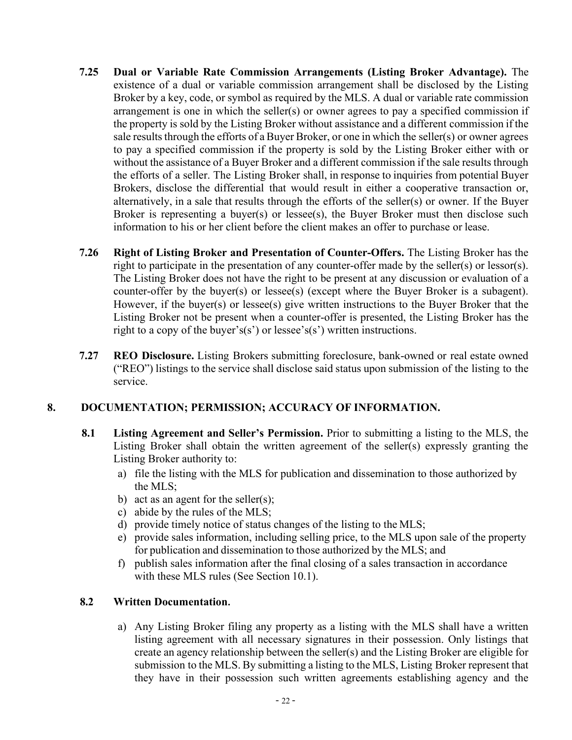**7.25 Dual or Variable Rate Commission Arrangements (Listing Broker Advantage).** The existence of a dual or variable commission arrangement shall be disclosed by the Listing Broker by a key, code, or symbol as required by the MLS. A dual or variable rate commission arrangement is one in which the seller(s) or owner agrees to pay a specified commission if the property is sold by the Listing Broker without assistance and a different commission if the sale results through the efforts of a Buyer Broker, or one in which the seller(s) or owner agrees to pay a specified commission if the property is sold by the Listing Broker either with or without the assistance of a Buyer Broker and a different commission if the sale results through the efforts of a seller. The Listing Broker shall, in response to inquiries from potential Buyer Brokers, disclose the differential that would result in either a cooperative transaction or, alternatively, in a sale that results through the efforts of the seller(s) or owner. If the Buyer Broker is representing a buyer(s) or lessee(s), the Buyer Broker must then disclose such information to his or her client before the client makes an offer to purchase or lease.

**7.26 Right of Listing Broker and Presentation of Counter-Offers.** The Listing Broker has the right to participate in the presentation of any counter-offer made by the seller(s) or lessor(s). The Listing Broker does not have the right to be present at any discussion or evaluation of a counter-offer by the buyer(s) or lessee(s) (except where the Buyer Broker is a subagent). However, if the buyer(s) or lessee(s) give written instructions to the Buyer Broker that the Listing Broker not be present when a counter-offer is presented, the Listing Broker has the right to a copy of the buyer's(s') or lessee's(s') written instructions.

**7.27 REO Disclosure.** Listing Brokers submitting foreclosure, bank-owned or real estate owned ("REO") listings to the service shall disclose said status upon submission of the listing to the service.

## 8. DOCUMENTATION; PERMISSION; ACCURACY OF INFORMATION.

**8.1 Listing Agreement and Seller's Permission.** Prior to submitting a listing to the MLS, the Listing Broker shall obtain the written agreement of the seller(s) expressly granting the Listing Broker authority to:

a) file the listing with the MLS for publication and dissemination to those authorized by the MLS;
b) act as an agent for the seller(s);
c) abide by the rules of the MLS;
d) provide timely notice of status changes of the listing to the MLS;
e) provide sales information, including selling price, to the MLS upon sale of the property for publication and dissemination to those authorized by the MLS; and
f) publish sales information after the final closing of a sales transaction in accordance with these MLS rules (See Section 10.1).

**8.2 Written Documentation.**

a) Any Listing Broker filing any property as a listing with the MLS shall have a written listing agreement with all necessary signatures in their possession. Only listings that create an agency relationship between the seller(s) and the Listing Broker are eligible for submission to the MLS. By submitting a listing to the MLS, Listing Broker represent that they have in their possession such written agreements establishing agency and the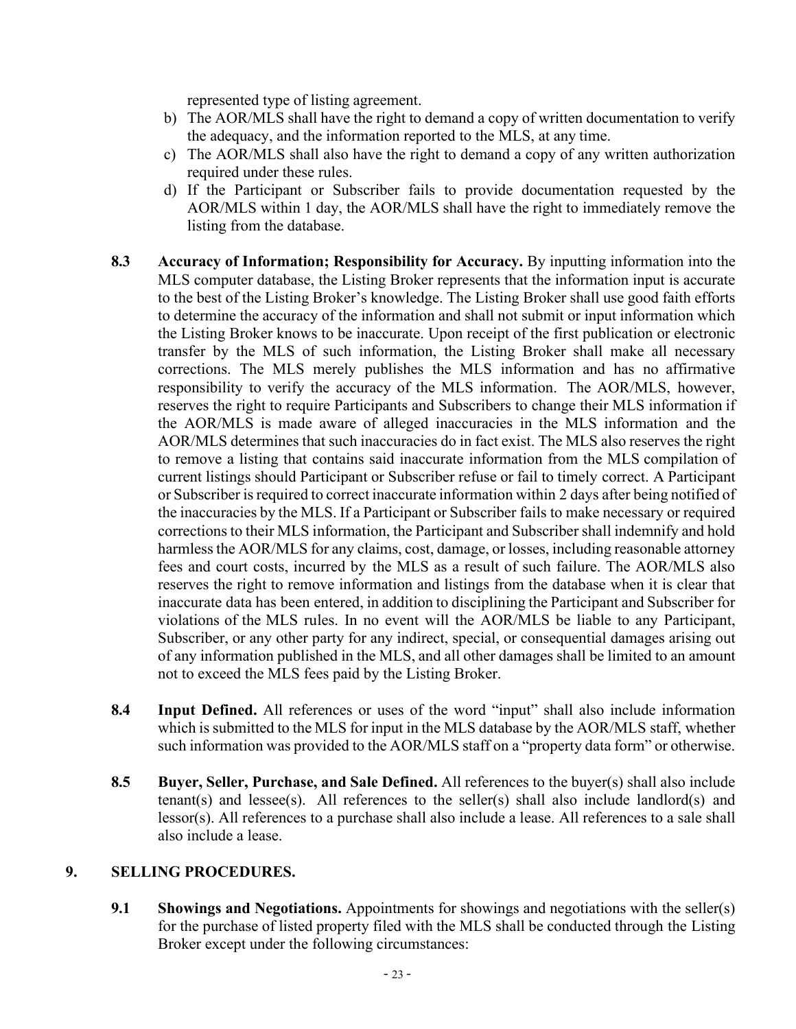represented type of listing agreement.

b) The AOR/MLS shall have the right to demand a copy of written documentation to verify the adequacy, and the information reported to the MLS, at any time.
c) The AOR/MLS shall also have the right to demand a copy of any written authorization required under these rules.
d) If the Participant or Subscriber fails to provide documentation requested by the AOR/MLS within 1 day, the AOR/MLS shall have the right to immediately remove the listing from the database.

**8.3 Accuracy of Information; Responsibility for Accuracy.** By inputting information into the MLS computer database, the Listing Broker represents that the information input is accurate to the best of the Listing Broker's knowledge. The Listing Broker shall use good faith efforts to determine the accuracy of the information and shall not submit or input information which the Listing Broker knows to be inaccurate. Upon receipt of the first publication or electronic transfer by the MLS of such information, the Listing Broker shall make all necessary corrections. The MLS merely publishes the MLS information and has no affirmative responsibility to verify the accuracy of the MLS information. The AOR/MLS, however, reserves the right to require Participants and Subscribers to change their MLS information if the AOR/MLS is made aware of alleged inaccuracies in the MLS information and the AOR/MLS determines that such inaccuracies do in fact exist. The MLS also reserves the right to remove a listing that contains said inaccurate information from the MLS compilation of current listings should Participant or Subscriber refuse or fail to timely correct. A Participant or Subscriber is required to correct inaccurate information within 2 days after being notified of the inaccuracies by the MLS. If a Participant or Subscriber fails to make necessary or required corrections to their MLS information, the Participant and Subscriber shall indemnify and hold harmless the AOR/MLS for any claims, cost, damage, or losses, including reasonable attorney fees and court costs, incurred by the MLS as a result of such failure. The AOR/MLS also reserves the right to remove information and listings from the database when it is clear that inaccurate data has been entered, in addition to disciplining the Participant and Subscriber for violations of the MLS rules. In no event will the AOR/MLS be liable to any Participant, Subscriber, or any other party for any indirect, special, or consequential damages arising out of any information published in the MLS, and all other damages shall be limited to an amount not to exceed the MLS fees paid by the Listing Broker.

**8.4 Input Defined.** All references or uses of the word "input" shall also include information which is submitted to the MLS for input in the MLS database by the AOR/MLS staff, whether such information was provided to the AOR/MLS staff on a "property data form" or otherwise.

**8.5 Buyer, Seller, Purchase, and Sale Defined.** All references to the buyer(s) shall also include tenant(s) and lessee(s). All references to the seller(s) shall also include landlord(s) and lessor(s). All references to a purchase shall also include a lease. All references to a sale shall also include a lease.

## 9. SELLING PROCEDURES.

**9.1 Showings and Negotiations.** Appointments for showings and negotiations with the seller(s) for the purchase of listed property filed with the MLS shall be conducted through the Listing Broker except under the following circumstances: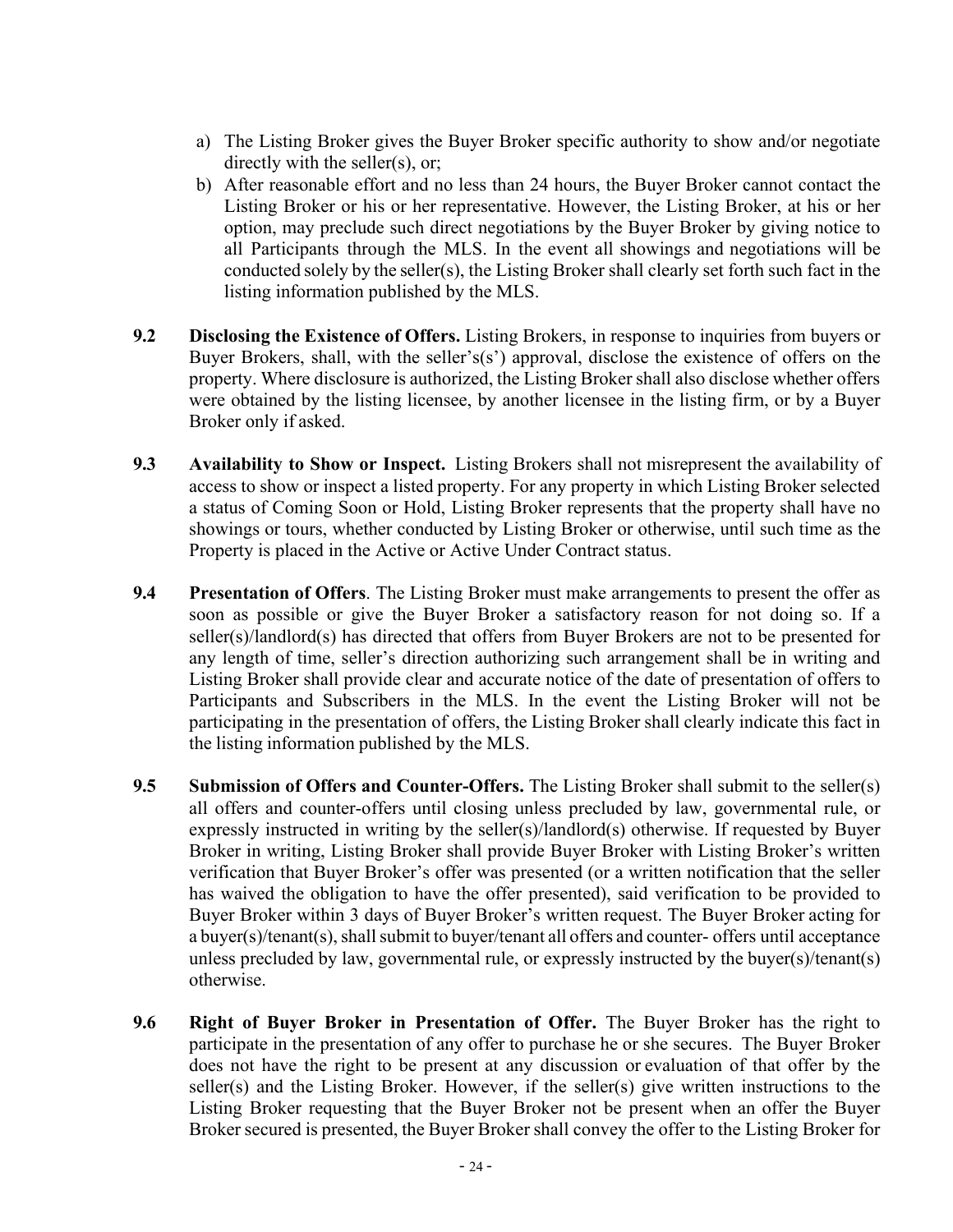a) The Listing Broker gives the Buyer Broker specific authority to show and/or negotiate directly with the seller(s), or;
b) After reasonable effort and no less than 24 hours, the Buyer Broker cannot contact the Listing Broker or his or her representative. However, the Listing Broker, at his or her option, may preclude such direct negotiations by the Buyer Broker by giving notice to all Participants through the MLS. In the event all showings and negotiations will be conducted solely by the seller(s), the Listing Broker shall clearly set forth such fact in the listing information published by the MLS.

**9.2 Disclosing the Existence of Offers.** Listing Brokers, in response to inquiries from buyers or Buyer Brokers, shall, with the seller's(s') approval, disclose the existence of offers on the property. Where disclosure is authorized, the Listing Broker shall also disclose whether offers were obtained by the listing licensee, by another licensee in the listing firm, or by a Buyer Broker only if asked.

**9.3 Availability to Show or Inspect.** Listing Brokers shall not misrepresent the availability of access to show or inspect a listed property. For any property in which Listing Broker selected a status of Coming Soon or Hold, Listing Broker represents that the property shall have no showings or tours, whether conducted by Listing Broker or otherwise, until such time as the Property is placed in the Active or Active Under Contract status.

**9.4 Presentation of Offers**. The Listing Broker must make arrangements to present the offer as soon as possible or give the Buyer Broker a satisfactory reason for not doing so. If a seller(s)/landlord(s) has directed that offers from Buyer Brokers are not to be presented for any length of time, seller's direction authorizing such arrangement shall be in writing and Listing Broker shall provide clear and accurate notice of the date of presentation of offers to Participants and Subscribers in the MLS. In the event the Listing Broker will not be participating in the presentation of offers, the Listing Broker shall clearly indicate this fact in the listing information published by the MLS.

**9.5 Submission of Offers and Counter-Offers.** The Listing Broker shall submit to the seller(s) all offers and counter-offers until closing unless precluded by law, governmental rule, or expressly instructed in writing by the seller(s)/landlord(s) otherwise. If requested by Buyer Broker in writing, Listing Broker shall provide Buyer Broker with Listing Broker's written verification that Buyer Broker's offer was presented (or a written notification that the seller has waived the obligation to have the offer presented), said verification to be provided to Buyer Broker within 3 days of Buyer Broker's written request. The Buyer Broker acting for a buyer(s)/tenant(s), shall submit to buyer/tenant all offers and counter- offers until acceptance unless precluded by law, governmental rule, or expressly instructed by the buyer(s)/tenant(s) otherwise.

**9.6 Right of Buyer Broker in Presentation of Offer.** The Buyer Broker has the right to participate in the presentation of any offer to purchase he or she secures. The Buyer Broker does not have the right to be present at any discussion or evaluation of that offer by the seller(s) and the Listing Broker. However, if the seller(s) give written instructions to the Listing Broker requesting that the Buyer Broker not be present when an offer the Buyer Broker secured is presented, the Buyer Broker shall convey the offer to the Listing Broker for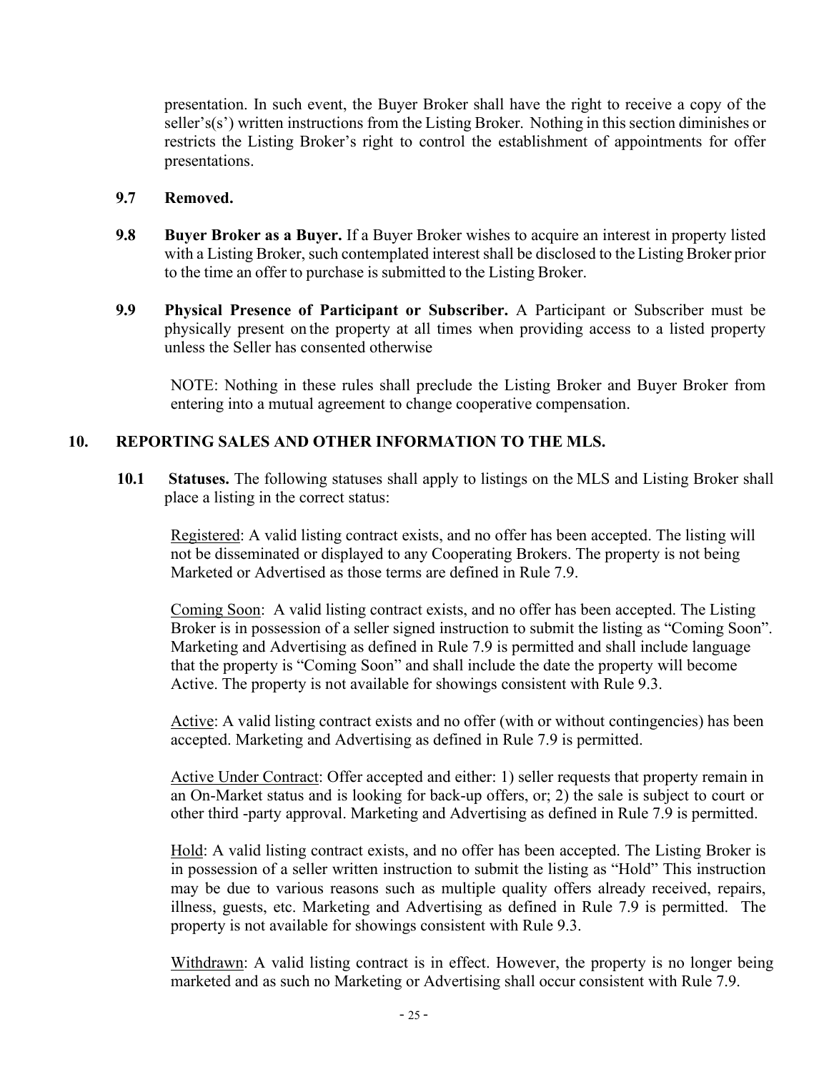presentation. In such event, the Buyer Broker shall have the right to receive a copy of the seller's(s') written instructions from the Listing Broker. Nothing in this section diminishes or restricts the Listing Broker's right to control the establishment of appointments for offer presentations.

**9.7 Removed.**

**9.8 Buyer Broker as a Buyer.** If a Buyer Broker wishes to acquire an interest in property listed with a Listing Broker, such contemplated interest shall be disclosed to the Listing Broker prior to the time an offer to purchase is submitted to the Listing Broker.

**9.9 Physical Presence of Participant or Subscriber.** A Participant or Subscriber must be physically present on the property at all times when providing access to a listed property unless the Seller has consented otherwise

NOTE: Nothing in these rules shall preclude the Listing Broker and Buyer Broker from entering into a mutual agreement to change cooperative compensation.

## 10. REPORTING SALES AND OTHER INFORMATION TO THE MLS.

**10.1 Statuses.** The following statuses shall apply to listings on the MLS and Listing Broker shall place a listing in the correct status:

<u>Registered</u>: A valid listing contract exists, and no offer has been accepted. The listing will not be disseminated or displayed to any Cooperating Brokers. The property is not being Marketed or Advertised as those terms are defined in Rule 7.9.

<u>Coming Soon</u>: A valid listing contract exists, and no offer has been accepted. The Listing Broker is in possession of a seller signed instruction to submit the listing as "Coming Soon". Marketing and Advertising as defined in Rule 7.9 is permitted and shall include language that the property is "Coming Soon" and shall include the date the property will become Active. The property is not available for showings consistent with Rule 9.3.

<u>Active</u>: A valid listing contract exists and no offer (with or without contingencies) has been accepted. Marketing and Advertising as defined in Rule 7.9 is permitted.

<u>Active Under Contract</u>: Offer accepted and either: 1) seller requests that property remain in an On-Market status and is looking for back-up offers, or; 2) the sale is subject to court or other third -party approval. Marketing and Advertising as defined in Rule 7.9 is permitted.

<u>Hold</u>: A valid listing contract exists, and no offer has been accepted. The Listing Broker is in possession of a seller written instruction to submit the listing as "Hold" This instruction may be due to various reasons such as multiple quality offers already received, repairs, illness, guests, etc. Marketing and Advertising as defined in Rule 7.9 is permitted. The property is not available for showings consistent with Rule 9.3.

<u>Withdrawn</u>: A valid listing contract is in effect. However, the property is no longer being marketed and as such no Marketing or Advertising shall occur consistent with Rule 7.9.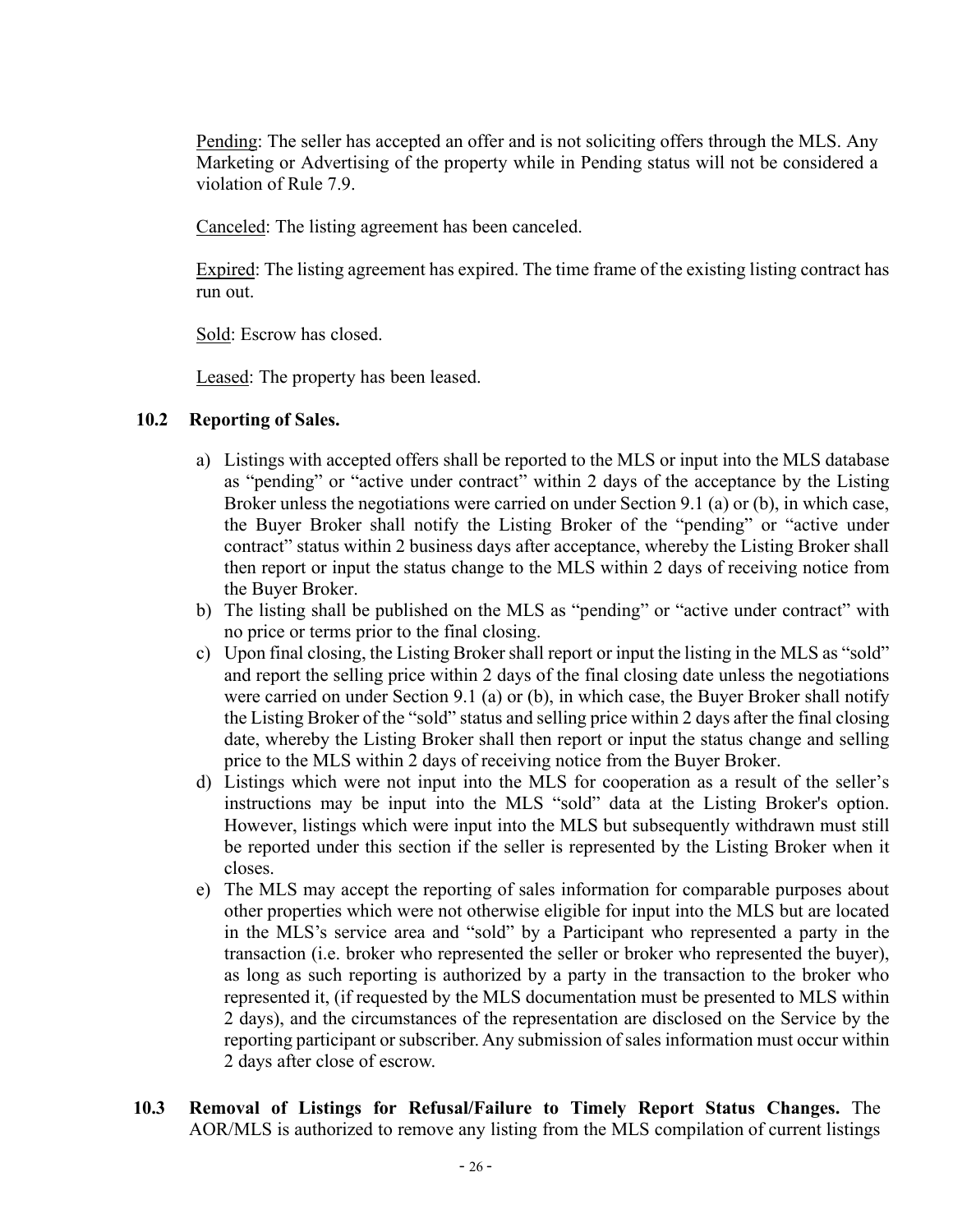Pending: The seller has accepted an offer and is not soliciting offers through the MLS. Any Marketing or Advertising of the property while in Pending status will not be considered a violation of Rule 7.9.

Canceled: The listing agreement has been canceled.

Expired: The listing agreement has expired. The time frame of the existing listing contract has run out.

Sold: Escrow has closed.

Leased: The property has been leased.

**10.2 Reporting of Sales.**

a) Listings with accepted offers shall be reported to the MLS or input into the MLS database as "pending" or "active under contract" within 2 days of the acceptance by the Listing Broker unless the negotiations were carried on under Section 9.1 (a) or (b), in which case, the Buyer Broker shall notify the Listing Broker of the "pending" or "active under contract" status within 2 business days after acceptance, whereby the Listing Broker shall then report or input the status change to the MLS within 2 days of receiving notice from the Buyer Broker.

b) The listing shall be published on the MLS as "pending" or "active under contract" with no price or terms prior to the final closing.

c) Upon final closing, the Listing Broker shall report or input the listing in the MLS as "sold" and report the selling price within 2 days of the final closing date unless the negotiations were carried on under Section 9.1 (a) or (b), in which case, the Buyer Broker shall notify the Listing Broker of the "sold" status and selling price within 2 days after the final closing date, whereby the Listing Broker shall then report or input the status change and selling price to the MLS within 2 days of receiving notice from the Buyer Broker.

d) Listings which were not input into the MLS for cooperation as a result of the seller's instructions may be input into the MLS "sold" data at the Listing Broker's option. However, listings which were input into the MLS but subsequently withdrawn must still be reported under this section if the seller is represented by the Listing Broker when it closes.

e) The MLS may accept the reporting of sales information for comparable purposes about other properties which were not otherwise eligible for input into the MLS but are located in the MLS's service area and "sold" by a Participant who represented a party in the transaction (i.e. broker who represented the seller or broker who represented the buyer), as long as such reporting is authorized by a party in the transaction to the broker who represented it, (if requested by the MLS documentation must be presented to MLS within 2 days), and the circumstances of the representation are disclosed on the Service by the reporting participant or subscriber. Any submission of sales information must occur within 2 days after close of escrow.

**10.3 Removal of Listings for Refusal/Failure to Timely Report Status Changes.** The AOR/MLS is authorized to remove any listing from the MLS compilation of current listings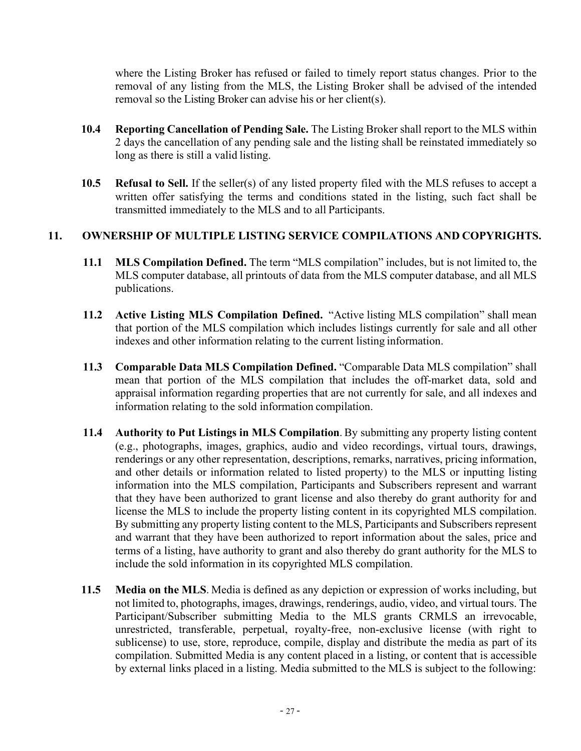where the Listing Broker has refused or failed to timely report status changes. Prior to the removal of any listing from the MLS, the Listing Broker shall be advised of the intended removal so the Listing Broker can advise his or her client(s).

**10.4 Reporting Cancellation of Pending Sale.** The Listing Broker shall report to the MLS within 2 days the cancellation of any pending sale and the listing shall be reinstated immediately so long as there is still a valid listing.

**10.5 Refusal to Sell.** If the seller(s) of any listed property filed with the MLS refuses to accept a written offer satisfying the terms and conditions stated in the listing, such fact shall be transmitted immediately to the MLS and to all Participants.

## 11. OWNERSHIP OF MULTIPLE LISTING SERVICE COMPILATIONS AND COPYRIGHTS.

**11.1 MLS Compilation Defined.** The term "MLS compilation" includes, but is not limited to, the MLS computer database, all printouts of data from the MLS computer database, and all MLS publications.

**11.2 Active Listing MLS Compilation Defined.** "Active listing MLS compilation" shall mean that portion of the MLS compilation which includes listings currently for sale and all other indexes and other information relating to the current listing information.

**11.3 Comparable Data MLS Compilation Defined.** "Comparable Data MLS compilation" shall mean that portion of the MLS compilation that includes the off-market data, sold and appraisal information regarding properties that are not currently for sale, and all indexes and information relating to the sold information compilation.

**11.4 Authority to Put Listings in MLS Compilation**. By submitting any property listing content (e.g., photographs, images, graphics, audio and video recordings, virtual tours, drawings, renderings or any other representation, descriptions, remarks, narratives, pricing information, and other details or information related to listed property) to the MLS or inputting listing information into the MLS compilation, Participants and Subscribers represent and warrant that they have been authorized to grant license and also thereby do grant authority for and license the MLS to include the property listing content in its copyrighted MLS compilation. By submitting any property listing content to the MLS, Participants and Subscribers represent and warrant that they have been authorized to report information about the sales, price and terms of a listing, have authority to grant and also thereby do grant authority for the MLS to include the sold information in its copyrighted MLS compilation.

**11.5 Media on the MLS**. Media is defined as any depiction or expression of works including, but not limited to, photographs, images, drawings, renderings, audio, video, and virtual tours. The Participant/Subscriber submitting Media to the MLS grants CRMLS an irrevocable, unrestricted, transferable, perpetual, royalty-free, non-exclusive license (with right to sublicense) to use, store, reproduce, compile, display and distribute the media as part of its compilation. Submitted Media is any content placed in a listing, or content that is accessible by external links placed in a listing. Media submitted to the MLS is subject to the following: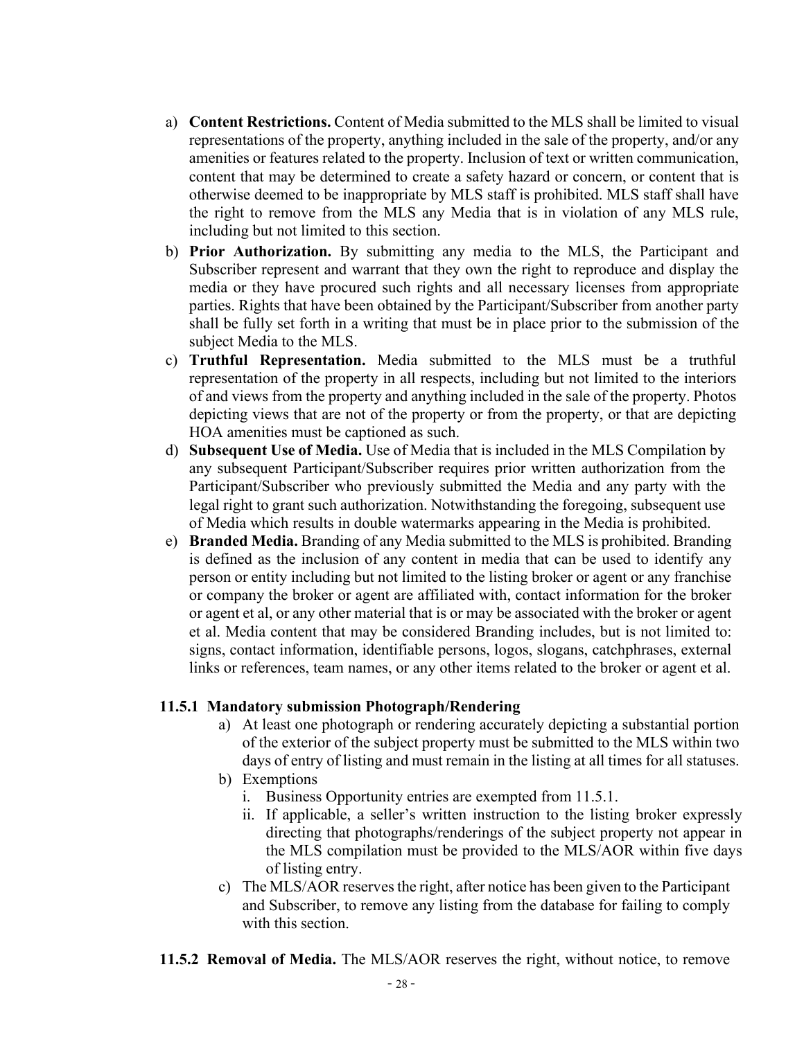a) **Content Restrictions.** Content of Media submitted to the MLS shall be limited to visual representations of the property, anything included in the sale of the property, and/or any amenities or features related to the property. Inclusion of text or written communication, content that may be determined to create a safety hazard or concern, or content that is otherwise deemed to be inappropriate by MLS staff is prohibited. MLS staff shall have the right to remove from the MLS any Media that is in violation of any MLS rule, including but not limited to this section.

b) **Prior Authorization.** By submitting any media to the MLS, the Participant and Subscriber represent and warrant that they own the right to reproduce and display the media or they have procured such rights and all necessary licenses from appropriate parties. Rights that have been obtained by the Participant/Subscriber from another party shall be fully set forth in a writing that must be in place prior to the submission of the subject Media to the MLS.

c) **Truthful Representation.** Media submitted to the MLS must be a truthful representation of the property in all respects, including but not limited to the interiors of and views from the property and anything included in the sale of the property. Photos depicting views that are not of the property or from the property, or that are depicting HOA amenities must be captioned as such.

d) **Subsequent Use of Media.** Use of Media that is included in the MLS Compilation by any subsequent Participant/Subscriber requires prior written authorization from the Participant/Subscriber who previously submitted the Media and any party with the legal right to grant such authorization. Notwithstanding the foregoing, subsequent use of Media which results in double watermarks appearing in the Media is prohibited.

e) **Branded Media.** Branding of any Media submitted to the MLS is prohibited. Branding is defined as the inclusion of any content in media that can be used to identify any person or entity including but not limited to the listing broker or agent or any franchise or company the broker or agent are affiliated with, contact information for the broker or agent et al, or any other material that is or may be associated with the broker or agent et al. Media content that may be considered Branding includes, but is not limited to: signs, contact information, identifiable persons, logos, slogans, catchphrases, external links or references, team names, or any other items related to the broker or agent et al.

**11.5.1 Mandatory submission Photograph/Rendering**

a) At least one photograph or rendering accurately depicting a substantial portion of the exterior of the subject property must be submitted to the MLS within two days of entry of listing and must remain in the listing at all times for all statuses.

b) Exemptions
   i. Business Opportunity entries are exempted from 11.5.1.
   ii. If applicable, a seller's written instruction to the listing broker expressly directing that photographs/renderings of the subject property not appear in the MLS compilation must be provided to the MLS/AOR within five days of listing entry.

c) The MLS/AOR reserves the right, after notice has been given to the Participant and Subscriber, to remove any listing from the database for failing to comply with this section.

**11.5.2 Removal of Media.** The MLS/AOR reserves the right, without notice, to remove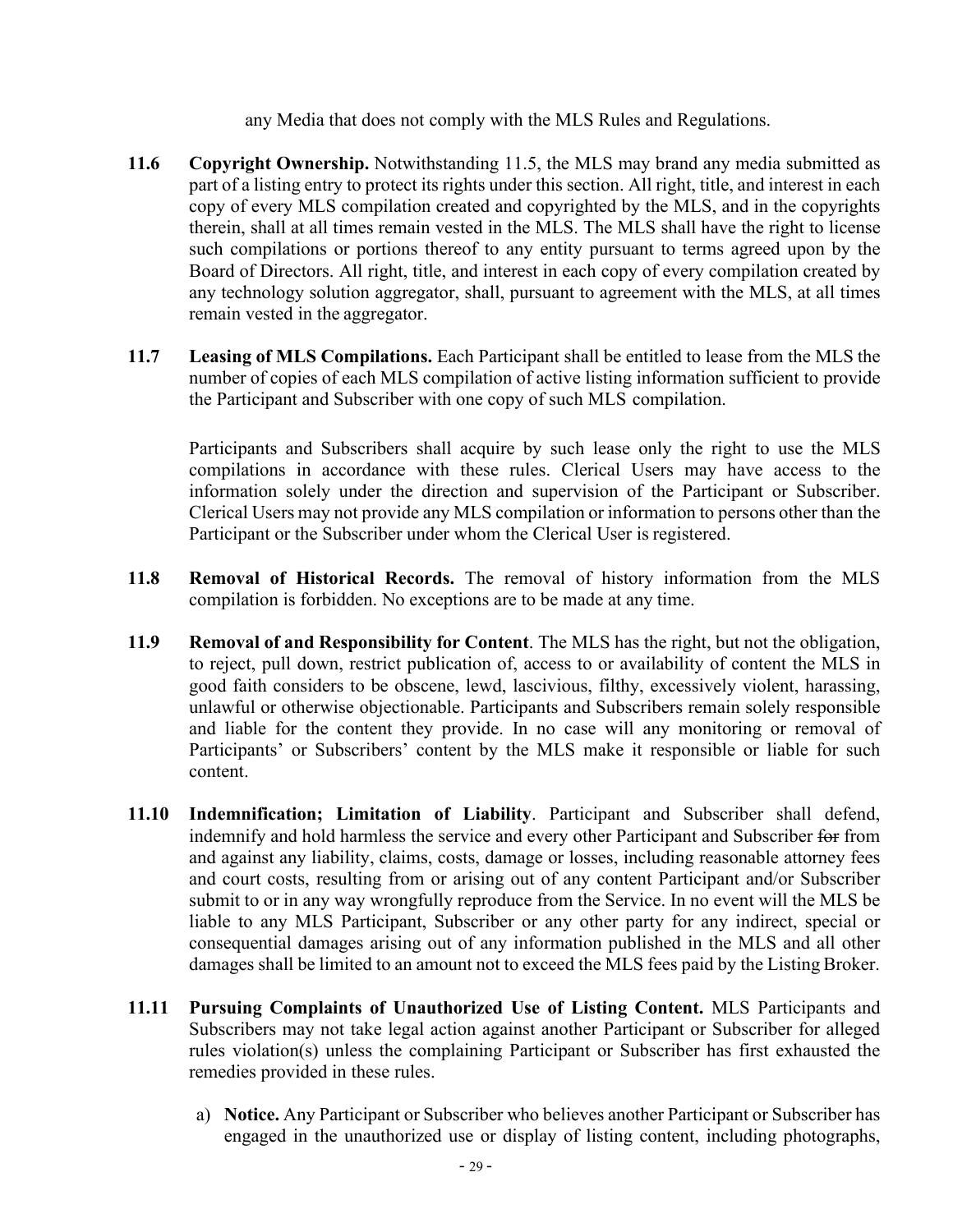any Media that does not comply with the MLS Rules and Regulations.

**11.6 Copyright Ownership.** Notwithstanding 11.5, the MLS may brand any media submitted as part of a listing entry to protect its rights under this section. All right, title, and interest in each copy of every MLS compilation created and copyrighted by the MLS, and in the copyrights therein, shall at all times remain vested in the MLS. The MLS shall have the right to license such compilations or portions thereof to any entity pursuant to terms agreed upon by the Board of Directors. All right, title, and interest in each copy of every compilation created by any technology solution aggregator, shall, pursuant to agreement with the MLS, at all times remain vested in the aggregator.

**11.7 Leasing of MLS Compilations.** Each Participant shall be entitled to lease from the MLS the number of copies of each MLS compilation of active listing information sufficient to provide the Participant and Subscriber with one copy of such MLS compilation.

Participants and Subscribers shall acquire by such lease only the right to use the MLS compilations in accordance with these rules. Clerical Users may have access to the information solely under the direction and supervision of the Participant or Subscriber. Clerical Users may not provide any MLS compilation or information to persons other than the Participant or the Subscriber under whom the Clerical User is registered.

**11.8 Removal of Historical Records.** The removal of history information from the MLS compilation is forbidden. No exceptions are to be made at any time.

**11.9 Removal of and Responsibility for Content**. The MLS has the right, but not the obligation, to reject, pull down, restrict publication of, access to or availability of content the MLS in good faith considers to be obscene, lewd, lascivious, filthy, excessively violent, harassing, unlawful or otherwise objectionable. Participants and Subscribers remain solely responsible and liable for the content they provide. In no case will any monitoring or removal of Participants' or Subscribers' content by the MLS make it responsible or liable for such content.

**11.10 Indemnification; Limitation of Liability**. Participant and Subscriber shall defend, indemnify and hold harmless the service and every other Participant and Subscriber ~~for~~ from and against any liability, claims, costs, damage or losses, including reasonable attorney fees and court costs, resulting from or arising out of any content Participant and/or Subscriber submit to or in any way wrongfully reproduce from the Service. In no event will the MLS be liable to any MLS Participant, Subscriber or any other party for any indirect, special or consequential damages arising out of any information published in the MLS and all other damages shall be limited to an amount not to exceed the MLS fees paid by the Listing Broker.

**11.11 Pursuing Complaints of Unauthorized Use of Listing Content.** MLS Participants and Subscribers may not take legal action against another Participant or Subscriber for alleged rules violation(s) unless the complaining Participant or Subscriber has first exhausted the remedies provided in these rules.

a) **Notice.** Any Participant or Subscriber who believes another Participant or Subscriber has engaged in the unauthorized use or display of listing content, including photographs,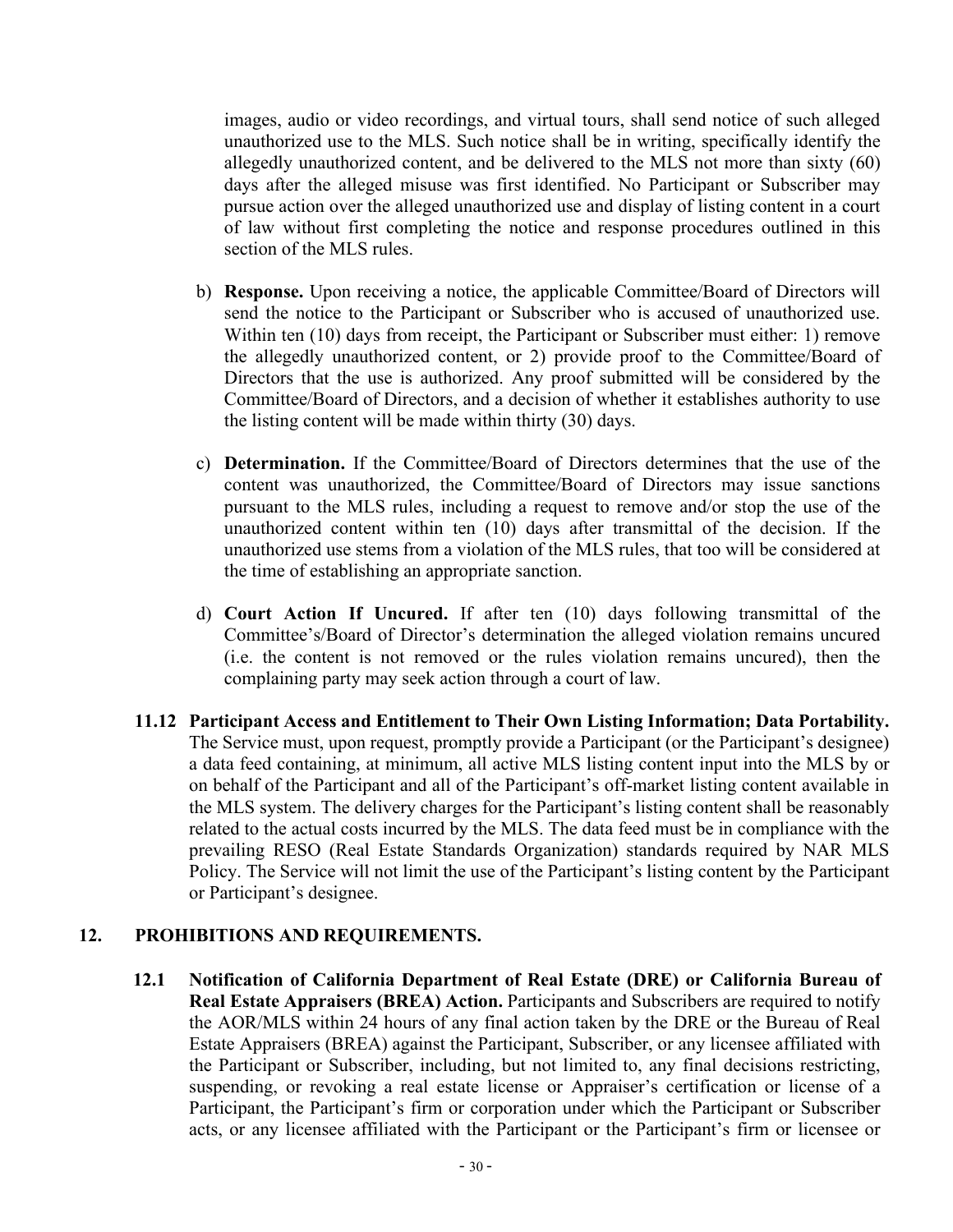images, audio or video recordings, and virtual tours, shall send notice of such alleged unauthorized use to the MLS. Such notice shall be in writing, specifically identify the allegedly unauthorized content, and be delivered to the MLS not more than sixty (60) days after the alleged misuse was first identified. No Participant or Subscriber may pursue action over the alleged unauthorized use and display of listing content in a court of law without first completing the notice and response procedures outlined in this section of the MLS rules.

b) **Response.** Upon receiving a notice, the applicable Committee/Board of Directors will send the notice to the Participant or Subscriber who is accused of unauthorized use. Within ten (10) days from receipt, the Participant or Subscriber must either: 1) remove the allegedly unauthorized content, or 2) provide proof to the Committee/Board of Directors that the use is authorized. Any proof submitted will be considered by the Committee/Board of Directors, and a decision of whether it establishes authority to use the listing content will be made within thirty (30) days.

c) **Determination.** If the Committee/Board of Directors determines that the use of the content was unauthorized, the Committee/Board of Directors may issue sanctions pursuant to the MLS rules, including a request to remove and/or stop the use of the unauthorized content within ten (10) days after transmittal of the decision. If the unauthorized use stems from a violation of the MLS rules, that too will be considered at the time of establishing an appropriate sanction.

d) **Court Action If Uncured.** If after ten (10) days following transmittal of the Committee's/Board of Director's determination the alleged violation remains uncured (i.e. the content is not removed or the rules violation remains uncured), then the complaining party may seek action through a court of law.

**11.12 Participant Access and Entitlement to Their Own Listing Information; Data Portability.** The Service must, upon request, promptly provide a Participant (or the Participant's designee) a data feed containing, at minimum, all active MLS listing content input into the MLS by or on behalf of the Participant and all of the Participant's off-market listing content available in the MLS system. The delivery charges for the Participant's listing content shall be reasonably related to the actual costs incurred by the MLS. The data feed must be in compliance with the prevailing RESO (Real Estate Standards Organization) standards required by NAR MLS Policy. The Service will not limit the use of the Participant's listing content by the Participant or Participant's designee.

## 12. PROHIBITIONS AND REQUIREMENTS.

**12.1 Notification of California Department of Real Estate (DRE) or California Bureau of Real Estate Appraisers (BREA) Action.** Participants and Subscribers are required to notify the AOR/MLS within 24 hours of any final action taken by the DRE or the Bureau of Real Estate Appraisers (BREA) against the Participant, Subscriber, or any licensee affiliated with the Participant or Subscriber, including, but not limited to, any final decisions restricting, suspending, or revoking a real estate license or Appraiser's certification or license of a Participant, the Participant's firm or corporation under which the Participant or Subscriber acts, or any licensee affiliated with the Participant or the Participant's firm or licensee or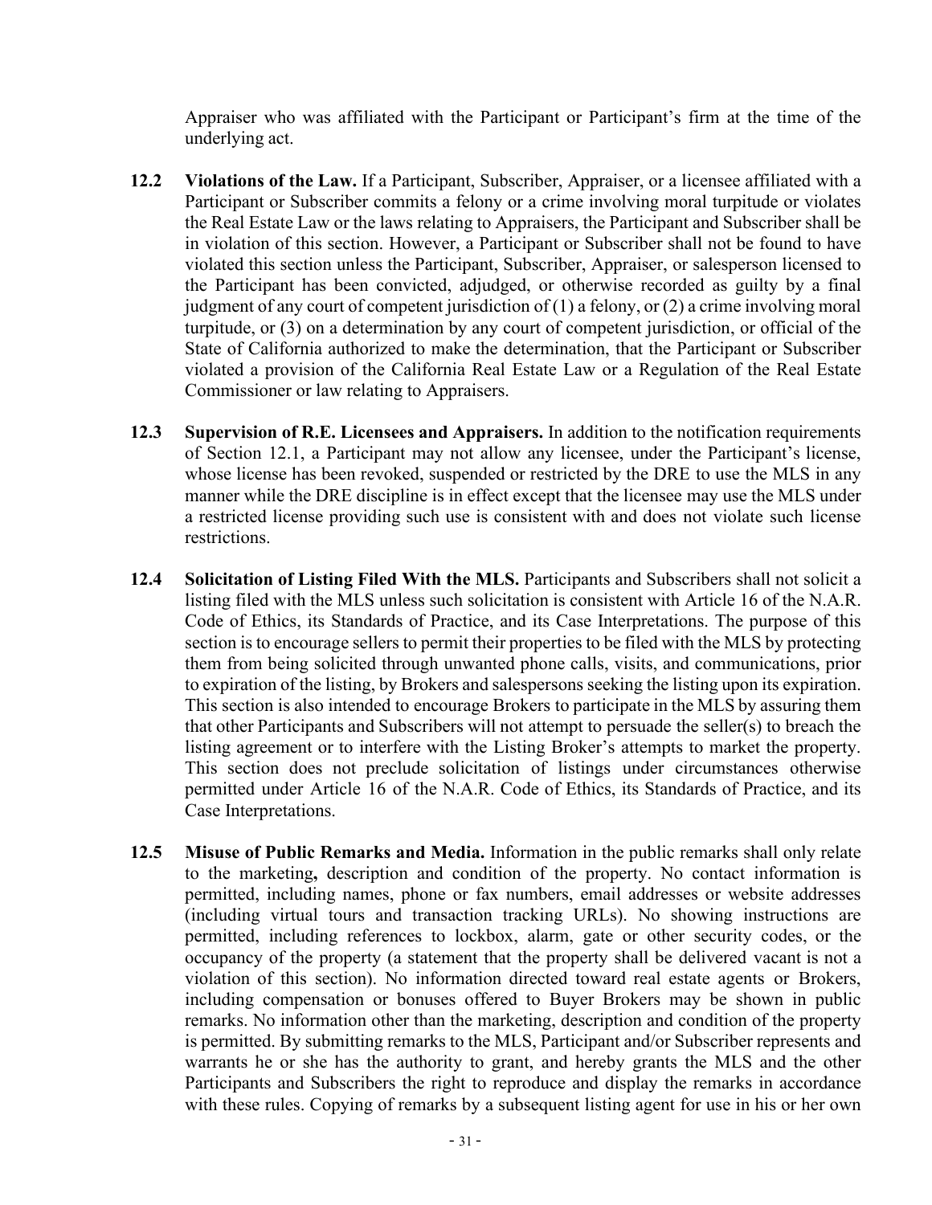Appraiser who was affiliated with the Participant or Participant's firm at the time of the underlying act.

**12.2 Violations of the Law.** If a Participant, Subscriber, Appraiser, or a licensee affiliated with a Participant or Subscriber commits a felony or a crime involving moral turpitude or violates the Real Estate Law or the laws relating to Appraisers, the Participant and Subscriber shall be in violation of this section. However, a Participant or Subscriber shall not be found to have violated this section unless the Participant, Subscriber, Appraiser, or salesperson licensed to the Participant has been convicted, adjudged, or otherwise recorded as guilty by a final judgment of any court of competent jurisdiction of (1) a felony, or (2) a crime involving moral turpitude, or (3) on a determination by any court of competent jurisdiction, or official of the State of California authorized to make the determination, that the Participant or Subscriber violated a provision of the California Real Estate Law or a Regulation of the Real Estate Commissioner or law relating to Appraisers.

**12.3 Supervision of R.E. Licensees and Appraisers.** In addition to the notification requirements of Section 12.1, a Participant may not allow any licensee, under the Participant's license, whose license has been revoked, suspended or restricted by the DRE to use the MLS in any manner while the DRE discipline is in effect except that the licensee may use the MLS under a restricted license providing such use is consistent with and does not violate such license restrictions.

**12.4 Solicitation of Listing Filed With the MLS.** Participants and Subscribers shall not solicit a listing filed with the MLS unless such solicitation is consistent with Article 16 of the N.A.R. Code of Ethics, its Standards of Practice, and its Case Interpretations. The purpose of this section is to encourage sellers to permit their properties to be filed with the MLS by protecting them from being solicited through unwanted phone calls, visits, and communications, prior to expiration of the listing, by Brokers and salespersons seeking the listing upon its expiration. This section is also intended to encourage Brokers to participate in the MLS by assuring them that other Participants and Subscribers will not attempt to persuade the seller(s) to breach the listing agreement or to interfere with the Listing Broker's attempts to market the property. This section does not preclude solicitation of listings under circumstances otherwise permitted under Article 16 of the N.A.R. Code of Ethics, its Standards of Practice, and its Case Interpretations.

**12.5 Misuse of Public Remarks and Media.** Information in the public remarks shall only relate to the marketing**,** description and condition of the property. No contact information is permitted, including names, phone or fax numbers, email addresses or website addresses (including virtual tours and transaction tracking URLs). No showing instructions are permitted, including references to lockbox, alarm, gate or other security codes, or the occupancy of the property (a statement that the property shall be delivered vacant is not a violation of this section). No information directed toward real estate agents or Brokers, including compensation or bonuses offered to Buyer Brokers may be shown in public remarks. No information other than the marketing, description and condition of the property is permitted. By submitting remarks to the MLS, Participant and/or Subscriber represents and warrants he or she has the authority to grant, and hereby grants the MLS and the other Participants and Subscribers the right to reproduce and display the remarks in accordance with these rules. Copying of remarks by a subsequent listing agent for use in his or her own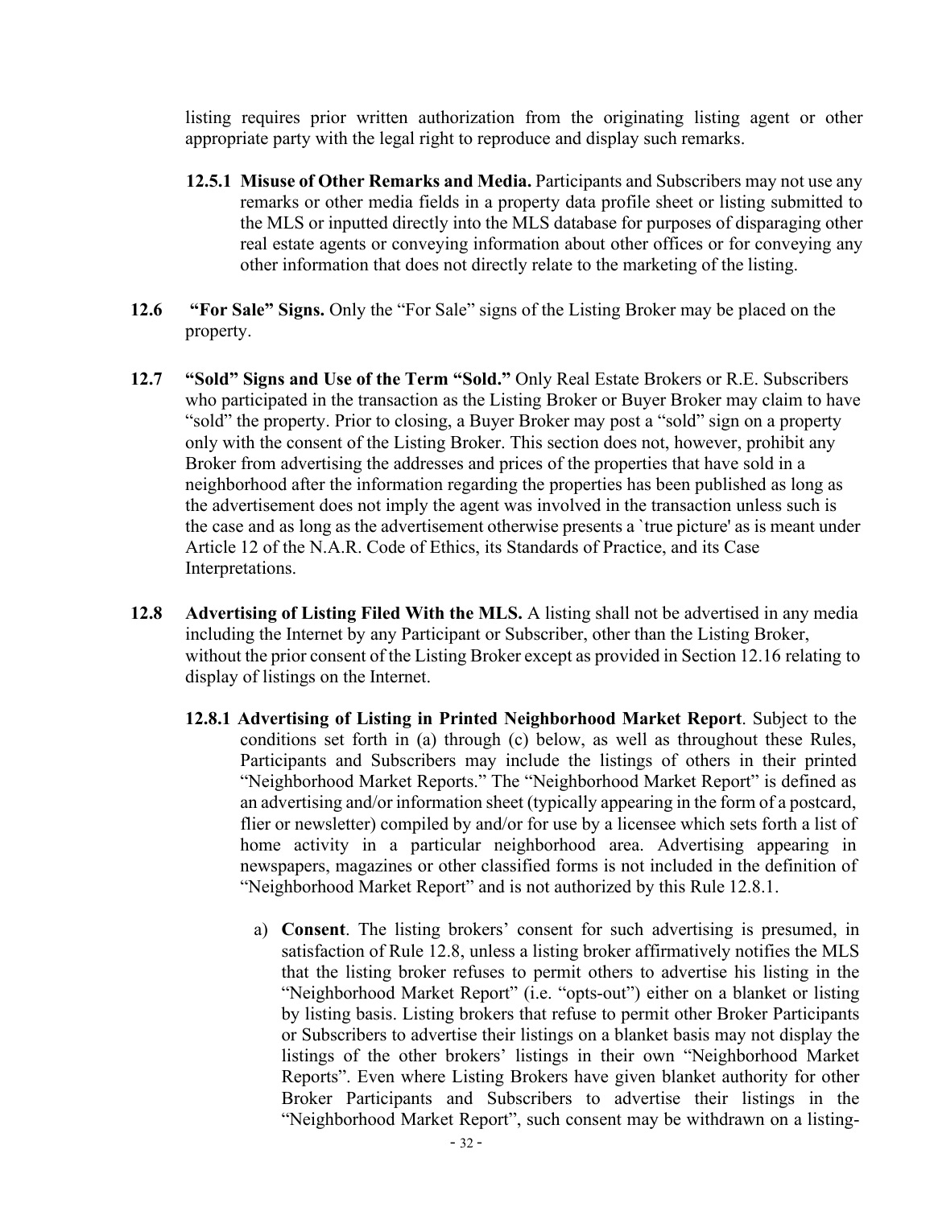listing requires prior written authorization from the originating listing agent or other appropriate party with the legal right to reproduce and display such remarks.

**12.5.1 Misuse of Other Remarks and Media.** Participants and Subscribers may not use any remarks or other media fields in a property data profile sheet or listing submitted to the MLS or inputted directly into the MLS database for purposes of disparaging other real estate agents or conveying information about other offices or for conveying any other information that does not directly relate to the marketing of the listing.

**12.6 "For Sale" Signs.** Only the "For Sale" signs of the Listing Broker may be placed on the property.

**12.7 "Sold" Signs and Use of the Term "Sold."** Only Real Estate Brokers or R.E. Subscribers who participated in the transaction as the Listing Broker or Buyer Broker may claim to have "sold" the property. Prior to closing, a Buyer Broker may post a "sold" sign on a property only with the consent of the Listing Broker. This section does not, however, prohibit any Broker from advertising the addresses and prices of the properties that have sold in a neighborhood after the information regarding the properties has been published as long as the advertisement does not imply the agent was involved in the transaction unless such is the case and as long as the advertisement otherwise presents a `true picture' as is meant under Article 12 of the N.A.R. Code of Ethics, its Standards of Practice, and its Case Interpretations.

**12.8 Advertising of Listing Filed With the MLS.** A listing shall not be advertised in any media including the Internet by any Participant or Subscriber, other than the Listing Broker, without the prior consent of the Listing Broker except as provided in Section 12.16 relating to display of listings on the Internet.

**12.8.1 Advertising of Listing in Printed Neighborhood Market Report**. Subject to the conditions set forth in (a) through (c) below, as well as throughout these Rules, Participants and Subscribers may include the listings of others in their printed "Neighborhood Market Reports." The "Neighborhood Market Report" is defined as an advertising and/or information sheet (typically appearing in the form of a postcard, flier or newsletter) compiled by and/or for use by a licensee which sets forth a list of home activity in a particular neighborhood area. Advertising appearing in newspapers, magazines or other classified forms is not included in the definition of "Neighborhood Market Report" and is not authorized by this Rule 12.8.1.

a) **Consent**. The listing brokers' consent for such advertising is presumed, in satisfaction of Rule 12.8, unless a listing broker affirmatively notifies the MLS that the listing broker refuses to permit others to advertise his listing in the "Neighborhood Market Report" (i.e. "opts-out") either on a blanket or listing by listing basis. Listing brokers that refuse to permit other Broker Participants or Subscribers to advertise their listings on a blanket basis may not display the listings of the other brokers' listings in their own "Neighborhood Market Reports". Even where Listing Brokers have given blanket authority for other Broker Participants and Subscribers to advertise their listings in the "Neighborhood Market Report", such consent may be withdrawn on a listing-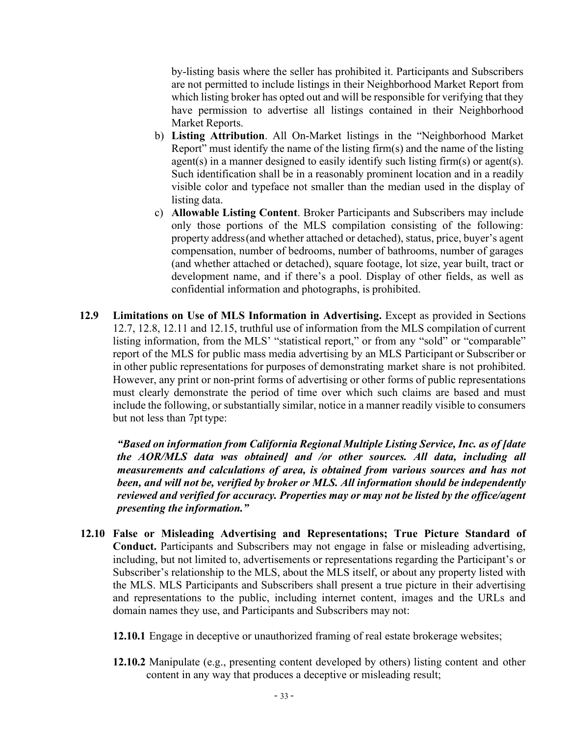by-listing basis where the seller has prohibited it. Participants and Subscribers are not permitted to include listings in their Neighborhood Market Report from which listing broker has opted out and will be responsible for verifying that they have permission to advertise all listings contained in their Neighborhood Market Reports.

b) **Listing Attribution**. All On-Market listings in the "Neighborhood Market Report" must identify the name of the listing firm(s) and the name of the listing agent(s) in a manner designed to easily identify such listing firm(s) or agent(s). Such identification shall be in a reasonably prominent location and in a readily visible color and typeface not smaller than the median used in the display of listing data.

c) **Allowable Listing Content**. Broker Participants and Subscribers may include only those portions of the MLS compilation consisting of the following: property address(and whether attached or detached), status, price, buyer's agent compensation, number of bedrooms, number of bathrooms, number of garages (and whether attached or detached), square footage, lot size, year built, tract or development name, and if there's a pool. Display of other fields, as well as confidential information and photographs, is prohibited.

**12.9 Limitations on Use of MLS Information in Advertising.** Except as provided in Sections 12.7, 12.8, 12.11 and 12.15, truthful use of information from the MLS compilation of current listing information, from the MLS' "statistical report," or from any "sold" or "comparable" report of the MLS for public mass media advertising by an MLS Participant or Subscriber or in other public representations for purposes of demonstrating market share is not prohibited. However, any print or non-print forms of advertising or other forms of public representations must clearly demonstrate the period of time over which such claims are based and must include the following, or substantially similar, notice in a manner readily visible to consumers but not less than 7pt type:

***"Based on information from California Regional Multiple Listing Service, Inc. as of [date the AOR/MLS data was obtained] and /or other sources. All data, including all measurements and calculations of area, is obtained from various sources and has not been, and will not be, verified by broker or MLS. All information should be independently reviewed and verified for accuracy. Properties may or may not be listed by the office/agent presenting the information."***

**12.10 False or Misleading Advertising and Representations; True Picture Standard of Conduct.** Participants and Subscribers may not engage in false or misleading advertising, including, but not limited to, advertisements or representations regarding the Participant's or Subscriber's relationship to the MLS, about the MLS itself, or about any property listed with the MLS. MLS Participants and Subscribers shall present a true picture in their advertising and representations to the public, including internet content, images and the URLs and domain names they use, and Participants and Subscribers may not:

**12.10.1** Engage in deceptive or unauthorized framing of real estate brokerage websites;

**12.10.2** Manipulate (e.g., presenting content developed by others) listing content and other content in any way that produces a deceptive or misleading result;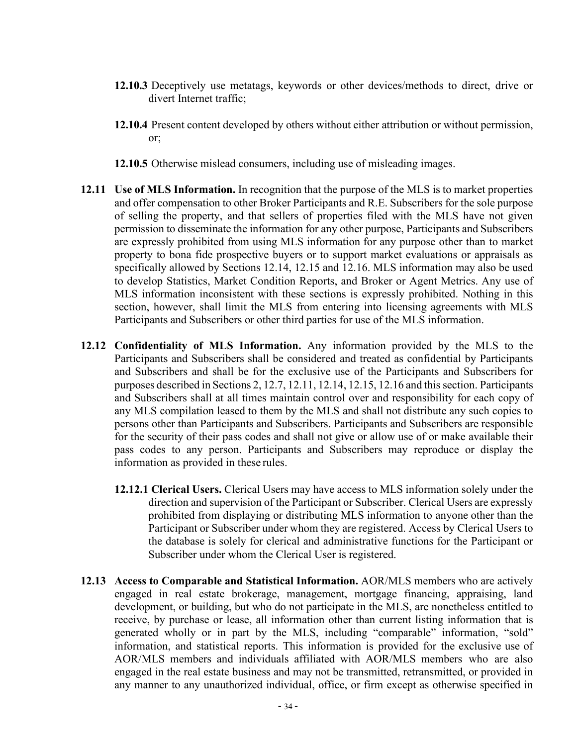**12.10.3** Deceptively use metatags, keywords or other devices/methods to direct, drive or divert Internet traffic;

**12.10.4** Present content developed by others without either attribution or without permission, or;

**12.10.5** Otherwise mislead consumers, including use of misleading images.

**12.11 Use of MLS Information.** In recognition that the purpose of the MLS is to market properties and offer compensation to other Broker Participants and R.E. Subscribers for the sole purpose of selling the property, and that sellers of properties filed with the MLS have not given permission to disseminate the information for any other purpose, Participants and Subscribers are expressly prohibited from using MLS information for any purpose other than to market property to bona fide prospective buyers or to support market evaluations or appraisals as specifically allowed by Sections 12.14, 12.15 and 12.16. MLS information may also be used to develop Statistics, Market Condition Reports, and Broker or Agent Metrics. Any use of MLS information inconsistent with these sections is expressly prohibited. Nothing in this section, however, shall limit the MLS from entering into licensing agreements with MLS Participants and Subscribers or other third parties for use of the MLS information.

**12.12 Confidentiality of MLS Information.** Any information provided by the MLS to the Participants and Subscribers shall be considered and treated as confidential by Participants and Subscribers and shall be for the exclusive use of the Participants and Subscribers for purposes described in Sections 2, 12.7, 12.11, 12.14, 12.15, 12.16 and this section. Participants and Subscribers shall at all times maintain control over and responsibility for each copy of any MLS compilation leased to them by the MLS and shall not distribute any such copies to persons other than Participants and Subscribers. Participants and Subscribers are responsible for the security of their pass codes and shall not give or allow use of or make available their pass codes to any person. Participants and Subscribers may reproduce or display the information as provided in these rules.

**12.12.1 Clerical Users.** Clerical Users may have access to MLS information solely under the direction and supervision of the Participant or Subscriber. Clerical Users are expressly prohibited from displaying or distributing MLS information to anyone other than the Participant or Subscriber under whom they are registered. Access by Clerical Users to the database is solely for clerical and administrative functions for the Participant or Subscriber under whom the Clerical User is registered.

**12.13 Access to Comparable and Statistical Information.** AOR/MLS members who are actively engaged in real estate brokerage, management, mortgage financing, appraising, land development, or building, but who do not participate in the MLS, are nonetheless entitled to receive, by purchase or lease, all information other than current listing information that is generated wholly or in part by the MLS, including "comparable" information, "sold" information, and statistical reports. This information is provided for the exclusive use of AOR/MLS members and individuals affiliated with AOR/MLS members who are also engaged in the real estate business and may not be transmitted, retransmitted, or provided in any manner to any unauthorized individual, office, or firm except as otherwise specified in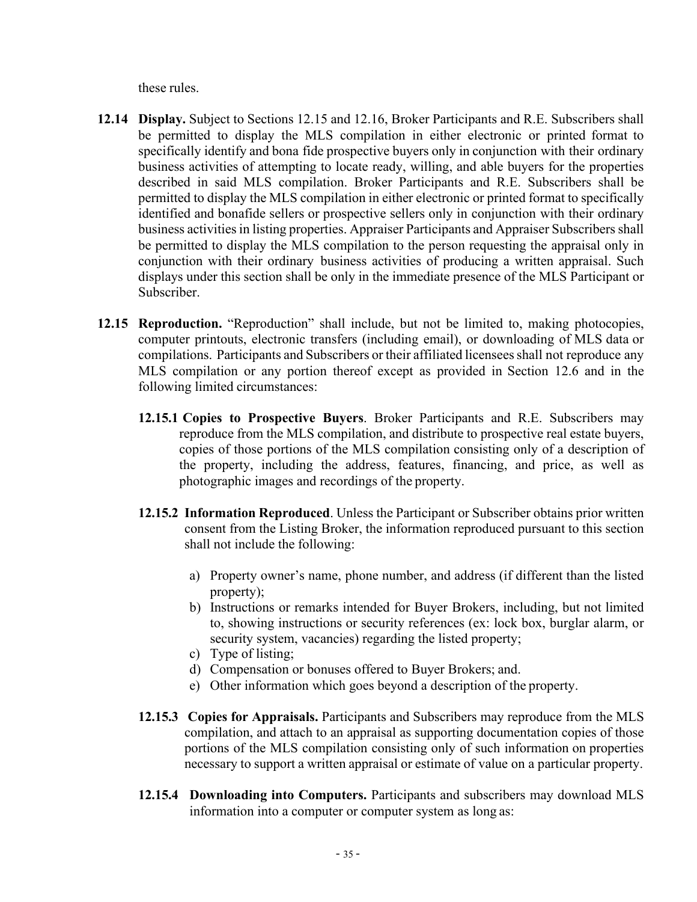these rules.

**12.14 Display.** Subject to Sections 12.15 and 12.16, Broker Participants and R.E. Subscribers shall be permitted to display the MLS compilation in either electronic or printed format to specifically identify and bona fide prospective buyers only in conjunction with their ordinary business activities of attempting to locate ready, willing, and able buyers for the properties described in said MLS compilation. Broker Participants and R.E. Subscribers shall be permitted to display the MLS compilation in either electronic or printed format to specifically identified and bonafide sellers or prospective sellers only in conjunction with their ordinary business activities in listing properties. Appraiser Participants and Appraiser Subscribers shall be permitted to display the MLS compilation to the person requesting the appraisal only in conjunction with their ordinary business activities of producing a written appraisal. Such displays under this section shall be only in the immediate presence of the MLS Participant or Subscriber.

**12.15 Reproduction.** "Reproduction" shall include, but not be limited to, making photocopies, computer printouts, electronic transfers (including email), or downloading of MLS data or compilations. Participants and Subscribers or their affiliated licensees shall not reproduce any MLS compilation or any portion thereof except as provided in Section 12.6 and in the following limited circumstances:

**12.15.1 Copies to Prospective Buyers**. Broker Participants and R.E. Subscribers may reproduce from the MLS compilation, and distribute to prospective real estate buyers, copies of those portions of the MLS compilation consisting only of a description of the property, including the address, features, financing, and price, as well as photographic images and recordings of the property.

**12.15.2 Information Reproduced**. Unless the Participant or Subscriber obtains prior written consent from the Listing Broker, the information reproduced pursuant to this section shall not include the following:

a) Property owner's name, phone number, and address (if different than the listed property);
b) Instructions or remarks intended for Buyer Brokers, including, but not limited to, showing instructions or security references (ex: lock box, burglar alarm, or security system, vacancies) regarding the listed property;
c) Type of listing;
d) Compensation or bonuses offered to Buyer Brokers; and.
e) Other information which goes beyond a description of the property.

**12.15.3 Copies for Appraisals.** Participants and Subscribers may reproduce from the MLS compilation, and attach to an appraisal as supporting documentation copies of those portions of the MLS compilation consisting only of such information on properties necessary to support a written appraisal or estimate of value on a particular property.

**12.15.4 Downloading into Computers.** Participants and subscribers may download MLS information into a computer or computer system as long as: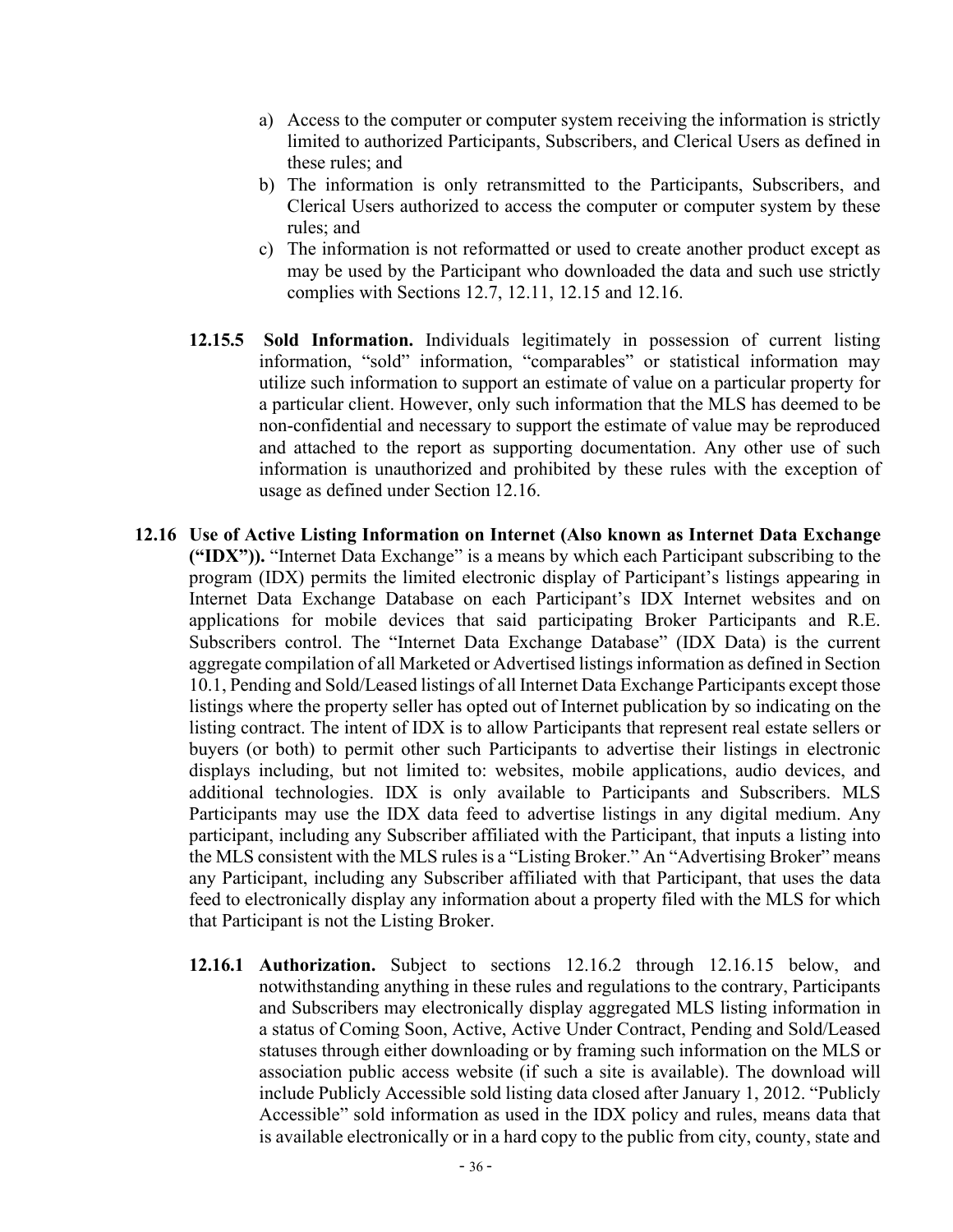a) Access to the computer or computer system receiving the information is strictly limited to authorized Participants, Subscribers, and Clerical Users as defined in these rules; and
b) The information is only retransmitted to the Participants, Subscribers, and Clerical Users authorized to access the computer or computer system by these rules; and
c) The information is not reformatted or used to create another product except as may be used by the Participant who downloaded the data and such use strictly complies with Sections 12.7, 12.11, 12.15 and 12.16.

**12.15.5 Sold Information.** Individuals legitimately in possession of current listing information, "sold" information, "comparables" or statistical information may utilize such information to support an estimate of value on a particular property for a particular client. However, only such information that the MLS has deemed to be non-confidential and necessary to support the estimate of value may be reproduced and attached to the report as supporting documentation. Any other use of such information is unauthorized and prohibited by these rules with the exception of usage as defined under Section 12.16.

**12.16 Use of Active Listing Information on Internet (Also known as Internet Data Exchange ("IDX")).** "Internet Data Exchange" is a means by which each Participant subscribing to the program (IDX) permits the limited electronic display of Participant's listings appearing in Internet Data Exchange Database on each Participant's IDX Internet websites and on applications for mobile devices that said participating Broker Participants and R.E. Subscribers control. The "Internet Data Exchange Database" (IDX Data) is the current aggregate compilation of all Marketed or Advertised listings information as defined in Section 10.1, Pending and Sold/Leased listings of all Internet Data Exchange Participants except those listings where the property seller has opted out of Internet publication by so indicating on the listing contract. The intent of IDX is to allow Participants that represent real estate sellers or buyers (or both) to permit other such Participants to advertise their listings in electronic displays including, but not limited to: websites, mobile applications, audio devices, and additional technologies. IDX is only available to Participants and Subscribers. MLS Participants may use the IDX data feed to advertise listings in any digital medium. Any participant, including any Subscriber affiliated with the Participant, that inputs a listing into the MLS consistent with the MLS rules is a "Listing Broker." An "Advertising Broker" means any Participant, including any Subscriber affiliated with that Participant, that uses the data feed to electronically display any information about a property filed with the MLS for which that Participant is not the Listing Broker.

**12.16.1 Authorization.** Subject to sections 12.16.2 through 12.16.15 below, and notwithstanding anything in these rules and regulations to the contrary, Participants and Subscribers may electronically display aggregated MLS listing information in a status of Coming Soon, Active, Active Under Contract, Pending and Sold/Leased statuses through either downloading or by framing such information on the MLS or association public access website (if such a site is available). The download will include Publicly Accessible sold listing data closed after January 1, 2012. "Publicly Accessible" sold information as used in the IDX policy and rules, means data that is available electronically or in a hard copy to the public from city, county, state and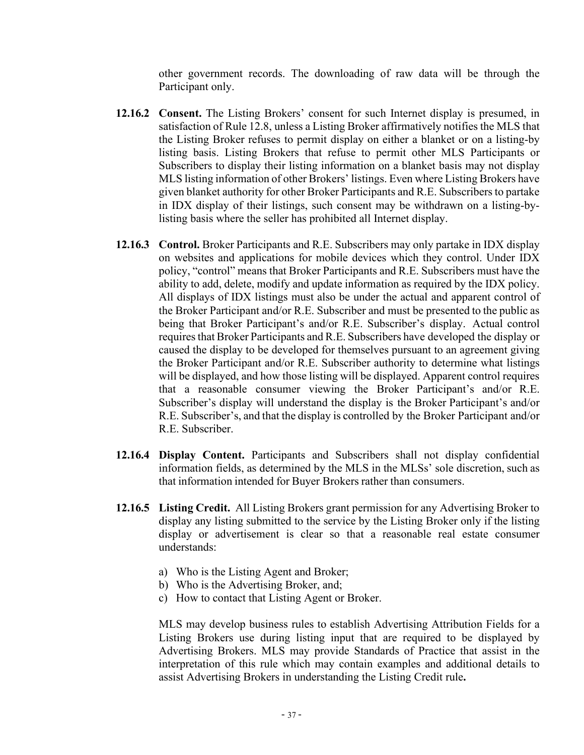other government records. The downloading of raw data will be through the Participant only.

**12.16.2 Consent.** The Listing Brokers' consent for such Internet display is presumed, in satisfaction of Rule 12.8, unless a Listing Broker affirmatively notifies the MLS that the Listing Broker refuses to permit display on either a blanket or on a listing-by listing basis. Listing Brokers that refuse to permit other MLS Participants or Subscribers to display their listing information on a blanket basis may not display MLS listing information of other Brokers' listings. Even where Listing Brokers have given blanket authority for other Broker Participants and R.E. Subscribers to partake in IDX display of their listings, such consent may be withdrawn on a listing-by-listing basis where the seller has prohibited all Internet display.

**12.16.3 Control.** Broker Participants and R.E. Subscribers may only partake in IDX display on websites and applications for mobile devices which they control. Under IDX policy, "control" means that Broker Participants and R.E. Subscribers must have the ability to add, delete, modify and update information as required by the IDX policy. All displays of IDX listings must also be under the actual and apparent control of the Broker Participant and/or R.E. Subscriber and must be presented to the public as being that Broker Participant's and/or R.E. Subscriber's display. Actual control requires that Broker Participants and R.E. Subscribers have developed the display or caused the display to be developed for themselves pursuant to an agreement giving the Broker Participant and/or R.E. Subscriber authority to determine what listings will be displayed, and how those listing will be displayed. Apparent control requires that a reasonable consumer viewing the Broker Participant's and/or R.E. Subscriber's display will understand the display is the Broker Participant's and/or R.E. Subscriber's, and that the display is controlled by the Broker Participant and/or R.E. Subscriber.

**12.16.4 Display Content.** Participants and Subscribers shall not display confidential information fields, as determined by the MLS in the MLSs' sole discretion, such as that information intended for Buyer Brokers rather than consumers.

**12.16.5 Listing Credit.** All Listing Brokers grant permission for any Advertising Broker to display any listing submitted to the service by the Listing Broker only if the listing display or advertisement is clear so that a reasonable real estate consumer understands:

a) Who is the Listing Agent and Broker;
b) Who is the Advertising Broker, and;
c) How to contact that Listing Agent or Broker.

MLS may develop business rules to establish Advertising Attribution Fields for a Listing Brokers use during listing input that are required to be displayed by Advertising Brokers. MLS may provide Standards of Practice that assist in the interpretation of this rule which may contain examples and additional details to assist Advertising Brokers in understanding the Listing Credit rule**.**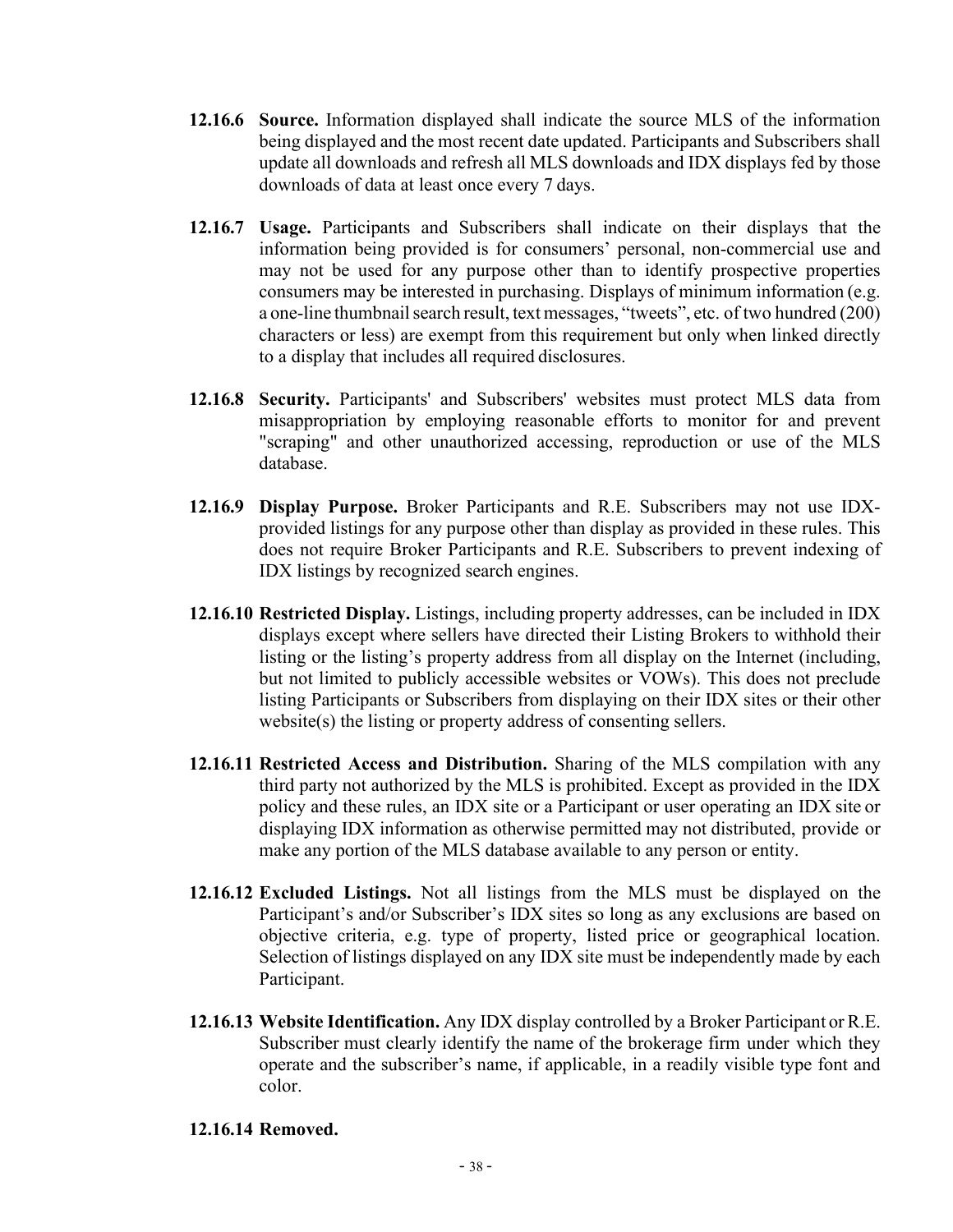**12.16.6 Source.** Information displayed shall indicate the source MLS of the information being displayed and the most recent date updated. Participants and Subscribers shall update all downloads and refresh all MLS downloads and IDX displays fed by those downloads of data at least once every 7 days.

**12.16.7 Usage.** Participants and Subscribers shall indicate on their displays that the information being provided is for consumers' personal, non-commercial use and may not be used for any purpose other than to identify prospective properties consumers may be interested in purchasing. Displays of minimum information (e.g. a one-line thumbnail search result, text messages, "tweets", etc. of two hundred (200) characters or less) are exempt from this requirement but only when linked directly to a display that includes all required disclosures.

**12.16.8 Security.** Participants' and Subscribers' websites must protect MLS data from misappropriation by employing reasonable efforts to monitor for and prevent "scraping" and other unauthorized accessing, reproduction or use of the MLS database.

**12.16.9 Display Purpose.** Broker Participants and R.E. Subscribers may not use IDX-provided listings for any purpose other than display as provided in these rules. This does not require Broker Participants and R.E. Subscribers to prevent indexing of IDX listings by recognized search engines.

**12.16.10 Restricted Display.** Listings, including property addresses, can be included in IDX displays except where sellers have directed their Listing Brokers to withhold their listing or the listing's property address from all display on the Internet (including, but not limited to publicly accessible websites or VOWs). This does not preclude listing Participants or Subscribers from displaying on their IDX sites or their other website(s) the listing or property address of consenting sellers.

**12.16.11 Restricted Access and Distribution.** Sharing of the MLS compilation with any third party not authorized by the MLS is prohibited. Except as provided in the IDX policy and these rules, an IDX site or a Participant or user operating an IDX site or displaying IDX information as otherwise permitted may not distributed, provide or make any portion of the MLS database available to any person or entity.

**12.16.12 Excluded Listings.** Not all listings from the MLS must be displayed on the Participant's and/or Subscriber's IDX sites so long as any exclusions are based on objective criteria, e.g. type of property, listed price or geographical location. Selection of listings displayed on any IDX site must be independently made by each Participant.

**12.16.13 Website Identification.** Any IDX display controlled by a Broker Participant or R.E. Subscriber must clearly identify the name of the brokerage firm under which they operate and the subscriber's name, if applicable, in a readily visible type font and color.

**12.16.14 Removed.**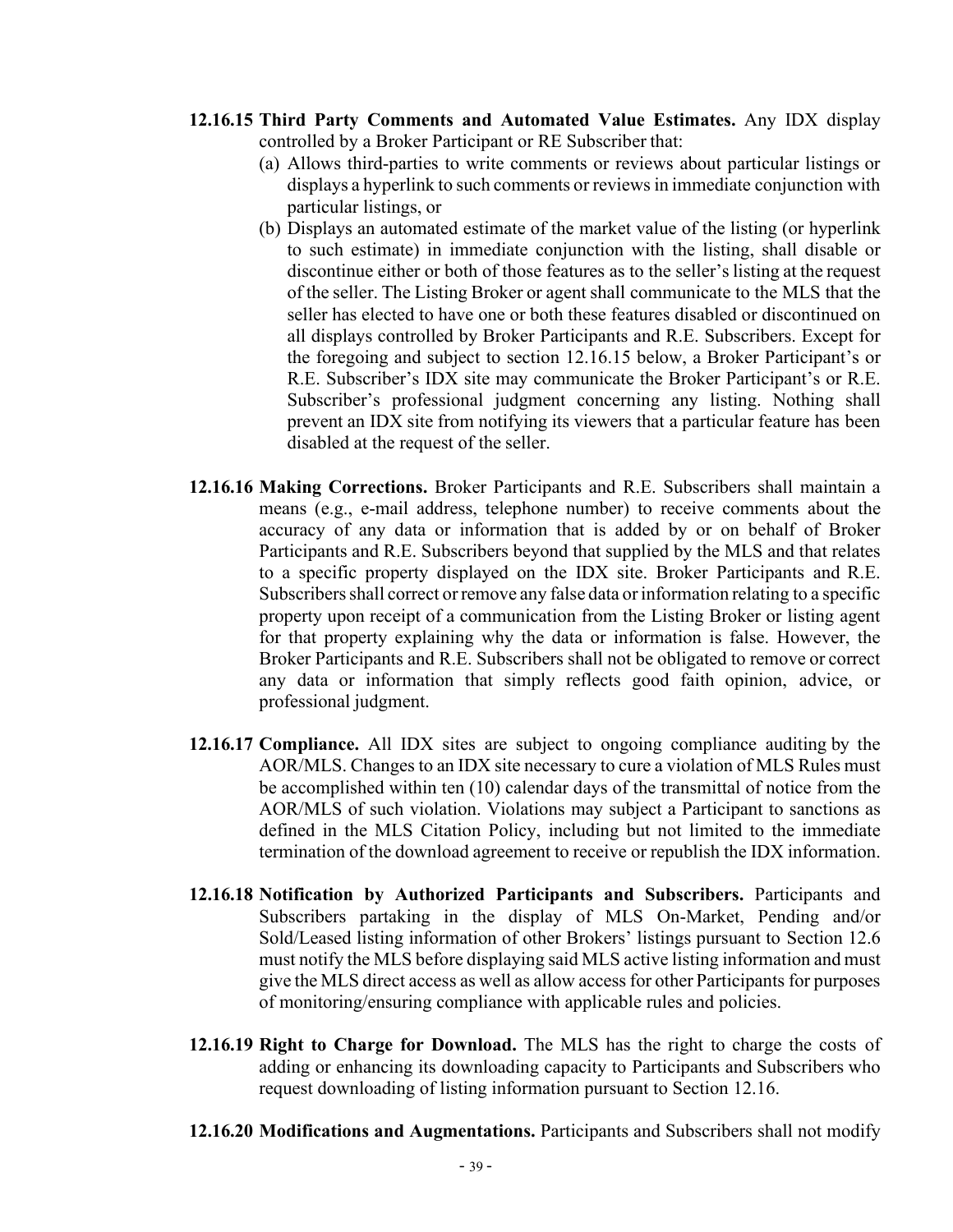**12.16.15 Third Party Comments and Automated Value Estimates.** Any IDX display controlled by a Broker Participant or RE Subscriber that:

(a) Allows third-parties to write comments or reviews about particular listings or displays a hyperlink to such comments or reviews in immediate conjunction with particular listings, or

(b) Displays an automated estimate of the market value of the listing (or hyperlink to such estimate) in immediate conjunction with the listing, shall disable or discontinue either or both of those features as to the seller's listing at the request of the seller. The Listing Broker or agent shall communicate to the MLS that the seller has elected to have one or both these features disabled or discontinued on all displays controlled by Broker Participants and R.E. Subscribers. Except for the foregoing and subject to section 12.16.15 below, a Broker Participant's or R.E. Subscriber's IDX site may communicate the Broker Participant's or R.E. Subscriber's professional judgment concerning any listing. Nothing shall prevent an IDX site from notifying its viewers that a particular feature has been disabled at the request of the seller.

**12.16.16 Making Corrections.** Broker Participants and R.E. Subscribers shall maintain a means (e.g., e-mail address, telephone number) to receive comments about the accuracy of any data or information that is added by or on behalf of Broker Participants and R.E. Subscribers beyond that supplied by the MLS and that relates to a specific property displayed on the IDX site. Broker Participants and R.E. Subscribers shall correct or remove any false data or information relating to a specific property upon receipt of a communication from the Listing Broker or listing agent for that property explaining why the data or information is false. However, the Broker Participants and R.E. Subscribers shall not be obligated to remove or correct any data or information that simply reflects good faith opinion, advice, or professional judgment.

**12.16.17 Compliance.** All IDX sites are subject to ongoing compliance auditing by the AOR/MLS. Changes to an IDX site necessary to cure a violation of MLS Rules must be accomplished within ten (10) calendar days of the transmittal of notice from the AOR/MLS of such violation. Violations may subject a Participant to sanctions as defined in the MLS Citation Policy, including but not limited to the immediate termination of the download agreement to receive or republish the IDX information.

**12.16.18 Notification by Authorized Participants and Subscribers.** Participants and Subscribers partaking in the display of MLS On-Market, Pending and/or Sold/Leased listing information of other Brokers' listings pursuant to Section 12.6 must notify the MLS before displaying said MLS active listing information and must give the MLS direct access as well as allow access for other Participants for purposes of monitoring/ensuring compliance with applicable rules and policies.

**12.16.19 Right to Charge for Download.** The MLS has the right to charge the costs of adding or enhancing its downloading capacity to Participants and Subscribers who request downloading of listing information pursuant to Section 12.16.

**12.16.20 Modifications and Augmentations.** Participants and Subscribers shall not modify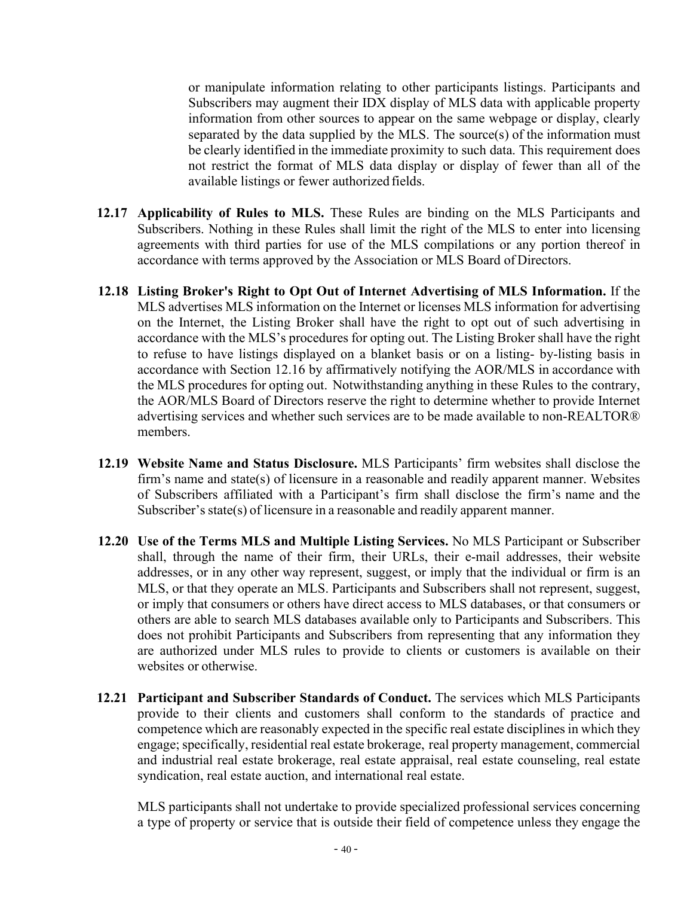or manipulate information relating to other participants listings. Participants and Subscribers may augment their IDX display of MLS data with applicable property information from other sources to appear on the same webpage or display, clearly separated by the data supplied by the MLS. The source(s) of the information must be clearly identified in the immediate proximity to such data. This requirement does not restrict the format of MLS data display or display of fewer than all of the available listings or fewer authorized fields.

**12.17 Applicability of Rules to MLS.** These Rules are binding on the MLS Participants and Subscribers. Nothing in these Rules shall limit the right of the MLS to enter into licensing agreements with third parties for use of the MLS compilations or any portion thereof in accordance with terms approved by the Association or MLS Board of Directors.

**12.18 Listing Broker's Right to Opt Out of Internet Advertising of MLS Information.** If the MLS advertises MLS information on the Internet or licenses MLS information for advertising on the Internet, the Listing Broker shall have the right to opt out of such advertising in accordance with the MLS's procedures for opting out. The Listing Broker shall have the right to refuse to have listings displayed on a blanket basis or on a listing- by-listing basis in accordance with Section 12.16 by affirmatively notifying the AOR/MLS in accordance with the MLS procedures for opting out. Notwithstanding anything in these Rules to the contrary, the AOR/MLS Board of Directors reserve the right to determine whether to provide Internet advertising services and whether such services are to be made available to non-REALTOR® members.

**12.19 Website Name and Status Disclosure.** MLS Participants' firm websites shall disclose the firm's name and state(s) of licensure in a reasonable and readily apparent manner. Websites of Subscribers affiliated with a Participant's firm shall disclose the firm's name and the Subscriber's state(s) of licensure in a reasonable and readily apparent manner.

**12.20 Use of the Terms MLS and Multiple Listing Services.** No MLS Participant or Subscriber shall, through the name of their firm, their URLs, their e-mail addresses, their website addresses, or in any other way represent, suggest, or imply that the individual or firm is an MLS, or that they operate an MLS. Participants and Subscribers shall not represent, suggest, or imply that consumers or others have direct access to MLS databases, or that consumers or others are able to search MLS databases available only to Participants and Subscribers. This does not prohibit Participants and Subscribers from representing that any information they are authorized under MLS rules to provide to clients or customers is available on their websites or otherwise.

**12.21 Participant and Subscriber Standards of Conduct.** The services which MLS Participants provide to their clients and customers shall conform to the standards of practice and competence which are reasonably expected in the specific real estate disciplines in which they engage; specifically, residential real estate brokerage, real property management, commercial and industrial real estate brokerage, real estate appraisal, real estate counseling, real estate syndication, real estate auction, and international real estate.

MLS participants shall not undertake to provide specialized professional services concerning a type of property or service that is outside their field of competence unless they engage the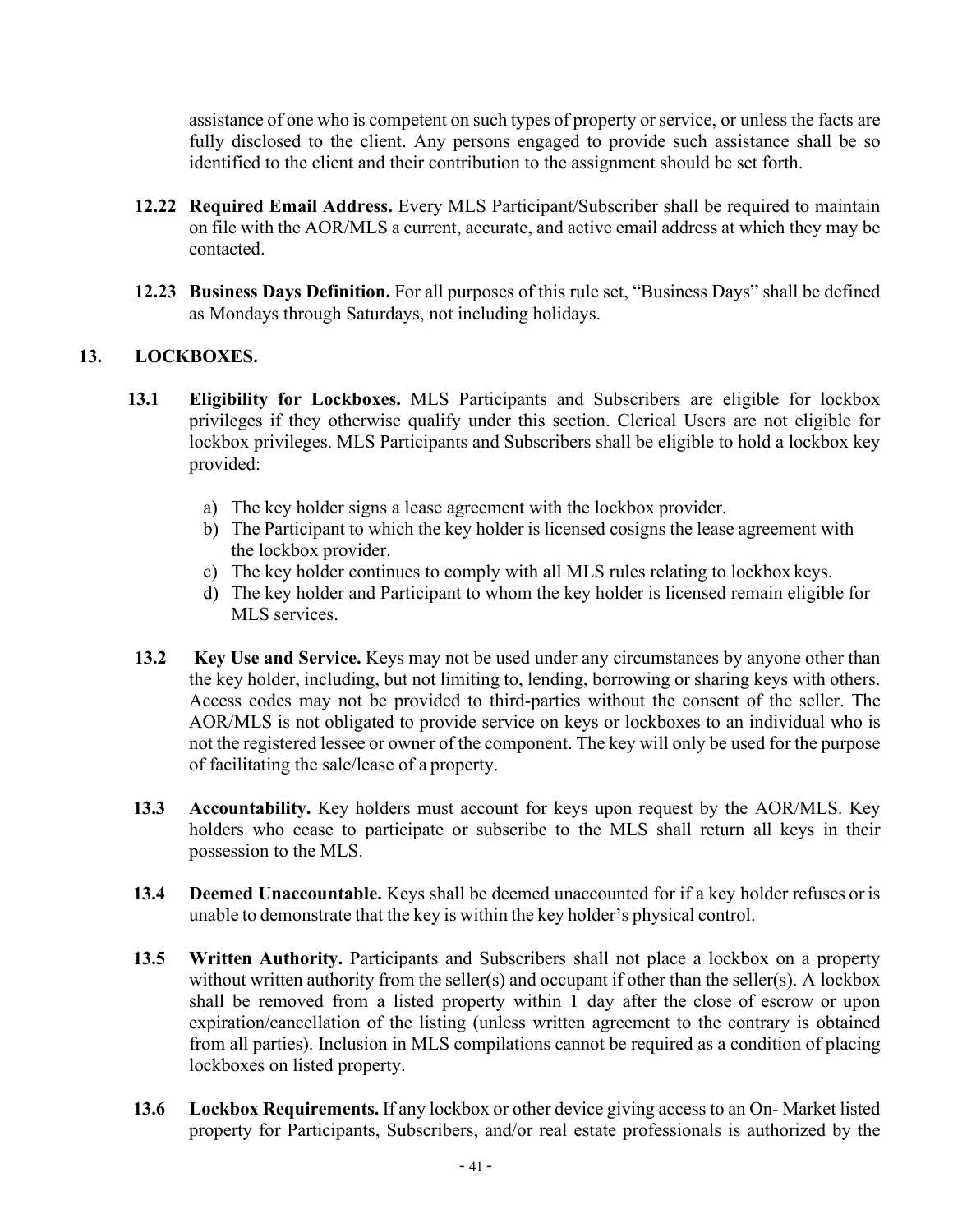assistance of one who is competent on such types of property or service, or unless the facts are fully disclosed to the client. Any persons engaged to provide such assistance shall be so identified to the client and their contribution to the assignment should be set forth.

**12.22 Required Email Address.** Every MLS Participant/Subscriber shall be required to maintain on file with the AOR/MLS a current, accurate, and active email address at which they may be contacted.

**12.23 Business Days Definition.** For all purposes of this rule set, "Business Days" shall be defined as Mondays through Saturdays, not including holidays.

## 13. LOCKBOXES.

**13.1 Eligibility for Lockboxes.** MLS Participants and Subscribers are eligible for lockbox privileges if they otherwise qualify under this section. Clerical Users are not eligible for lockbox privileges. MLS Participants and Subscribers shall be eligible to hold a lockbox key provided:

a) The key holder signs a lease agreement with the lockbox provider.
b) The Participant to which the key holder is licensed cosigns the lease agreement with the lockbox provider.
c) The key holder continues to comply with all MLS rules relating to lockbox keys.
d) The key holder and Participant to whom the key holder is licensed remain eligible for MLS services.

**13.2 Key Use and Service.** Keys may not be used under any circumstances by anyone other than the key holder, including, but not limiting to, lending, borrowing or sharing keys with others. Access codes may not be provided to third-parties without the consent of the seller. The AOR/MLS is not obligated to provide service on keys or lockboxes to an individual who is not the registered lessee or owner of the component. The key will only be used for the purpose of facilitating the sale/lease of a property.

**13.3 Accountability.** Key holders must account for keys upon request by the AOR/MLS. Key holders who cease to participate or subscribe to the MLS shall return all keys in their possession to the MLS.

**13.4 Deemed Unaccountable.** Keys shall be deemed unaccounted for if a key holder refuses or is unable to demonstrate that the key is within the key holder's physical control.

**13.5 Written Authority.** Participants and Subscribers shall not place a lockbox on a property without written authority from the seller(s) and occupant if other than the seller(s). A lockbox shall be removed from a listed property within 1 day after the close of escrow or upon expiration/cancellation of the listing (unless written agreement to the contrary is obtained from all parties). Inclusion in MLS compilations cannot be required as a condition of placing lockboxes on listed property.

**13.6 Lockbox Requirements.** If any lockbox or other device giving access to an On- Market listed property for Participants, Subscribers, and/or real estate professionals is authorized by the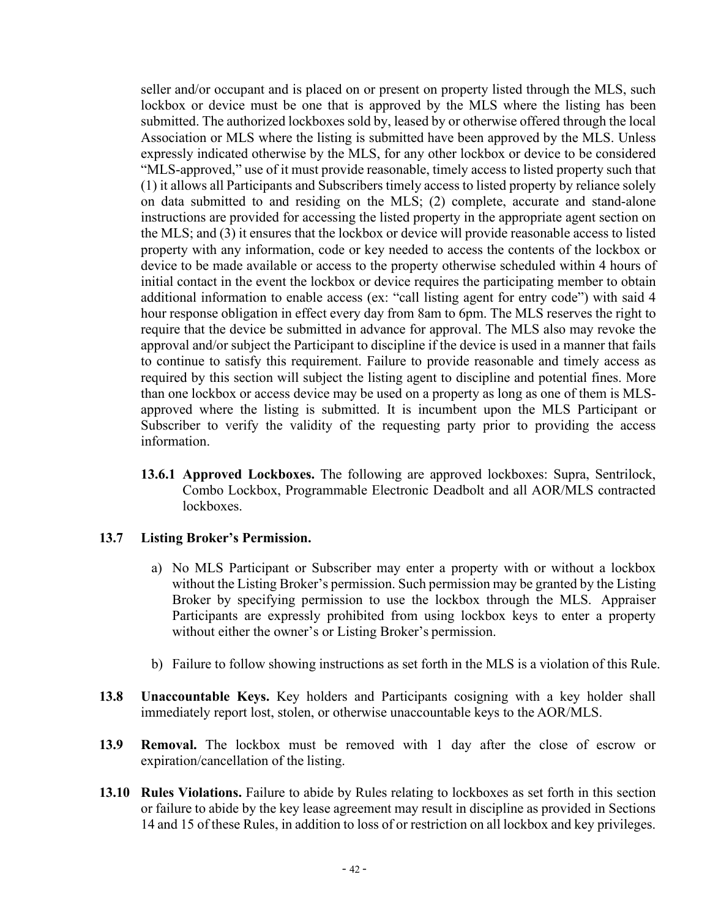seller and/or occupant and is placed on or present on property listed through the MLS, such lockbox or device must be one that is approved by the MLS where the listing has been submitted. The authorized lockboxes sold by, leased by or otherwise offered through the local Association or MLS where the listing is submitted have been approved by the MLS. Unless expressly indicated otherwise by the MLS, for any other lockbox or device to be considered "MLS-approved," use of it must provide reasonable, timely access to listed property such that (1) it allows all Participants and Subscribers timely access to listed property by reliance solely on data submitted to and residing on the MLS; (2) complete, accurate and stand-alone instructions are provided for accessing the listed property in the appropriate agent section on the MLS; and (3) it ensures that the lockbox or device will provide reasonable access to listed property with any information, code or key needed to access the contents of the lockbox or device to be made available or access to the property otherwise scheduled within 4 hours of initial contact in the event the lockbox or device requires the participating member to obtain additional information to enable access (ex: "call listing agent for entry code") with said 4 hour response obligation in effect every day from 8am to 6pm. The MLS reserves the right to require that the device be submitted in advance for approval. The MLS also may revoke the approval and/or subject the Participant to discipline if the device is used in a manner that fails to continue to satisfy this requirement. Failure to provide reasonable and timely access as required by this section will subject the listing agent to discipline and potential fines. More than one lockbox or access device may be used on a property as long as one of them is MLS-approved where the listing is submitted. It is incumbent upon the MLS Participant or Subscriber to verify the validity of the requesting party prior to providing the access information.

**13.6.1 Approved Lockboxes.** The following are approved lockboxes: Supra, Sentrilock, Combo Lockbox, Programmable Electronic Deadbolt and all AOR/MLS contracted lockboxes.

**13.7 Listing Broker's Permission.**

a) No MLS Participant or Subscriber may enter a property with or without a lockbox without the Listing Broker's permission. Such permission may be granted by the Listing Broker by specifying permission to use the lockbox through the MLS. Appraiser Participants are expressly prohibited from using lockbox keys to enter a property without either the owner's or Listing Broker's permission.

b) Failure to follow showing instructions as set forth in the MLS is a violation of this Rule.

**13.8 Unaccountable Keys.** Key holders and Participants cosigning with a key holder shall immediately report lost, stolen, or otherwise unaccountable keys to the AOR/MLS.

**13.9 Removal.** The lockbox must be removed with 1 day after the close of escrow or expiration/cancellation of the listing.

**13.10 Rules Violations.** Failure to abide by Rules relating to lockboxes as set forth in this section or failure to abide by the key lease agreement may result in discipline as provided in Sections 14 and 15 of these Rules, in addition to loss of or restriction on all lockbox and key privileges.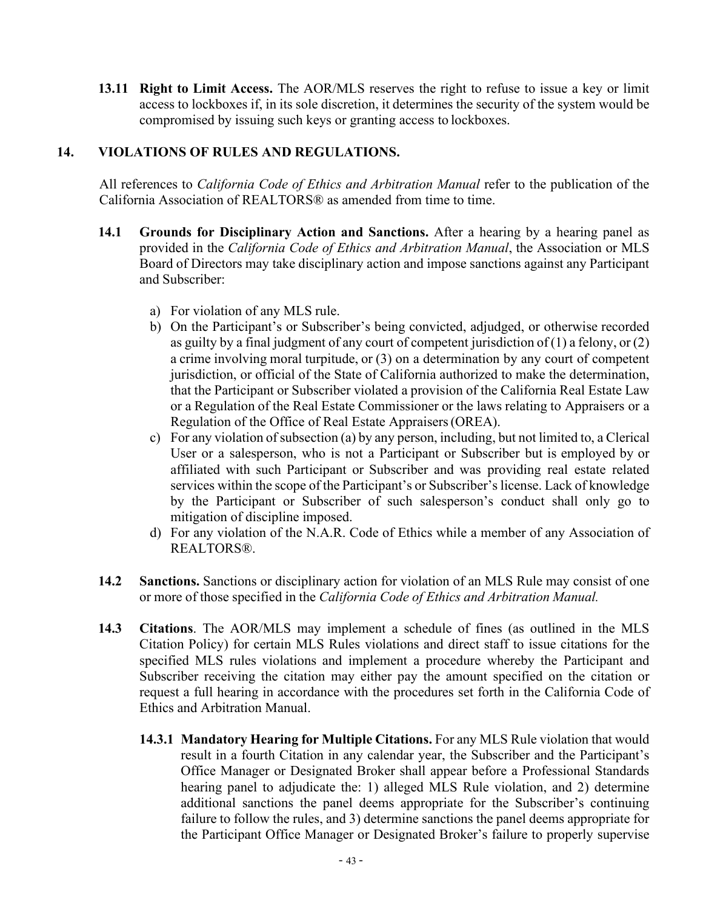**13.11 Right to Limit Access.** The AOR/MLS reserves the right to refuse to issue a key or limit access to lockboxes if, in its sole discretion, it determines the security of the system would be compromised by issuing such keys or granting access to lockboxes.

## 14. VIOLATIONS OF RULES AND REGULATIONS.

All references to *California Code of Ethics and Arbitration Manual* refer to the publication of the California Association of REALTORS® as amended from time to time.

**14.1 Grounds for Disciplinary Action and Sanctions.** After a hearing by a hearing panel as provided in the *California Code of Ethics and Arbitration Manual*, the Association or MLS Board of Directors may take disciplinary action and impose sanctions against any Participant and Subscriber:

a) For violation of any MLS rule.
b) On the Participant's or Subscriber's being convicted, adjudged, or otherwise recorded as guilty by a final judgment of any court of competent jurisdiction of (1) a felony, or (2) a crime involving moral turpitude, or (3) on a determination by any court of competent jurisdiction, or official of the State of California authorized to make the determination, that the Participant or Subscriber violated a provision of the California Real Estate Law or a Regulation of the Real Estate Commissioner or the laws relating to Appraisers or a Regulation of the Office of Real Estate Appraisers (OREA).
c) For any violation of subsection (a) by any person, including, but not limited to, a Clerical User or a salesperson, who is not a Participant or Subscriber but is employed by or affiliated with such Participant or Subscriber and was providing real estate related services within the scope of the Participant's or Subscriber's license. Lack of knowledge by the Participant or Subscriber of such salesperson's conduct shall only go to mitigation of discipline imposed.
d) For any violation of the N.A.R. Code of Ethics while a member of any Association of REALTORS®.

**14.2 Sanctions.** Sanctions or disciplinary action for violation of an MLS Rule may consist of one or more of those specified in the *California Code of Ethics and Arbitration Manual.*

**14.3 Citations**. The AOR/MLS may implement a schedule of fines (as outlined in the MLS Citation Policy) for certain MLS Rules violations and direct staff to issue citations for the specified MLS rules violations and implement a procedure whereby the Participant and Subscriber receiving the citation may either pay the amount specified on the citation or request a full hearing in accordance with the procedures set forth in the California Code of Ethics and Arbitration Manual.

**14.3.1 Mandatory Hearing for Multiple Citations.** For any MLS Rule violation that would result in a fourth Citation in any calendar year, the Subscriber and the Participant's Office Manager or Designated Broker shall appear before a Professional Standards hearing panel to adjudicate the: 1) alleged MLS Rule violation, and 2) determine additional sanctions the panel deems appropriate for the Subscriber's continuing failure to follow the rules, and 3) determine sanctions the panel deems appropriate for the Participant Office Manager or Designated Broker's failure to properly supervise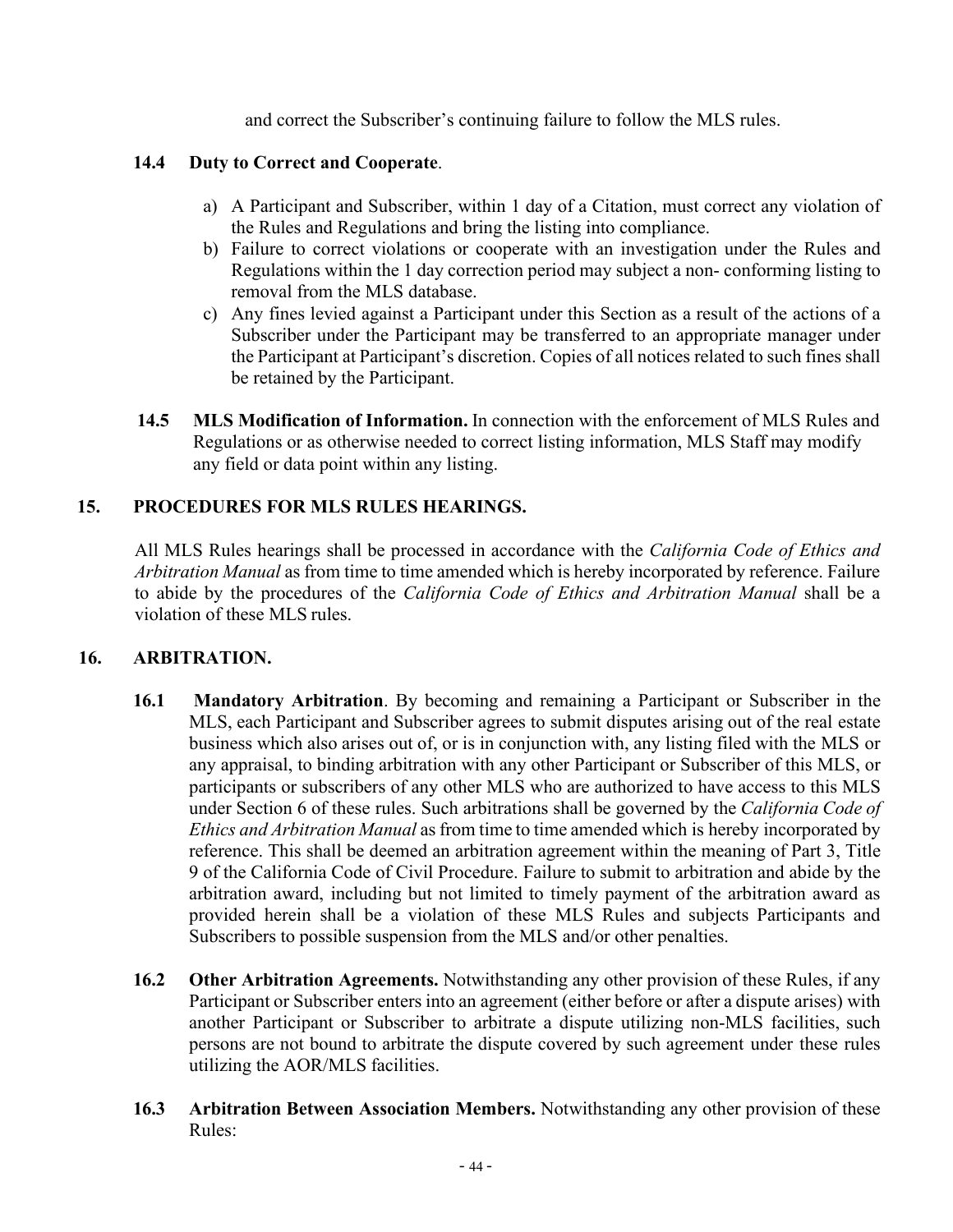and correct the Subscriber's continuing failure to follow the MLS rules.

**14.4 Duty to Correct and Cooperate**.

a) A Participant and Subscriber, within 1 day of a Citation, must correct any violation of the Rules and Regulations and bring the listing into compliance.
b) Failure to correct violations or cooperate with an investigation under the Rules and Regulations within the 1 day correction period may subject a non- conforming listing to removal from the MLS database.
c) Any fines levied against a Participant under this Section as a result of the actions of a Subscriber under the Participant may be transferred to an appropriate manager under the Participant at Participant's discretion. Copies of all notices related to such fines shall be retained by the Participant.

**14.5 MLS Modification of Information.** In connection with the enforcement of MLS Rules and Regulations or as otherwise needed to correct listing information, MLS Staff may modify any field or data point within any listing.

## 15. PROCEDURES FOR MLS RULES HEARINGS.

All MLS Rules hearings shall be processed in accordance with the *California Code of Ethics and Arbitration Manual* as from time to time amended which is hereby incorporated by reference. Failure to abide by the procedures of the *California Code of Ethics and Arbitration Manual* shall be a violation of these MLS rules.

## 16. ARBITRATION.

**16.1 Mandatory Arbitration**. By becoming and remaining a Participant or Subscriber in the MLS, each Participant and Subscriber agrees to submit disputes arising out of the real estate business which also arises out of, or is in conjunction with, any listing filed with the MLS or any appraisal, to binding arbitration with any other Participant or Subscriber of this MLS, or participants or subscribers of any other MLS who are authorized to have access to this MLS under Section 6 of these rules. Such arbitrations shall be governed by the *California Code of Ethics and Arbitration Manual* as from time to time amended which is hereby incorporated by reference. This shall be deemed an arbitration agreement within the meaning of Part 3, Title 9 of the California Code of Civil Procedure. Failure to submit to arbitration and abide by the arbitration award, including but not limited to timely payment of the arbitration award as provided herein shall be a violation of these MLS Rules and subjects Participants and Subscribers to possible suspension from the MLS and/or other penalties.

**16.2 Other Arbitration Agreements.** Notwithstanding any other provision of these Rules, if any Participant or Subscriber enters into an agreement (either before or after a dispute arises) with another Participant or Subscriber to arbitrate a dispute utilizing non-MLS facilities, such persons are not bound to arbitrate the dispute covered by such agreement under these rules utilizing the AOR/MLS facilities.

**16.3 Arbitration Between Association Members.** Notwithstanding any other provision of these Rules: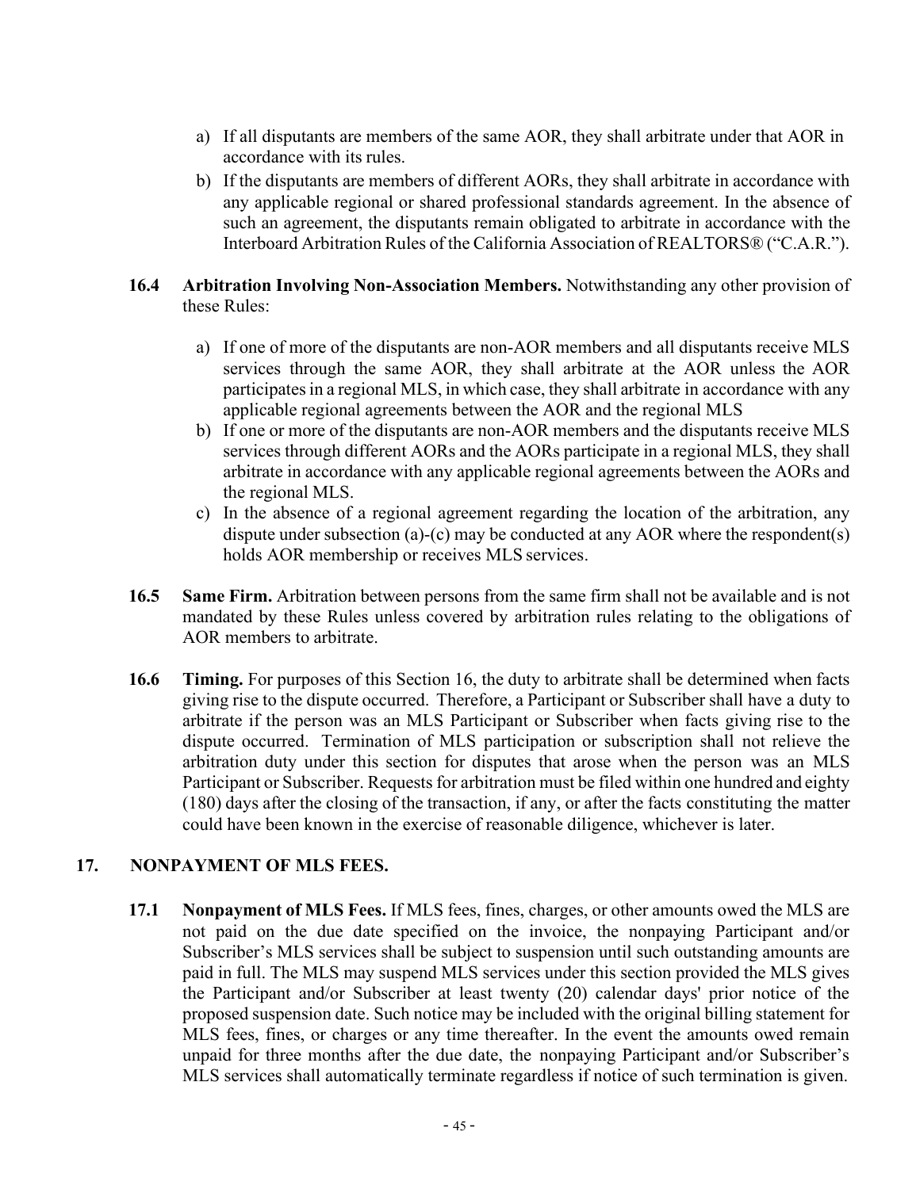a) If all disputants are members of the same AOR, they shall arbitrate under that AOR in accordance with its rules.
b) If the disputants are members of different AORs, they shall arbitrate in accordance with any applicable regional or shared professional standards agreement. In the absence of such an agreement, the disputants remain obligated to arbitrate in accordance with the Interboard Arbitration Rules of the California Association of REALTORS® ("C.A.R.").

**16.4 Arbitration Involving Non-Association Members.** Notwithstanding any other provision of these Rules:

a) If one of more of the disputants are non-AOR members and all disputants receive MLS services through the same AOR, they shall arbitrate at the AOR unless the AOR participates in a regional MLS, in which case, they shall arbitrate in accordance with any applicable regional agreements between the AOR and the regional MLS
b) If one or more of the disputants are non-AOR members and the disputants receive MLS services through different AORs and the AORs participate in a regional MLS, they shall arbitrate in accordance with any applicable regional agreements between the AORs and the regional MLS.
c) In the absence of a regional agreement regarding the location of the arbitration, any dispute under subsection (a)-(c) may be conducted at any AOR where the respondent(s) holds AOR membership or receives MLS services.

**16.5 Same Firm.** Arbitration between persons from the same firm shall not be available and is not mandated by these Rules unless covered by arbitration rules relating to the obligations of AOR members to arbitrate.

**16.6 Timing.** For purposes of this Section 16, the duty to arbitrate shall be determined when facts giving rise to the dispute occurred. Therefore, a Participant or Subscriber shall have a duty to arbitrate if the person was an MLS Participant or Subscriber when facts giving rise to the dispute occurred. Termination of MLS participation or subscription shall not relieve the arbitration duty under this section for disputes that arose when the person was an MLS Participant or Subscriber. Requests for arbitration must be filed within one hundred and eighty (180) days after the closing of the transaction, if any, or after the facts constituting the matter could have been known in the exercise of reasonable diligence, whichever is later.

## 17. NONPAYMENT OF MLS FEES.

**17.1 Nonpayment of MLS Fees.** If MLS fees, fines, charges, or other amounts owed the MLS are not paid on the due date specified on the invoice, the nonpaying Participant and/or Subscriber's MLS services shall be subject to suspension until such outstanding amounts are paid in full. The MLS may suspend MLS services under this section provided the MLS gives the Participant and/or Subscriber at least twenty (20) calendar days' prior notice of the proposed suspension date. Such notice may be included with the original billing statement for MLS fees, fines, or charges or any time thereafter. In the event the amounts owed remain unpaid for three months after the due date, the nonpaying Participant and/or Subscriber's MLS services shall automatically terminate regardless if notice of such termination is given.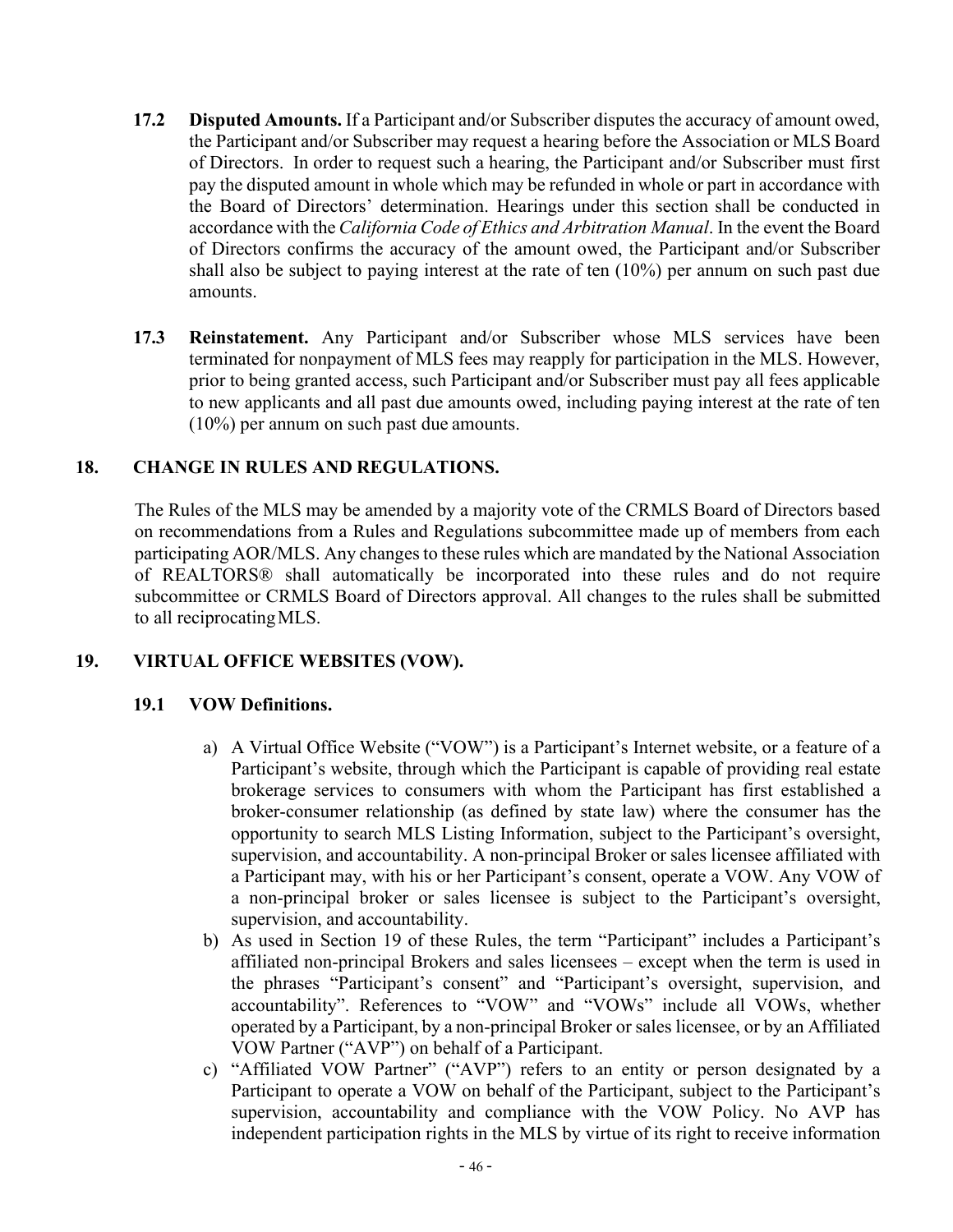**17.2 Disputed Amounts.** If a Participant and/or Subscriber disputes the accuracy of amount owed, the Participant and/or Subscriber may request a hearing before the Association or MLS Board of Directors. In order to request such a hearing, the Participant and/or Subscriber must first pay the disputed amount in whole which may be refunded in whole or part in accordance with the Board of Directors' determination. Hearings under this section shall be conducted in accordance with the *California Code of Ethics and Arbitration Manual*. In the event the Board of Directors confirms the accuracy of the amount owed, the Participant and/or Subscriber shall also be subject to paying interest at the rate of ten (10%) per annum on such past due amounts.

**17.3 Reinstatement.** Any Participant and/or Subscriber whose MLS services have been terminated for nonpayment of MLS fees may reapply for participation in the MLS. However, prior to being granted access, such Participant and/or Subscriber must pay all fees applicable to new applicants and all past due amounts owed, including paying interest at the rate of ten (10%) per annum on such past due amounts.

## 18. CHANGE IN RULES AND REGULATIONS.

The Rules of the MLS may be amended by a majority vote of the CRMLS Board of Directors based on recommendations from a Rules and Regulations subcommittee made up of members from each participating AOR/MLS. Any changes to these rules which are mandated by the National Association of REALTORS® shall automatically be incorporated into these rules and do not require subcommittee or CRMLS Board of Directors approval. All changes to the rules shall be submitted to all reciprocating MLS.

## 19. VIRTUAL OFFICE WEBSITES (VOW).

### 19.1 VOW Definitions.

a) A Virtual Office Website ("VOW") is a Participant's Internet website, or a feature of a Participant's website, through which the Participant is capable of providing real estate brokerage services to consumers with whom the Participant has first established a broker-consumer relationship (as defined by state law) where the consumer has the opportunity to search MLS Listing Information, subject to the Participant's oversight, supervision, and accountability. A non-principal Broker or sales licensee affiliated with a Participant may, with his or her Participant's consent, operate a VOW. Any VOW of a non-principal broker or sales licensee is subject to the Participant's oversight, supervision, and accountability.

b) As used in Section 19 of these Rules, the term "Participant" includes a Participant's affiliated non-principal Brokers and sales licensees – except when the term is used in the phrases "Participant's consent" and "Participant's oversight, supervision, and accountability". References to "VOW" and "VOWs" include all VOWs, whether operated by a Participant, by a non-principal Broker or sales licensee, or by an Affiliated VOW Partner ("AVP") on behalf of a Participant.

c) "Affiliated VOW Partner" ("AVP") refers to an entity or person designated by a Participant to operate a VOW on behalf of the Participant, subject to the Participant's supervision, accountability and compliance with the VOW Policy. No AVP has independent participation rights in the MLS by virtue of its right to receive information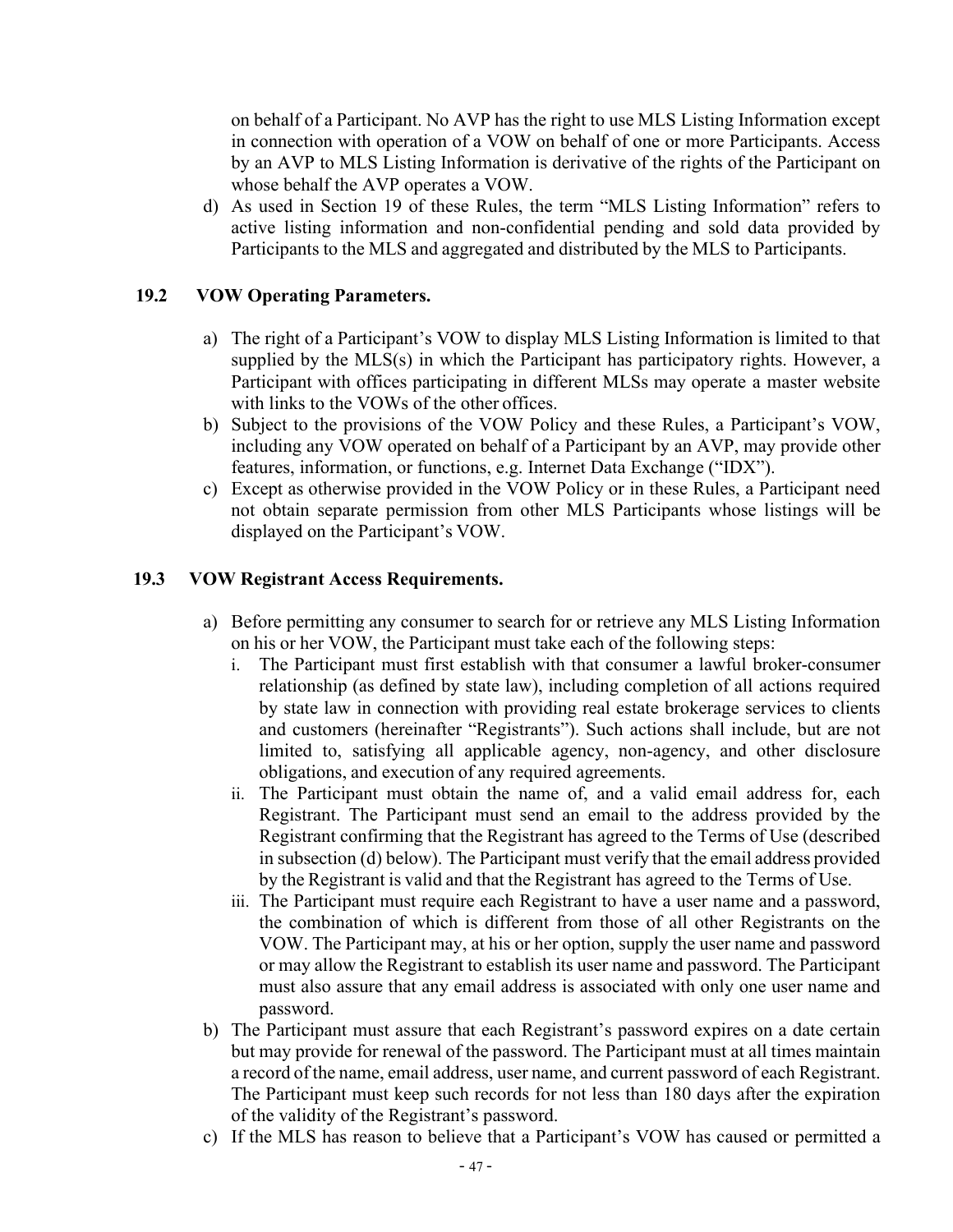on behalf of a Participant. No AVP has the right to use MLS Listing Information except in connection with operation of a VOW on behalf of one or more Participants. Access by an AVP to MLS Listing Information is derivative of the rights of the Participant on whose behalf the AVP operates a VOW.

d) As used in Section 19 of these Rules, the term "MLS Listing Information" refers to active listing information and non-confidential pending and sold data provided by Participants to the MLS and aggregated and distributed by the MLS to Participants.

### 19.2 VOW Operating Parameters.

a) The right of a Participant's VOW to display MLS Listing Information is limited to that supplied by the MLS(s) in which the Participant has participatory rights. However, a Participant with offices participating in different MLSs may operate a master website with links to the VOWs of the other offices.

b) Subject to the provisions of the VOW Policy and these Rules, a Participant's VOW, including any VOW operated on behalf of a Participant by an AVP, may provide other features, information, or functions, e.g. Internet Data Exchange ("IDX").

c) Except as otherwise provided in the VOW Policy or in these Rules, a Participant need not obtain separate permission from other MLS Participants whose listings will be displayed on the Participant's VOW.

### 19.3 VOW Registrant Access Requirements.

a) Before permitting any consumer to search for or retrieve any MLS Listing Information on his or her VOW, the Participant must take each of the following steps:

   i. The Participant must first establish with that consumer a lawful broker-consumer relationship (as defined by state law), including completion of all actions required by state law in connection with providing real estate brokerage services to clients and customers (hereinafter "Registrants"). Such actions shall include, but are not limited to, satisfying all applicable agency, non-agency, and other disclosure obligations, and execution of any required agreements.

   ii. The Participant must obtain the name of, and a valid email address for, each Registrant. The Participant must send an email to the address provided by the Registrant confirming that the Registrant has agreed to the Terms of Use (described in subsection (d) below). The Participant must verify that the email address provided by the Registrant is valid and that the Registrant has agreed to the Terms of Use.

   iii. The Participant must require each Registrant to have a user name and a password, the combination of which is different from those of all other Registrants on the VOW. The Participant may, at his or her option, supply the user name and password or may allow the Registrant to establish its user name and password. The Participant must also assure that any email address is associated with only one user name and password.

b) The Participant must assure that each Registrant's password expires on a date certain but may provide for renewal of the password. The Participant must at all times maintain a record of the name, email address, user name, and current password of each Registrant. The Participant must keep such records for not less than 180 days after the expiration of the validity of the Registrant's password.

c) If the MLS has reason to believe that a Participant's VOW has caused or permitted a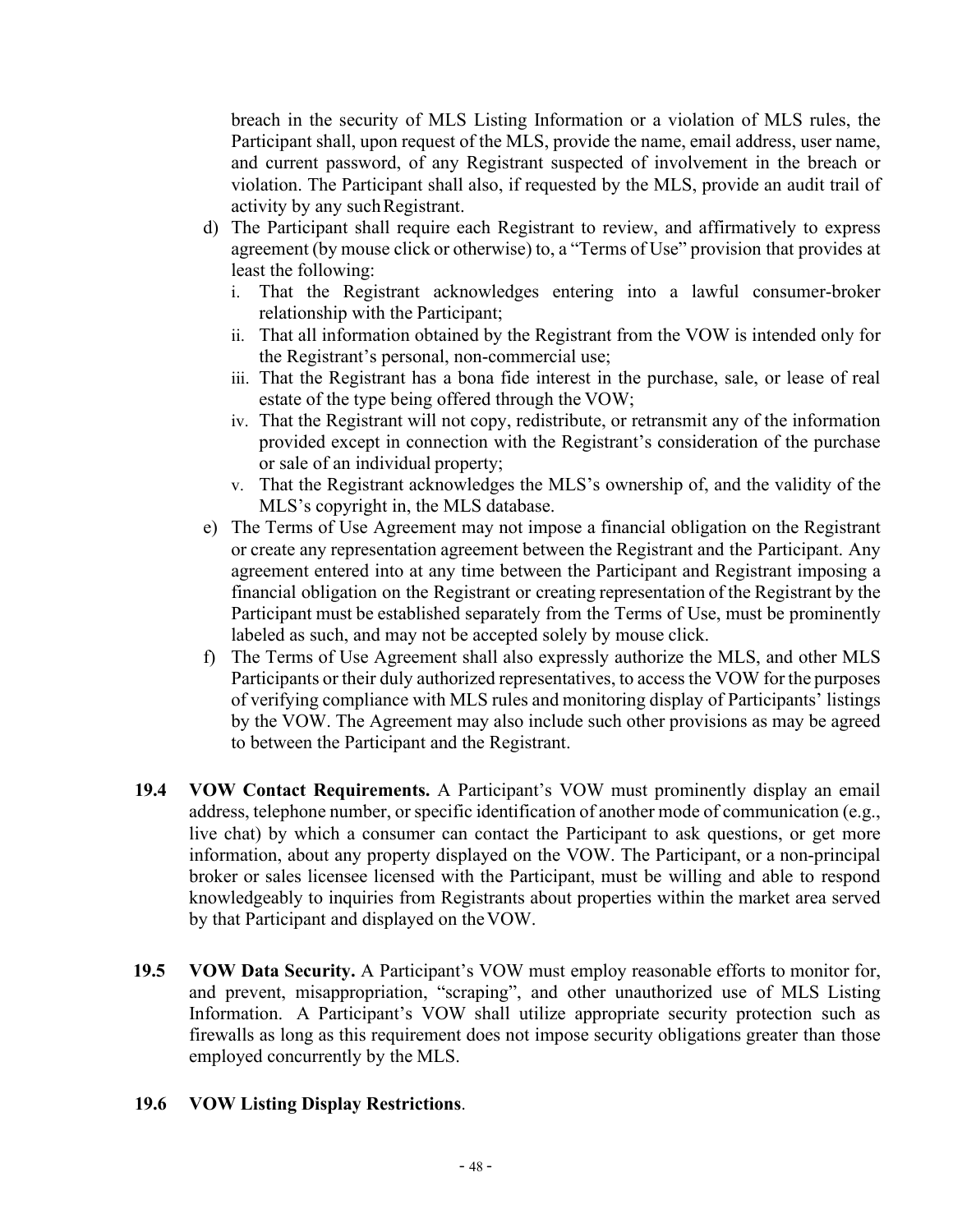breach in the security of MLS Listing Information or a violation of MLS rules, the Participant shall, upon request of the MLS, provide the name, email address, user name, and current password, of any Registrant suspected of involvement in the breach or violation. The Participant shall also, if requested by the MLS, provide an audit trail of activity by any such Registrant.

d) The Participant shall require each Registrant to review, and affirmatively to express agreement (by mouse click or otherwise) to, a "Terms of Use" provision that provides at least the following:
   i. That the Registrant acknowledges entering into a lawful consumer-broker relationship with the Participant;
   ii. That all information obtained by the Registrant from the VOW is intended only for the Registrant's personal, non-commercial use;
   iii. That the Registrant has a bona fide interest in the purchase, sale, or lease of real estate of the type being offered through the VOW;
   iv. That the Registrant will not copy, redistribute, or retransmit any of the information provided except in connection with the Registrant's consideration of the purchase or sale of an individual property;
   v. That the Registrant acknowledges the MLS's ownership of, and the validity of the MLS's copyright in, the MLS database.

e) The Terms of Use Agreement may not impose a financial obligation on the Registrant or create any representation agreement between the Registrant and the Participant. Any agreement entered into at any time between the Participant and Registrant imposing a financial obligation on the Registrant or creating representation of the Registrant by the Participant must be established separately from the Terms of Use, must be prominently labeled as such, and may not be accepted solely by mouse click.

f) The Terms of Use Agreement shall also expressly authorize the MLS, and other MLS Participants or their duly authorized representatives, to access the VOW for the purposes of verifying compliance with MLS rules and monitoring display of Participants' listings by the VOW. The Agreement may also include such other provisions as may be agreed to between the Participant and the Registrant.

**19.4 VOW Contact Requirements.** A Participant's VOW must prominently display an email address, telephone number, or specific identification of another mode of communication (e.g., live chat) by which a consumer can contact the Participant to ask questions, or get more information, about any property displayed on the VOW. The Participant, or a non-principal broker or sales licensee licensed with the Participant, must be willing and able to respond knowledgeably to inquiries from Registrants about properties within the market area served by that Participant and displayed on the VOW.

**19.5 VOW Data Security.** A Participant's VOW must employ reasonable efforts to monitor for, and prevent, misappropriation, "scraping", and other unauthorized use of MLS Listing Information. A Participant's VOW shall utilize appropriate security protection such as firewalls as long as this requirement does not impose security obligations greater than those employed concurrently by the MLS.

**19.6 VOW Listing Display Restrictions**.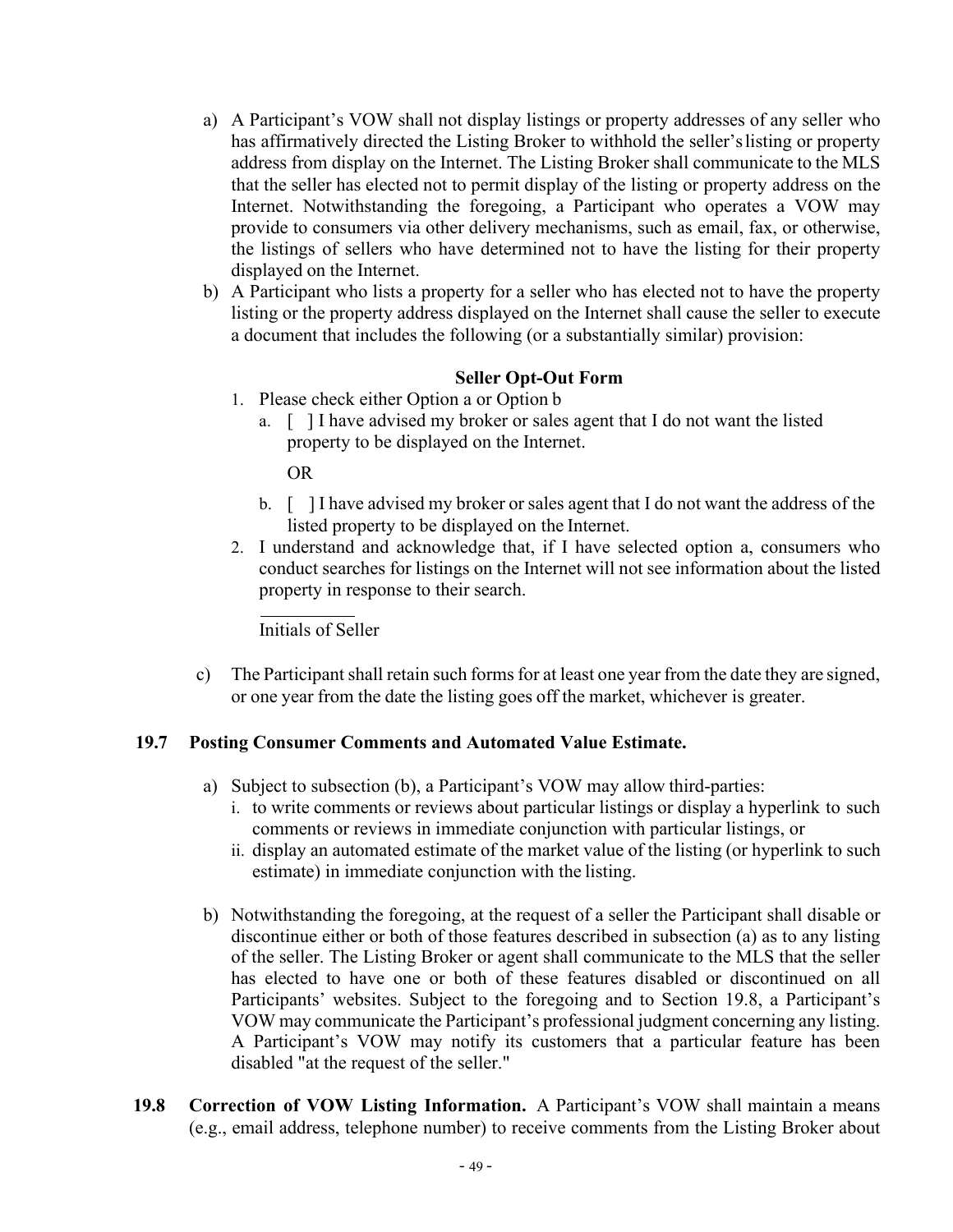a) A Participant's VOW shall not display listings or property addresses of any seller who has affirmatively directed the Listing Broker to withhold the seller's listing or property address from display on the Internet. The Listing Broker shall communicate to the MLS that the seller has elected not to permit display of the listing or property address on the Internet. Notwithstanding the foregoing, a Participant who operates a VOW may provide to consumers via other delivery mechanisms, such as email, fax, or otherwise, the listings of sellers who have determined not to have the listing for their property displayed on the Internet.

b) A Participant who lists a property for a seller who has elected not to have the property listing or the property address displayed on the Internet shall cause the seller to execute a document that includes the following (or a substantially similar) provision:

**Seller Opt-Out Form**

1. Please check either Option a or Option b
   a. [ ] I have advised my broker or sales agent that I do not want the listed property to be displayed on the Internet.

      OR

   b. [ ] I have advised my broker or sales agent that I do not want the address of the listed property to be displayed on the Internet.
2. I understand and acknowledge that, if I have selected option a, consumers who conduct searches for listings on the Internet will not see information about the listed property in response to their search.

   __________
   Initials of Seller

c) The Participant shall retain such forms for at least one year from the date they are signed, or one year from the date the listing goes off the market, whichever is greater.

**19.7 Posting Consumer Comments and Automated Value Estimate.**

a) Subject to subsection (b), a Participant's VOW may allow third-parties:
   i. to write comments or reviews about particular listings or display a hyperlink to such comments or reviews in immediate conjunction with particular listings, or
   ii. display an automated estimate of the market value of the listing (or hyperlink to such estimate) in immediate conjunction with the listing.

b) Notwithstanding the foregoing, at the request of a seller the Participant shall disable or discontinue either or both of those features described in subsection (a) as to any listing of the seller. The Listing Broker or agent shall communicate to the MLS that the seller has elected to have one or both of these features disabled or discontinued on all Participants' websites. Subject to the foregoing and to Section 19.8, a Participant's VOW may communicate the Participant's professional judgment concerning any listing. A Participant's VOW may notify its customers that a particular feature has been disabled "at the request of the seller."

**19.8 Correction of VOW Listing Information.** A Participant's VOW shall maintain a means (e.g., email address, telephone number) to receive comments from the Listing Broker about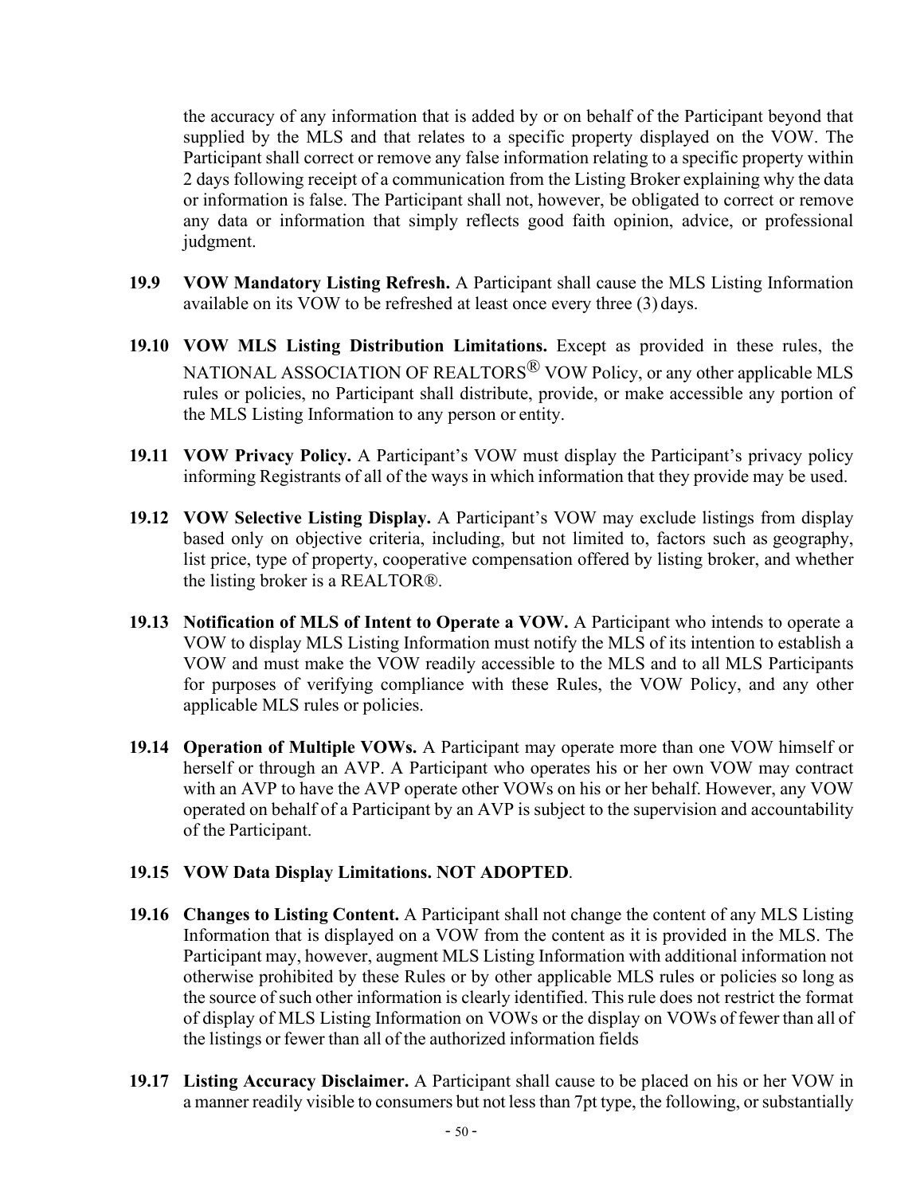the accuracy of any information that is added by or on behalf of the Participant beyond that supplied by the MLS and that relates to a specific property displayed on the VOW. The Participant shall correct or remove any false information relating to a specific property within 2 days following receipt of a communication from the Listing Broker explaining why the data or information is false. The Participant shall not, however, be obligated to correct or remove any data or information that simply reflects good faith opinion, advice, or professional judgment.

**19.9 VOW Mandatory Listing Refresh.** A Participant shall cause the MLS Listing Information available on its VOW to be refreshed at least once every three (3) days.

**19.10 VOW MLS Listing Distribution Limitations.** Except as provided in these rules, the NATIONAL ASSOCIATION OF REALTORS® VOW Policy, or any other applicable MLS rules or policies, no Participant shall distribute, provide, or make accessible any portion of the MLS Listing Information to any person or entity.

**19.11 VOW Privacy Policy.** A Participant's VOW must display the Participant's privacy policy informing Registrants of all of the ways in which information that they provide may be used.

**19.12 VOW Selective Listing Display.** A Participant's VOW may exclude listings from display based only on objective criteria, including, but not limited to, factors such as geography, list price, type of property, cooperative compensation offered by listing broker, and whether the listing broker is a REALTOR®.

**19.13 Notification of MLS of Intent to Operate a VOW.** A Participant who intends to operate a VOW to display MLS Listing Information must notify the MLS of its intention to establish a VOW and must make the VOW readily accessible to the MLS and to all MLS Participants for purposes of verifying compliance with these Rules, the VOW Policy, and any other applicable MLS rules or policies.

**19.14 Operation of Multiple VOWs.** A Participant may operate more than one VOW himself or herself or through an AVP. A Participant who operates his or her own VOW may contract with an AVP to have the AVP operate other VOWs on his or her behalf. However, any VOW operated on behalf of a Participant by an AVP is subject to the supervision and accountability of the Participant.

**19.15 VOW Data Display Limitations. NOT ADOPTED**.

**19.16 Changes to Listing Content.** A Participant shall not change the content of any MLS Listing Information that is displayed on a VOW from the content as it is provided in the MLS. The Participant may, however, augment MLS Listing Information with additional information not otherwise prohibited by these Rules or by other applicable MLS rules or policies so long as the source of such other information is clearly identified. This rule does not restrict the format of display of MLS Listing Information on VOWs or the display on VOWs of fewer than all of the listings or fewer than all of the authorized information fields

**19.17 Listing Accuracy Disclaimer.** A Participant shall cause to be placed on his or her VOW in a manner readily visible to consumers but not less than 7pt type, the following, or substantially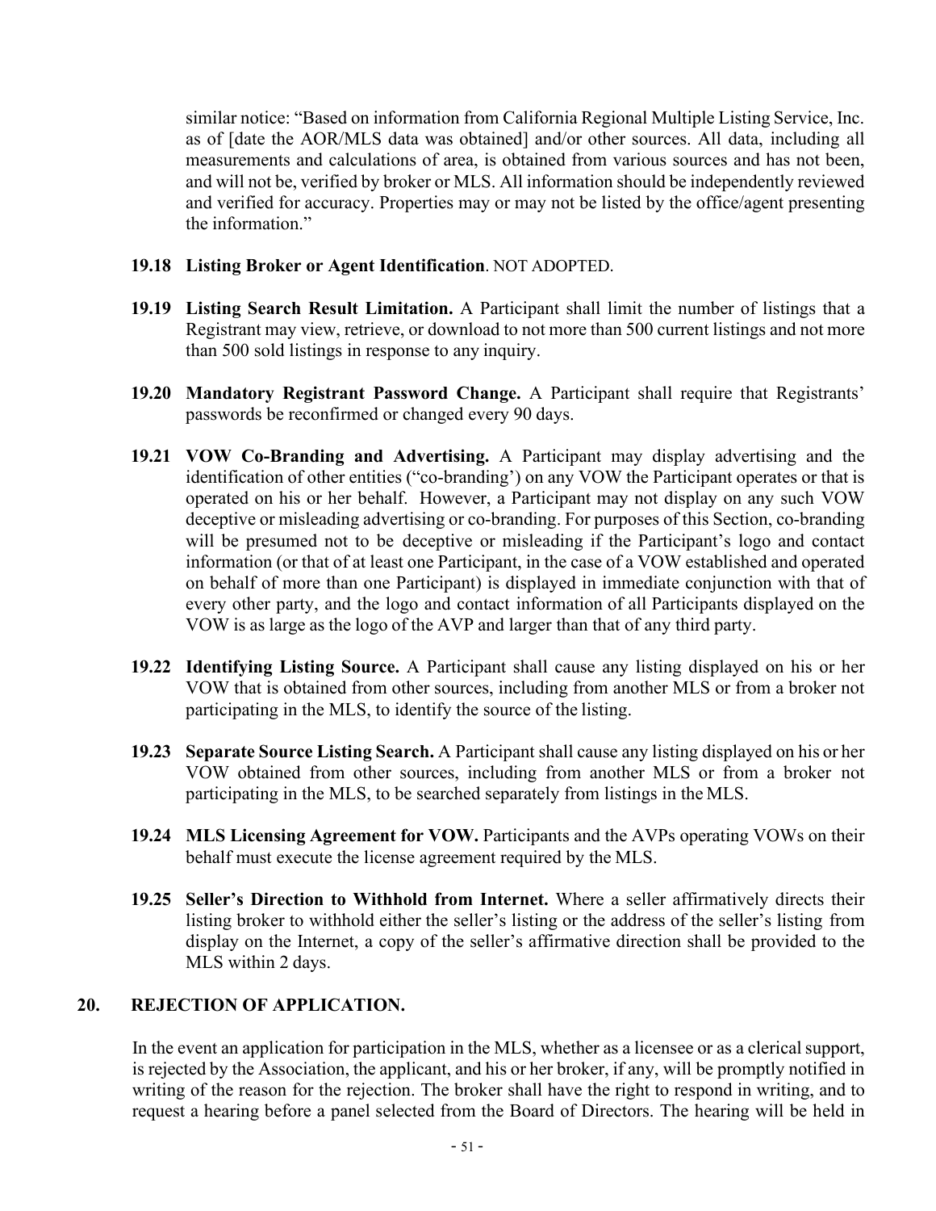similar notice: “Based on information from California Regional Multiple Listing Service, Inc. as of [date the AOR/MLS data was obtained] and/or other sources. All data, including all measurements and calculations of area, is obtained from various sources and has not been, and will not be, verified by broker or MLS. All information should be independently reviewed and verified for accuracy. Properties may or may not be listed by the office/agent presenting the information.”

**19.18 Listing Broker or Agent Identification**. NOT ADOPTED.

**19.19 Listing Search Result Limitation.** A Participant shall limit the number of listings that a Registrant may view, retrieve, or download to not more than 500 current listings and not more than 500 sold listings in response to any inquiry.

**19.20 Mandatory Registrant Password Change.** A Participant shall require that Registrants’ passwords be reconfirmed or changed every 90 days.

**19.21 VOW Co-Branding and Advertising.** A Participant may display advertising and the identification of other entities (“co-branding’) on any VOW the Participant operates or that is operated on his or her behalf. However, a Participant may not display on any such VOW deceptive or misleading advertising or co-branding. For purposes of this Section, co-branding will be presumed not to be deceptive or misleading if the Participant’s logo and contact information (or that of at least one Participant, in the case of a VOW established and operated on behalf of more than one Participant) is displayed in immediate conjunction with that of every other party, and the logo and contact information of all Participants displayed on the VOW is as large as the logo of the AVP and larger than that of any third party.

**19.22 Identifying Listing Source.** A Participant shall cause any listing displayed on his or her VOW that is obtained from other sources, including from another MLS or from a broker not participating in the MLS, to identify the source of the listing.

**19.23 Separate Source Listing Search.** A Participant shall cause any listing displayed on his or her VOW obtained from other sources, including from another MLS or from a broker not participating in the MLS, to be searched separately from listings in the MLS.

**19.24 MLS Licensing Agreement for VOW.** Participants and the AVPs operating VOWs on their behalf must execute the license agreement required by the MLS.

**19.25 Seller’s Direction to Withhold from Internet.** Where a seller affirmatively directs their listing broker to withhold either the seller’s listing or the address of the seller’s listing from display on the Internet, a copy of the seller’s affirmative direction shall be provided to the MLS within 2 days.

## 20. REJECTION OF APPLICATION.

In the event an application for participation in the MLS, whether as a licensee or as a clerical support, is rejected by the Association, the applicant, and his or her broker, if any, will be promptly notified in writing of the reason for the rejection. The broker shall have the right to respond in writing, and to request a hearing before a panel selected from the Board of Directors. The hearing will be held in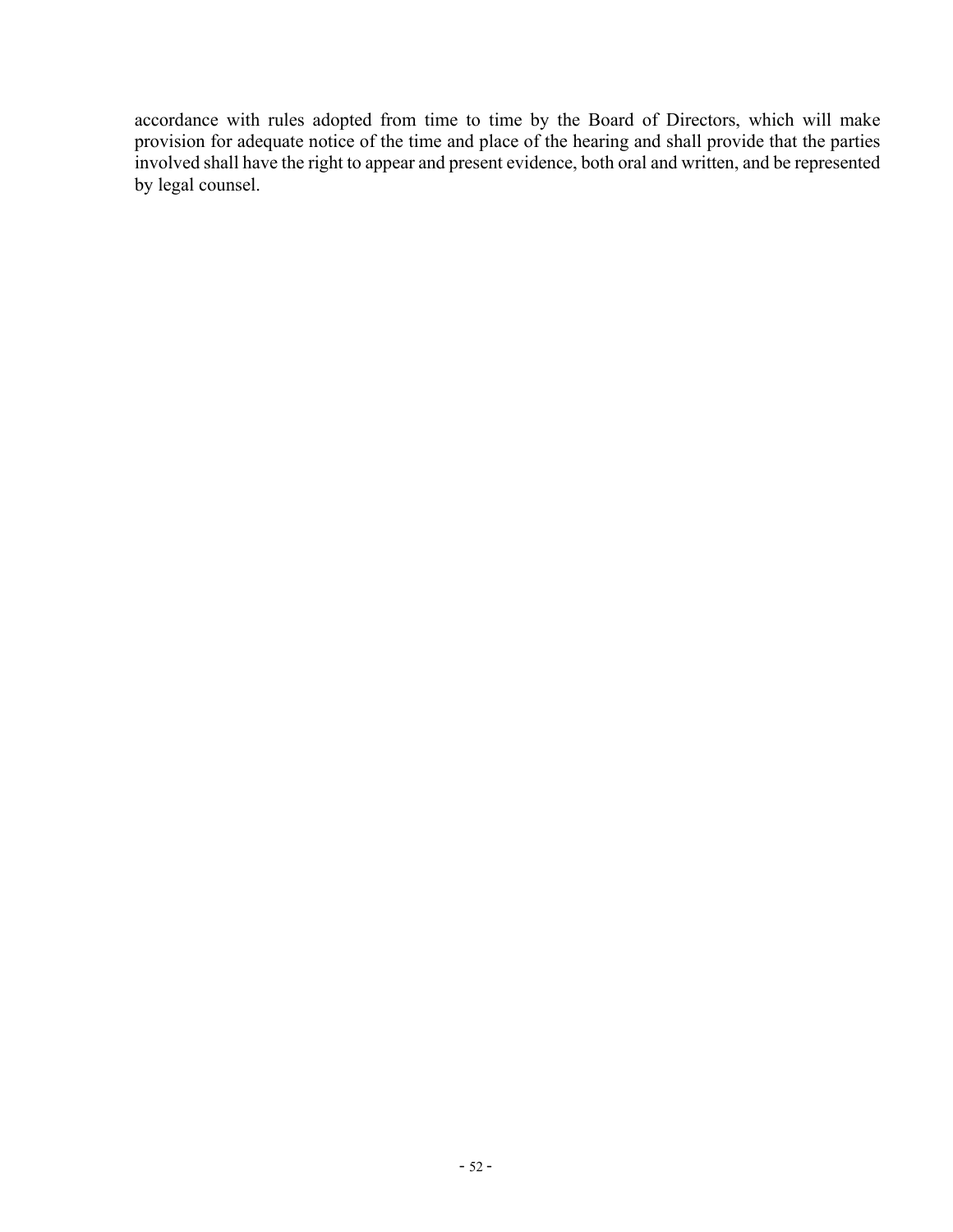accordance with rules adopted from time to time by the Board of Directors, which will make provision for adequate notice of the time and place of the hearing and shall provide that the parties involved shall have the right to appear and present evidence, both oral and written, and be represented by legal counsel.